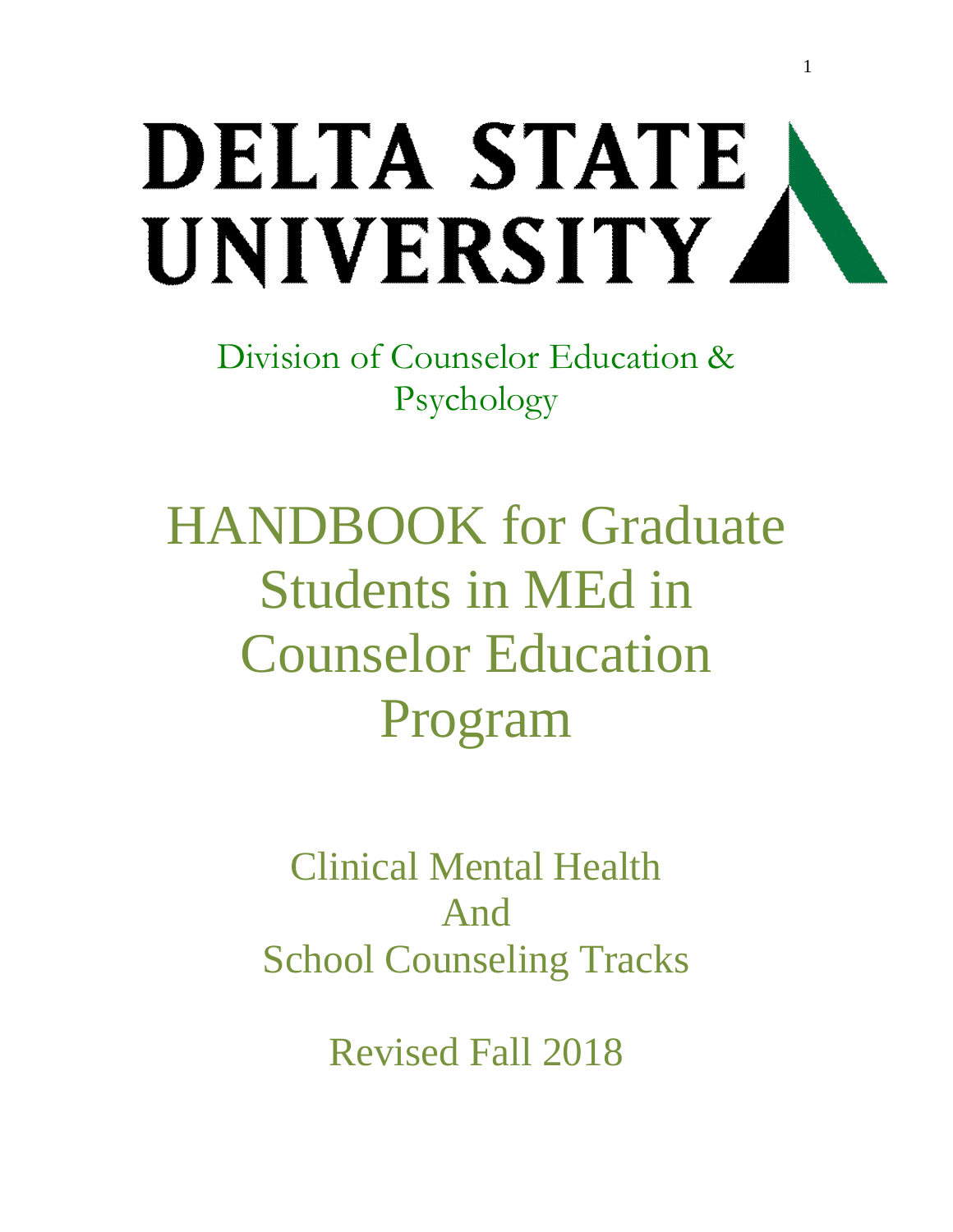# DELTA STATE UNIVERSITY

Division of Counselor Education & Psychology

# HANDBOOK for Graduate Students in MEd in Counselor Education Program

## Clinical Mental Health And School Counseling Tracks

Revised Fall 2018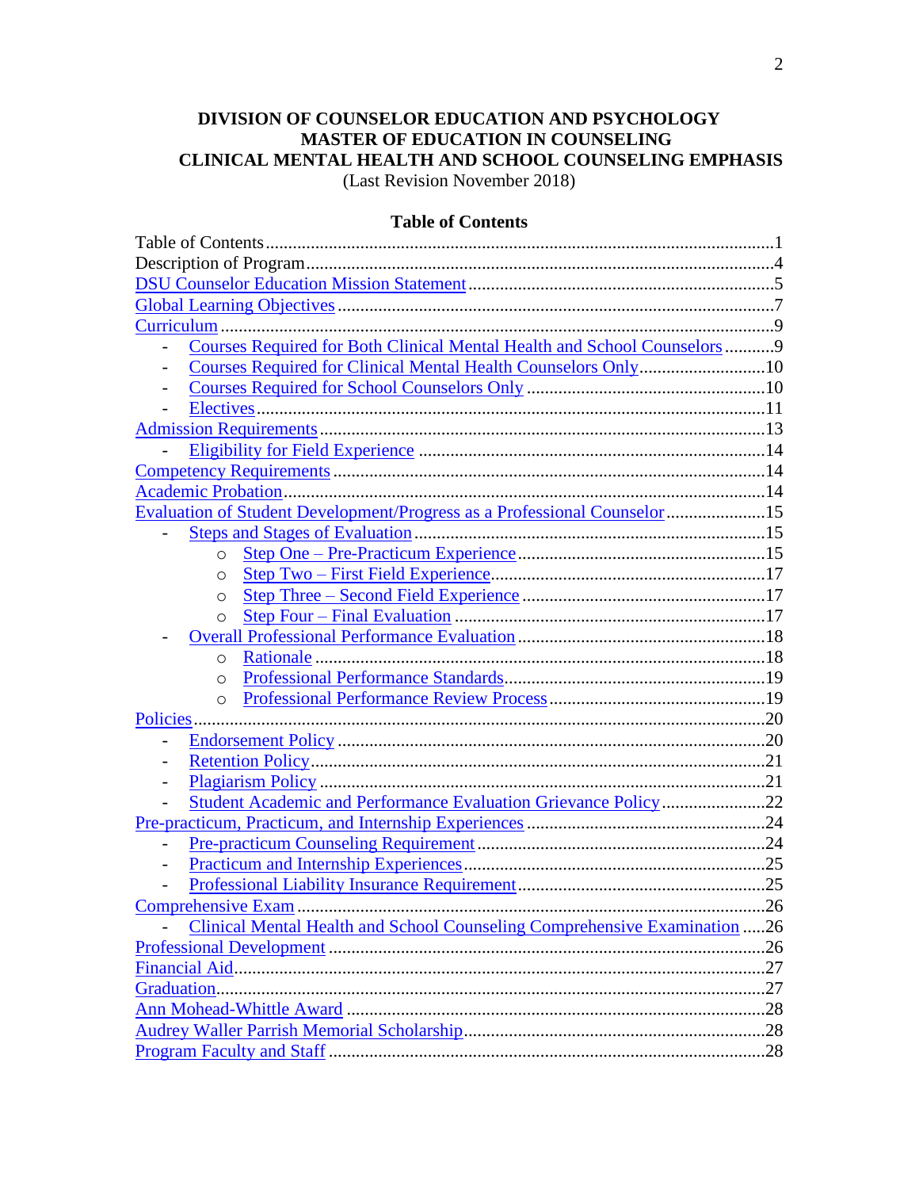# DIVISION OF COUNSELOR EDUCATION AND PSYCHOLOGY
# MASTER OF EDUCATION IN COUNSELING
# CLINICAL MENTAL HEALTH AND SCHOOL COUNSELING EMPHASIS

(Last Revision November 2018)

## Table of Contents

Table of Contents ..... 1
Description of Program ..... 4
DSU Counselor Education Mission Statement ..... 5
Global Learning Objectives ..... 7
Curriculum ..... 9
- Courses Required for Both Clinical Mental Health and School Counselors ..... 9
- Courses Required for Clinical Mental Health Counselors Only ..... 10
- Courses Required for School Counselors Only ..... 10
- Electives ..... 11

Admission Requirements ..... 13
- Eligibility for Field Experience ..... 14

Competency Requirements ..... 14
Academic Probation ..... 14
Evaluation of Student Development/Progress as a Professional Counselor ..... 15
- Steps and Stages of Evaluation ..... 15
    - Step One – Pre-Practicum Experience ..... 15
    - Step Two – First Field Experience ..... 17
    - Step Three – Second Field Experience ..... 17
    - Step Four – Final Evaluation ..... 17
- Overall Professional Performance Evaluation ..... 18
    - Rationale ..... 18
    - Professional Performance Standards ..... 19
    - Professional Performance Review Process ..... 19

Policies ..... 20
- Endorsement Policy ..... 20
- Retention Policy ..... 21
- Plagiarism Policy ..... 21
- Student Academic and Performance Evaluation Grievance Policy ..... 22

Pre-practicum, Practicum, and Internship Experiences ..... 24
- Pre-practicum Counseling Requirement ..... 24
- Practicum and Internship Experiences ..... 25
- Professional Liability Insurance Requirement ..... 25

Comprehensive Exam ..... 26
- Clinical Mental Health and School Counseling Comprehensive Examination ..... 26

Professional Development ..... 26
Financial Aid ..... 27
Graduation ..... 27
Ann Mohead-Whittle Award ..... 28
Audrey Waller Parrish Memorial Scholarship ..... 28
Program Faculty and Staff ..... 28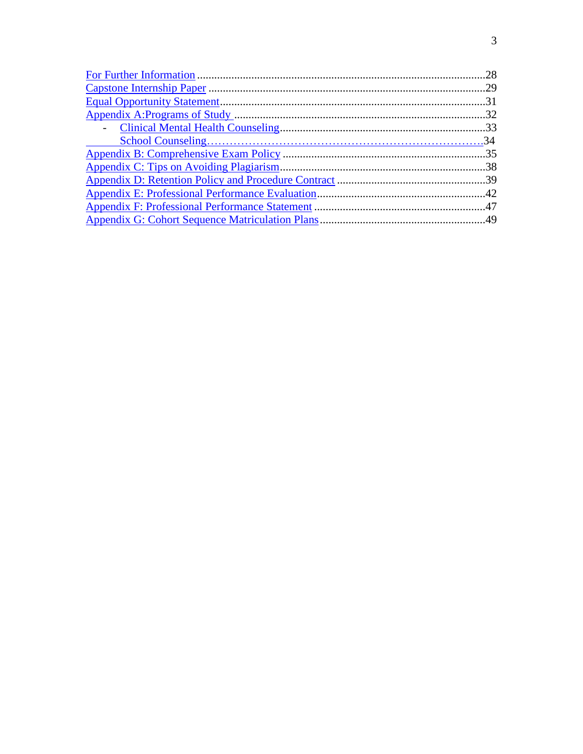For Further Information ....................................................................................................28
Capstone Internship Paper ................................................................................................29
Equal Opportunity Statement............................................................................................31
Appendix A:Programs of Study .......................................................................................32
- Clinical Mental Health Counseling.......................................................................33
- School Counseling……………………………………………………………….34

Appendix B: Comprehensive Exam Policy ......................................................................35
Appendix C: Tips on Avoiding Plagiarism.......................................................................38
Appendix D: Retention Policy and Procedure Contract ....................................................39
Appendix E: Professional Performance Evaluation...........................................................42
Appendix F: Professional Performance Statement ............................................................47
Appendix G: Cohort Sequence Matriculation Plans..........................................................49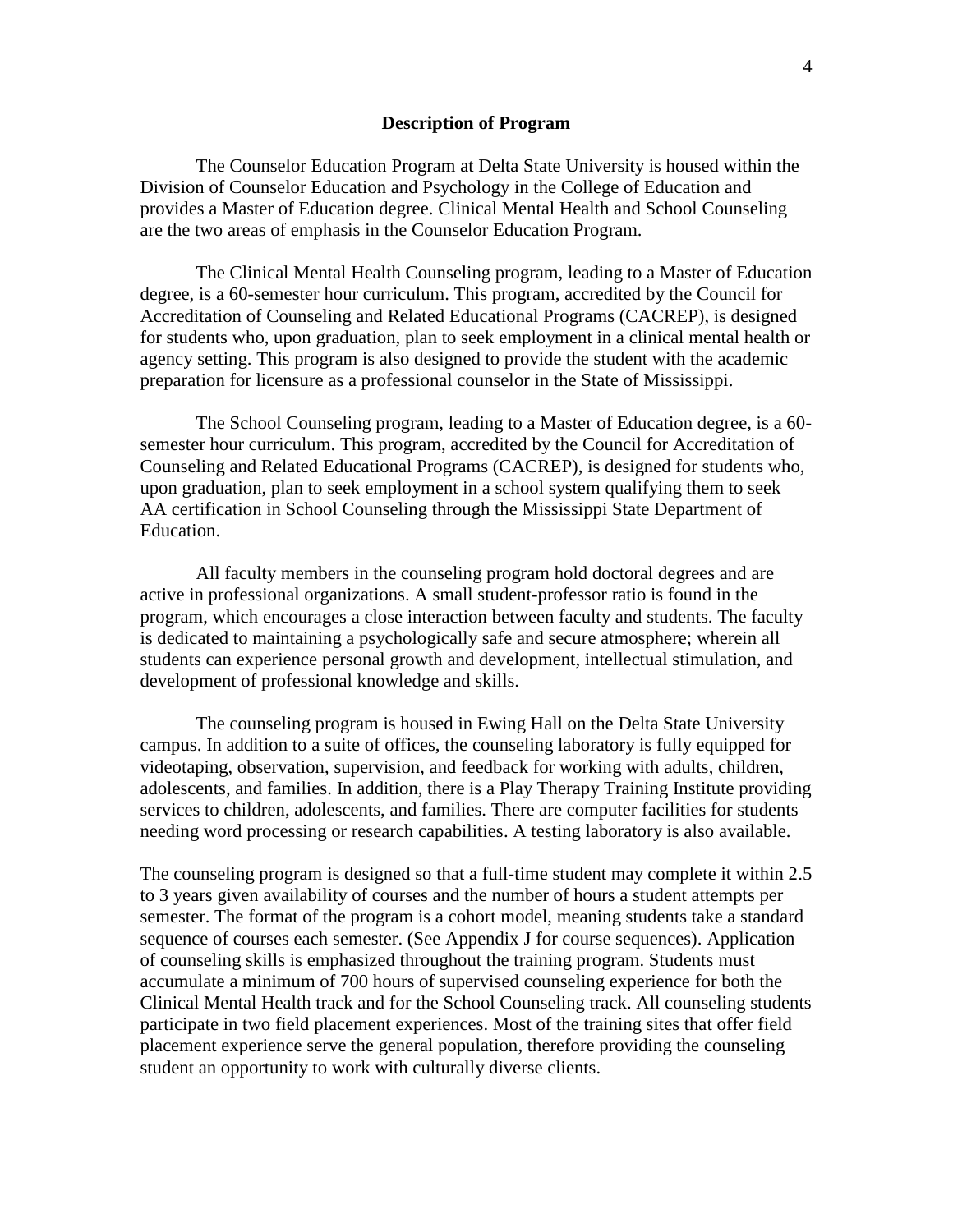## Description of Program

The Counselor Education Program at Delta State University is housed within the Division of Counselor Education and Psychology in the College of Education and provides a Master of Education degree. Clinical Mental Health and School Counseling are the two areas of emphasis in the Counselor Education Program.

The Clinical Mental Health Counseling program, leading to a Master of Education degree, is a 60-semester hour curriculum. This program, accredited by the Council for Accreditation of Counseling and Related Educational Programs (CACREP), is designed for students who, upon graduation, plan to seek employment in a clinical mental health or agency setting. This program is also designed to provide the student with the academic preparation for licensure as a professional counselor in the State of Mississippi.

The School Counseling program, leading to a Master of Education degree, is a 60-semester hour curriculum. This program, accredited by the Council for Accreditation of Counseling and Related Educational Programs (CACREP), is designed for students who, upon graduation, plan to seek employment in a school system qualifying them to seek AA certification in School Counseling through the Mississippi State Department of Education.

All faculty members in the counseling program hold doctoral degrees and are active in professional organizations. A small student-professor ratio is found in the program, which encourages a close interaction between faculty and students. The faculty is dedicated to maintaining a psychologically safe and secure atmosphere; wherein all students can experience personal growth and development, intellectual stimulation, and development of professional knowledge and skills.

The counseling program is housed in Ewing Hall on the Delta State University campus. In addition to a suite of offices, the counseling laboratory is fully equipped for videotaping, observation, supervision, and feedback for working with adults, children, adolescents, and families. In addition, there is a Play Therapy Training Institute providing services to children, adolescents, and families. There are computer facilities for students needing word processing or research capabilities. A testing laboratory is also available.

The counseling program is designed so that a full-time student may complete it within 2.5 to 3 years given availability of courses and the number of hours a student attempts per semester. The format of the program is a cohort model, meaning students take a standard sequence of courses each semester. (See Appendix J for course sequences). Application of counseling skills is emphasized throughout the training program. Students must accumulate a minimum of 700 hours of supervised counseling experience for both the Clinical Mental Health track and for the School Counseling track. All counseling students participate in two field placement experiences. Most of the training sites that offer field placement experience serve the general population, therefore providing the counseling student an opportunity to work with culturally diverse clients.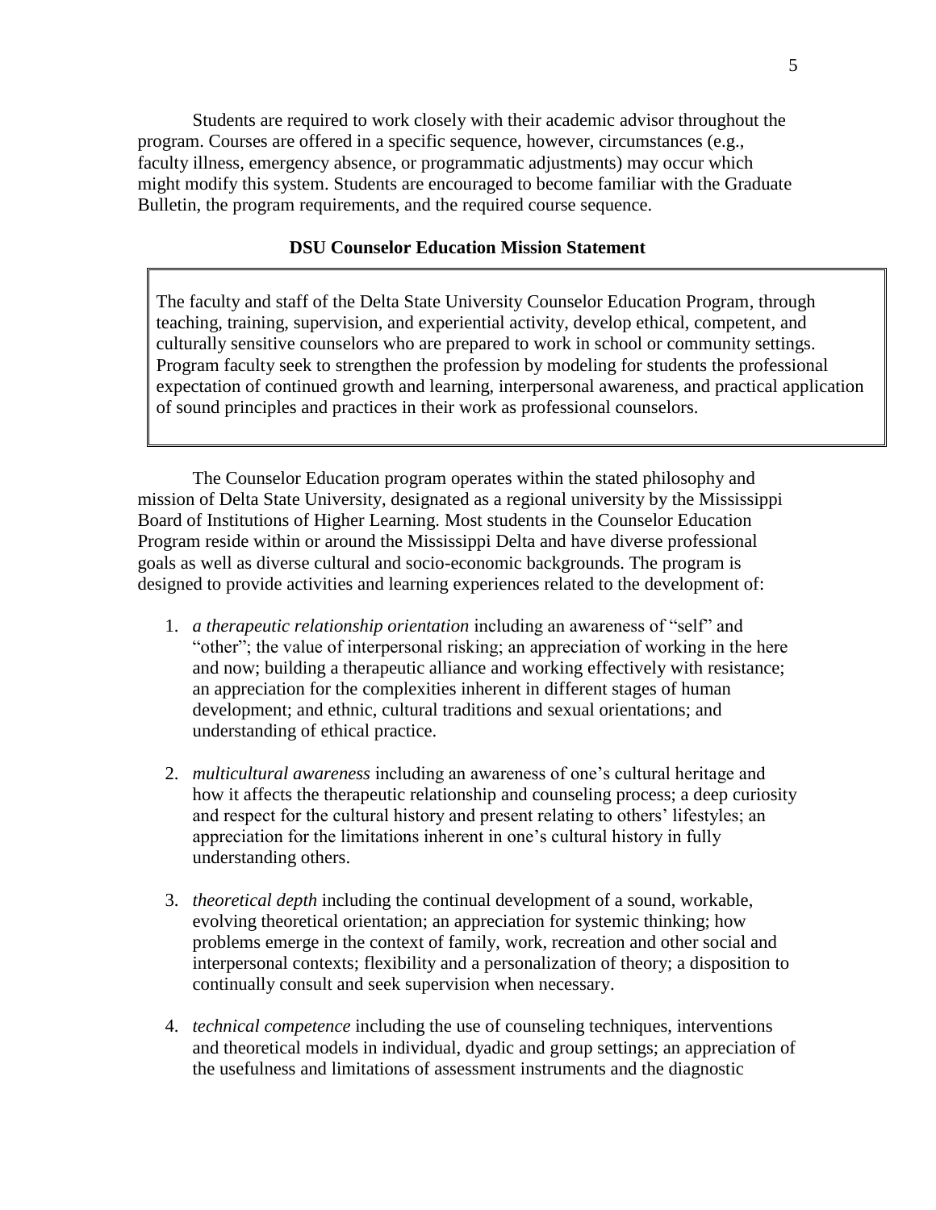Students are required to work closely with their academic advisor throughout the program. Courses are offered in a specific sequence, however, circumstances (e.g., faculty illness, emergency absence, or programmatic adjustments) may occur which might modify this system. Students are encouraged to become familiar with the Graduate Bulletin, the program requirements, and the required course sequence.

**DSU Counselor Education Mission Statement**

> The faculty and staff of the Delta State University Counselor Education Program, through teaching, training, supervision, and experiential activity, develop ethical, competent, and culturally sensitive counselors who are prepared to work in school or community settings. Program faculty seek to strengthen the profession by modeling for students the professional expectation of continued growth and learning, interpersonal awareness, and practical application of sound principles and practices in their work as professional counselors.

The Counselor Education program operates within the stated philosophy and mission of Delta State University, designated as a regional university by the Mississippi Board of Institutions of Higher Learning. Most students in the Counselor Education Program reside within or around the Mississippi Delta and have diverse professional goals as well as diverse cultural and socio-economic backgrounds. The program is designed to provide activities and learning experiences related to the development of:

1. *a therapeutic relationship orientation* including an awareness of "self" and "other"; the value of interpersonal risking; an appreciation of working in the here and now; building a therapeutic alliance and working effectively with resistance; an appreciation for the complexities inherent in different stages of human development; and ethnic, cultural traditions and sexual orientations; and understanding of ethical practice.

2. *multicultural awareness* including an awareness of one's cultural heritage and how it affects the therapeutic relationship and counseling process; a deep curiosity and respect for the cultural history and present relating to others' lifestyles; an appreciation for the limitations inherent in one's cultural history in fully understanding others.

3. *theoretical depth* including the continual development of a sound, workable, evolving theoretical orientation; an appreciation for systemic thinking; how problems emerge in the context of family, work, recreation and other social and interpersonal contexts; flexibility and a personalization of theory; a disposition to continually consult and seek supervision when necessary.

4. *technical competence* including the use of counseling techniques, interventions and theoretical models in individual, dyadic and group settings; an appreciation of the usefulness and limitations of assessment instruments and the diagnostic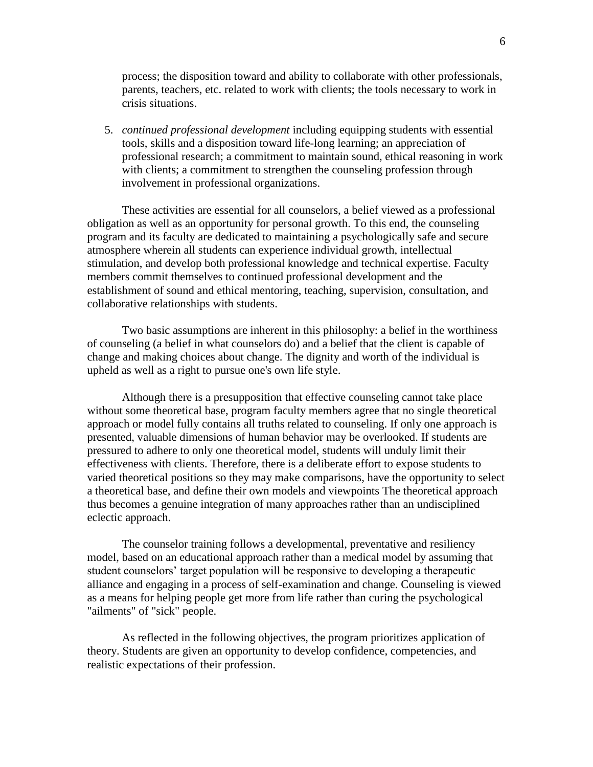process; the disposition toward and ability to collaborate with other professionals, parents, teachers, etc. related to work with clients; the tools necessary to work in crisis situations.

5. *continued professional development* including equipping students with essential tools, skills and a disposition toward life-long learning; an appreciation of professional research; a commitment to maintain sound, ethical reasoning in work with clients; a commitment to strengthen the counseling profession through involvement in professional organizations.

These activities are essential for all counselors, a belief viewed as a professional obligation as well as an opportunity for personal growth. To this end, the counseling program and its faculty are dedicated to maintaining a psychologically safe and secure atmosphere wherein all students can experience individual growth, intellectual stimulation, and develop both professional knowledge and technical expertise. Faculty members commit themselves to continued professional development and the establishment of sound and ethical mentoring, teaching, supervision, consultation, and collaborative relationships with students.

Two basic assumptions are inherent in this philosophy: a belief in the worthiness of counseling (a belief in what counselors do) and a belief that the client is capable of change and making choices about change. The dignity and worth of the individual is upheld as well as a right to pursue one's own life style.

Although there is a presupposition that effective counseling cannot take place without some theoretical base, program faculty members agree that no single theoretical approach or model fully contains all truths related to counseling. If only one approach is presented, valuable dimensions of human behavior may be overlooked. If students are pressured to adhere to only one theoretical model, students will unduly limit their effectiveness with clients. Therefore, there is a deliberate effort to expose students to varied theoretical positions so they may make comparisons, have the opportunity to select a theoretical base, and define their own models and viewpoints The theoretical approach thus becomes a genuine integration of many approaches rather than an undisciplined eclectic approach.

The counselor training follows a developmental, preventative and resiliency model, based on an educational approach rather than a medical model by assuming that student counselors' target population will be responsive to developing a therapeutic alliance and engaging in a process of self-examination and change. Counseling is viewed as a means for helping people get more from life rather than curing the psychological "ailments" of "sick" people.

As reflected in the following objectives, the program prioritizes application of theory. Students are given an opportunity to develop confidence, competencies, and realistic expectations of their profession.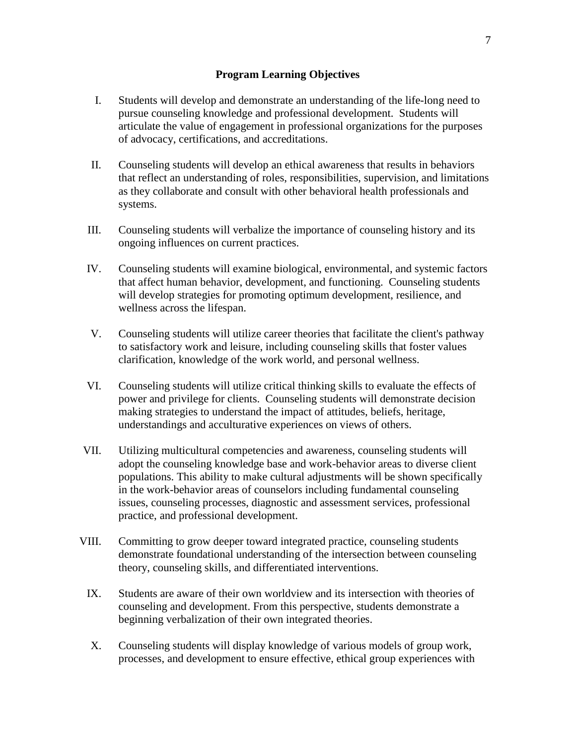## Program Learning Objectives

I. Students will develop and demonstrate an understanding of the life-long need to pursue counseling knowledge and professional development. Students will articulate the value of engagement in professional organizations for the purposes of advocacy, certifications, and accreditations.

II. Counseling students will develop an ethical awareness that results in behaviors that reflect an understanding of roles, responsibilities, supervision, and limitations as they collaborate and consult with other behavioral health professionals and systems.

III. Counseling students will verbalize the importance of counseling history and its ongoing influences on current practices.

IV. Counseling students will examine biological, environmental, and systemic factors that affect human behavior, development, and functioning. Counseling students will develop strategies for promoting optimum development, resilience, and wellness across the lifespan.

V. Counseling students will utilize career theories that facilitate the client's pathway to satisfactory work and leisure, including counseling skills that foster values clarification, knowledge of the work world, and personal wellness.

VI. Counseling students will utilize critical thinking skills to evaluate the effects of power and privilege for clients. Counseling students will demonstrate decision making strategies to understand the impact of attitudes, beliefs, heritage, understandings and acculturative experiences on views of others.

VII. Utilizing multicultural competencies and awareness, counseling students will adopt the counseling knowledge base and work-behavior areas to diverse client populations. This ability to make cultural adjustments will be shown specifically in the work-behavior areas of counselors including fundamental counseling issues, counseling processes, diagnostic and assessment services, professional practice, and professional development.

VIII. Committing to grow deeper toward integrated practice, counseling students demonstrate foundational understanding of the intersection between counseling theory, counseling skills, and differentiated interventions.

IX. Students are aware of their own worldview and its intersection with theories of counseling and development. From this perspective, students demonstrate a beginning verbalization of their own integrated theories.

X. Counseling students will display knowledge of various models of group work, processes, and development to ensure effective, ethical group experiences with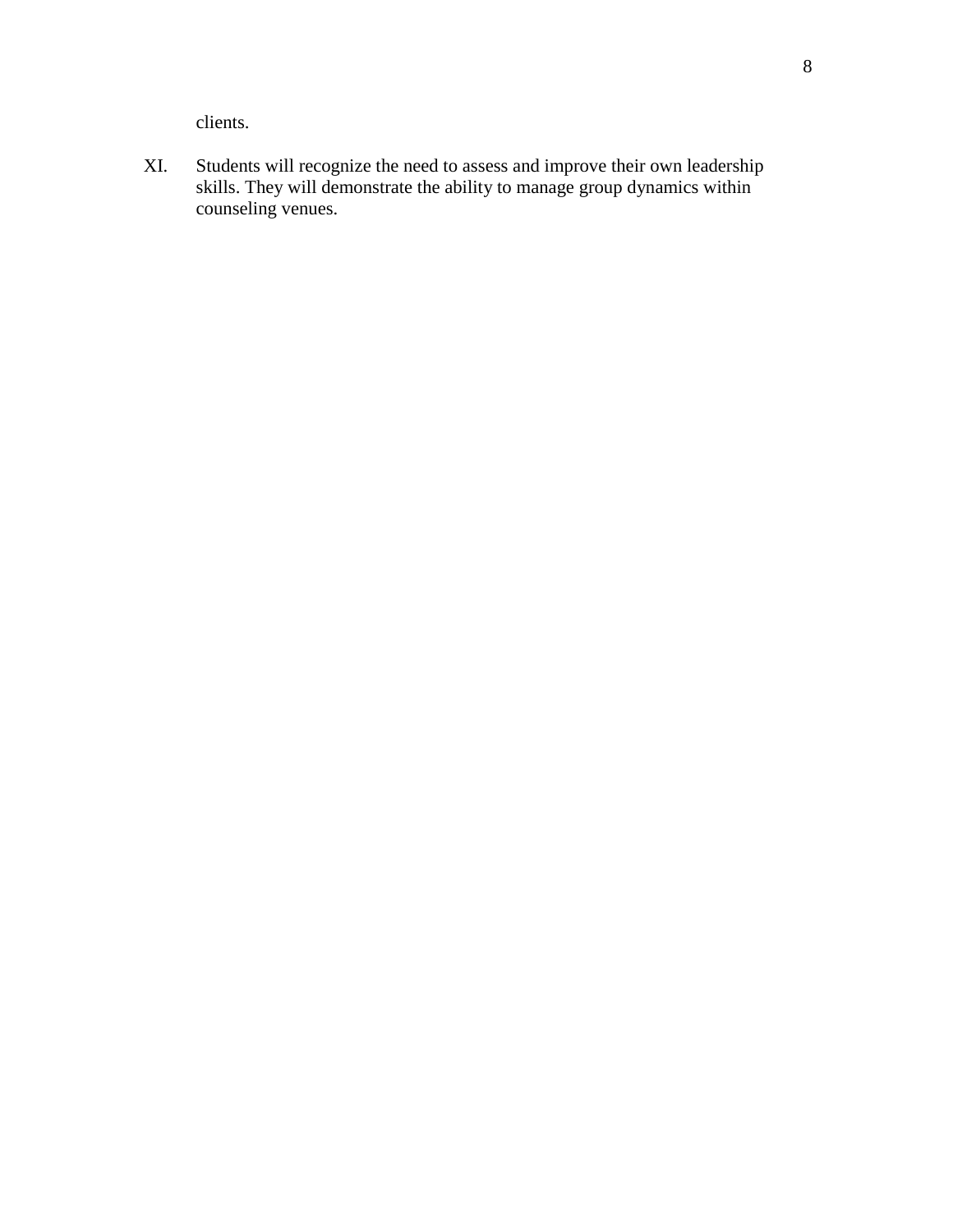clients.

XI. Students will recognize the need to assess and improve their own leadership skills. They will demonstrate the ability to manage group dynamics within counseling venues.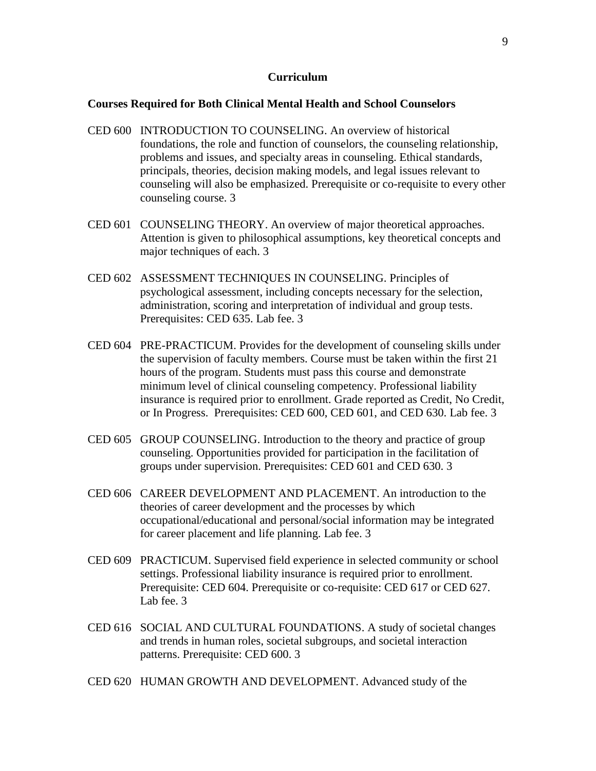## Curriculum

### Courses Required for Both Clinical Mental Health and School Counselors

CED 600 INTRODUCTION TO COUNSELING. An overview of historical foundations, the role and function of counselors, the counseling relationship, problems and issues, and specialty areas in counseling. Ethical standards, principals, theories, decision making models, and legal issues relevant to counseling will also be emphasized. Prerequisite or co-requisite to every other counseling course. 3

CED 601 COUNSELING THEORY. An overview of major theoretical approaches. Attention is given to philosophical assumptions, key theoretical concepts and major techniques of each. 3

CED 602 ASSESSMENT TECHNIQUES IN COUNSELING. Principles of psychological assessment, including concepts necessary for the selection, administration, scoring and interpretation of individual and group tests. Prerequisites: CED 635. Lab fee. 3

CED 604 PRE-PRACTICUM. Provides for the development of counseling skills under the supervision of faculty members. Course must be taken within the first 21 hours of the program. Students must pass this course and demonstrate minimum level of clinical counseling competency. Professional liability insurance is required prior to enrollment. Grade reported as Credit, No Credit, or In Progress. Prerequisites: CED 600, CED 601, and CED 630. Lab fee. 3

CED 605 GROUP COUNSELING. Introduction to the theory and practice of group counseling. Opportunities provided for participation in the facilitation of groups under supervision. Prerequisites: CED 601 and CED 630. 3

CED 606 CAREER DEVELOPMENT AND PLACEMENT. An introduction to the theories of career development and the processes by which occupational/educational and personal/social information may be integrated for career placement and life planning. Lab fee. 3

CED 609 PRACTICUM. Supervised field experience in selected community or school settings. Professional liability insurance is required prior to enrollment. Prerequisite: CED 604. Prerequisite or co-requisite: CED 617 or CED 627. Lab fee. 3

CED 616 SOCIAL AND CULTURAL FOUNDATIONS. A study of societal changes and trends in human roles, societal subgroups, and societal interaction patterns. Prerequisite: CED 600. 3

CED 620 HUMAN GROWTH AND DEVELOPMENT. Advanced study of the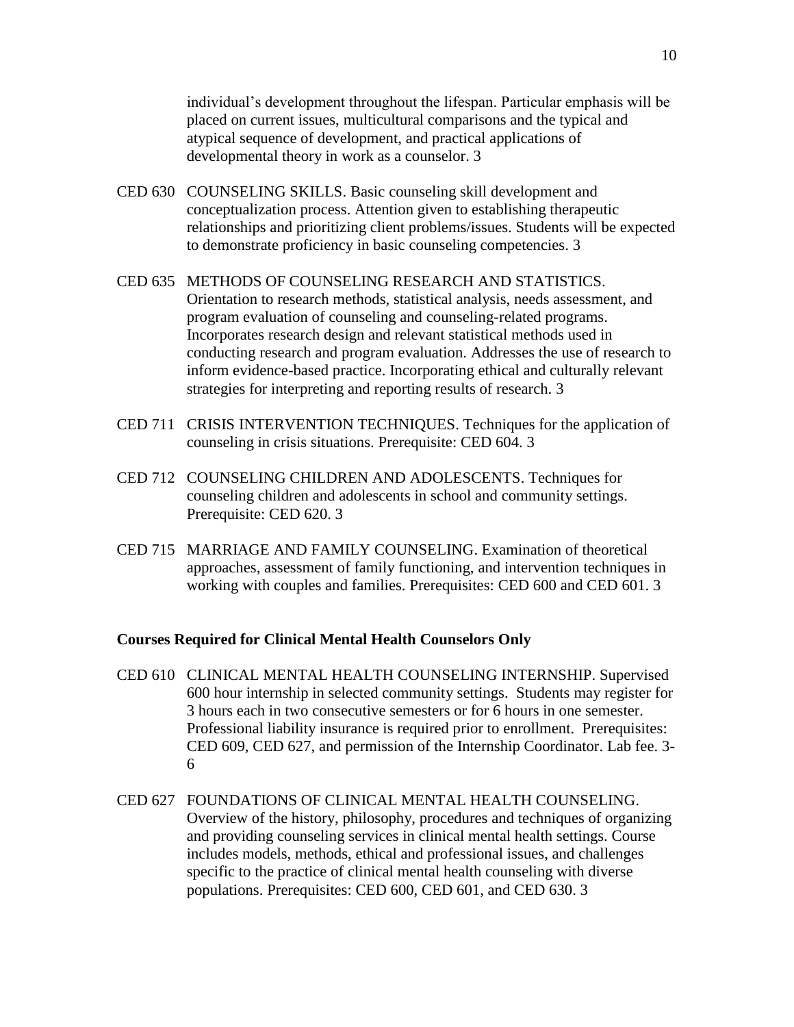individual's development throughout the lifespan. Particular emphasis will be placed on current issues, multicultural comparisons and the typical and atypical sequence of development, and practical applications of developmental theory in work as a counselor. 3

CED 630 COUNSELING SKILLS. Basic counseling skill development and conceptualization process. Attention given to establishing therapeutic relationships and prioritizing client problems/issues. Students will be expected to demonstrate proficiency in basic counseling competencies. 3

CED 635 METHODS OF COUNSELING RESEARCH AND STATISTICS. Orientation to research methods, statistical analysis, needs assessment, and program evaluation of counseling and counseling-related programs. Incorporates research design and relevant statistical methods used in conducting research and program evaluation. Addresses the use of research to inform evidence-based practice. Incorporating ethical and culturally relevant strategies for interpreting and reporting results of research. 3

CED 711 CRISIS INTERVENTION TECHNIQUES. Techniques for the application of counseling in crisis situations. Prerequisite: CED 604. 3

CED 712 COUNSELING CHILDREN AND ADOLESCENTS. Techniques for counseling children and adolescents in school and community settings. Prerequisite: CED 620. 3

CED 715 MARRIAGE AND FAMILY COUNSELING. Examination of theoretical approaches, assessment of family functioning, and intervention techniques in working with couples and families. Prerequisites: CED 600 and CED 601. 3

**Courses Required for Clinical Mental Health Counselors Only**

CED 610 CLINICAL MENTAL HEALTH COUNSELING INTERNSHIP. Supervised 600 hour internship in selected community settings. Students may register for 3 hours each in two consecutive semesters or for 6 hours in one semester. Professional liability insurance is required prior to enrollment. Prerequisites: CED 609, CED 627, and permission of the Internship Coordinator. Lab fee. 3-6

CED 627 FOUNDATIONS OF CLINICAL MENTAL HEALTH COUNSELING. Overview of the history, philosophy, procedures and techniques of organizing and providing counseling services in clinical mental health settings. Course includes models, methods, ethical and professional issues, and challenges specific to the practice of clinical mental health counseling with diverse populations. Prerequisites: CED 600, CED 601, and CED 630. 3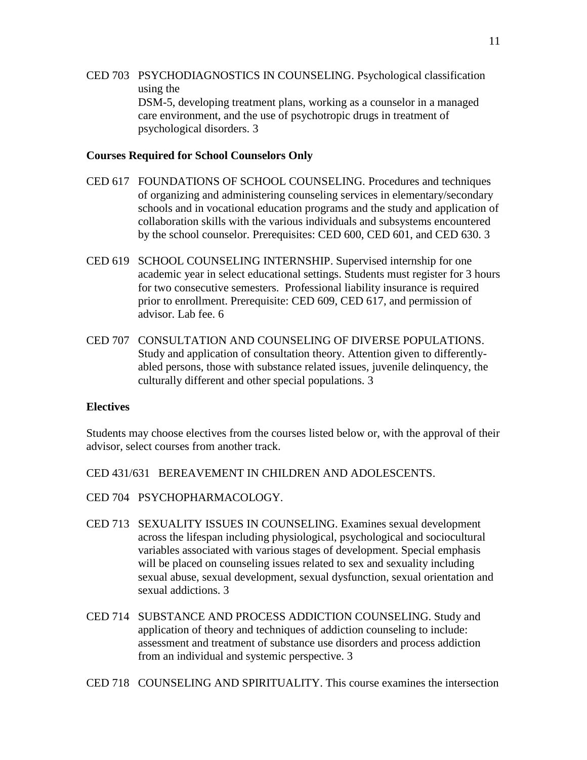CED 703 PSYCHODIAGNOSTICS IN COUNSELING. Psychological classification using the DSM-5, developing treatment plans, working as a counselor in a managed care environment, and the use of psychotropic drugs in treatment of psychological disorders. 3

**Courses Required for School Counselors Only**

CED 617 FOUNDATIONS OF SCHOOL COUNSELING. Procedures and techniques of organizing and administering counseling services in elementary/secondary schools and in vocational education programs and the study and application of collaboration skills with the various individuals and subsystems encountered by the school counselor. Prerequisites: CED 600, CED 601, and CED 630. 3

CED 619 SCHOOL COUNSELING INTERNSHIP. Supervised internship for one academic year in select educational settings. Students must register for 3 hours for two consecutive semesters. Professional liability insurance is required prior to enrollment. Prerequisite: CED 609, CED 617, and permission of advisor. Lab fee. 6

CED 707 CONSULTATION AND COUNSELING OF DIVERSE POPULATIONS. Study and application of consultation theory. Attention given to differently-abled persons, those with substance related issues, juvenile delinquency, the culturally different and other special populations. 3

**Electives**

Students may choose electives from the courses listed below or, with the approval of their advisor, select courses from another track.

CED 431/631 BEREAVEMENT IN CHILDREN AND ADOLESCENTS.

CED 704 PSYCHOPHARMACOLOGY.

CED 713 SEXUALITY ISSUES IN COUNSELING. Examines sexual development across the lifespan including physiological, psychological and sociocultural variables associated with various stages of development. Special emphasis will be placed on counseling issues related to sex and sexuality including sexual abuse, sexual development, sexual dysfunction, sexual orientation and sexual addictions. 3

CED 714 SUBSTANCE AND PROCESS ADDICTION COUNSELING. Study and application of theory and techniques of addiction counseling to include: assessment and treatment of substance use disorders and process addiction from an individual and systemic perspective. 3

CED 718 COUNSELING AND SPIRITUALITY. This course examines the intersection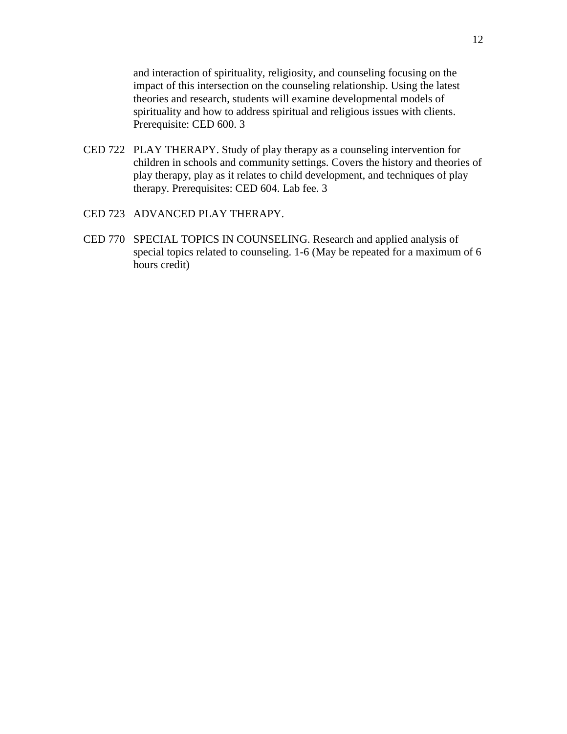and interaction of spirituality, religiosity, and counseling focusing on the impact of this intersection on the counseling relationship. Using the latest theories and research, students will examine developmental models of spirituality and how to address spiritual and religious issues with clients. Prerequisite: CED 600. 3

CED 722 PLAY THERAPY. Study of play therapy as a counseling intervention for children in schools and community settings. Covers the history and theories of play therapy, play as it relates to child development, and techniques of play therapy. Prerequisites: CED 604. Lab fee. 3

CED 723 ADVANCED PLAY THERAPY.

CED 770 SPECIAL TOPICS IN COUNSELING. Research and applied analysis of special topics related to counseling. 1-6 (May be repeated for a maximum of 6 hours credit)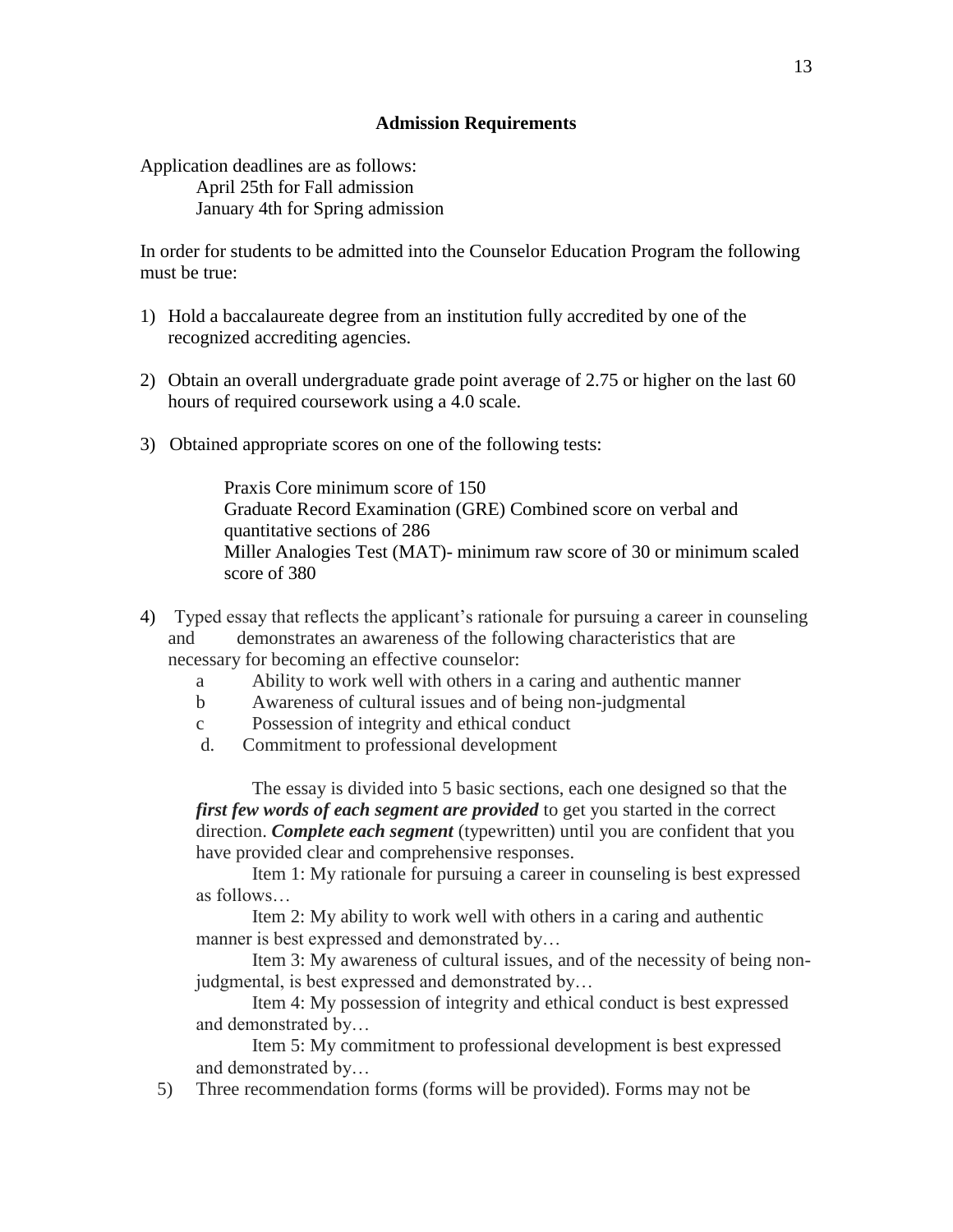## Admission Requirements

Application deadlines are as follows:

April 25th for Fall admission
January 4th for Spring admission

In order for students to be admitted into the Counselor Education Program the following must be true:

1) Hold a baccalaureate degree from an institution fully accredited by one of the recognized accrediting agencies.

2) Obtain an overall undergraduate grade point average of 2.75 or higher on the last 60 hours of required coursework using a 4.0 scale.

3) Obtained appropriate scores on one of the following tests:

   Praxis Core minimum score of 150
   Graduate Record Examination (GRE) Combined score on verbal and quantitative sections of 286
   Miller Analogies Test (MAT)- minimum raw score of 30 or minimum scaled score of 380

4) Typed essay that reflects the applicant's rationale for pursuing a career in counseling and demonstrates an awareness of the following characteristics that are necessary for becoming an effective counselor:
   a Ability to work well with others in a caring and authentic manner
   b Awareness of cultural issues and of being non-judgmental
   c Possession of integrity and ethical conduct
   d. Commitment to professional development

   The essay is divided into 5 basic sections, each one designed so that the ***first few words of each segment are provided*** to get you started in the correct direction. ***Complete each segment*** (typewritten) until you are confident that you have provided clear and comprehensive responses.

   Item 1: My rationale for pursuing a career in counseling is best expressed as follows…

   Item 2: My ability to work well with others in a caring and authentic manner is best expressed and demonstrated by…

   Item 3: My awareness of cultural issues, and of the necessity of being non-judgmental, is best expressed and demonstrated by…

   Item 4: My possession of integrity and ethical conduct is best expressed and demonstrated by…

   Item 5: My commitment to professional development is best expressed and demonstrated by…

5) Three recommendation forms (forms will be provided). Forms may not be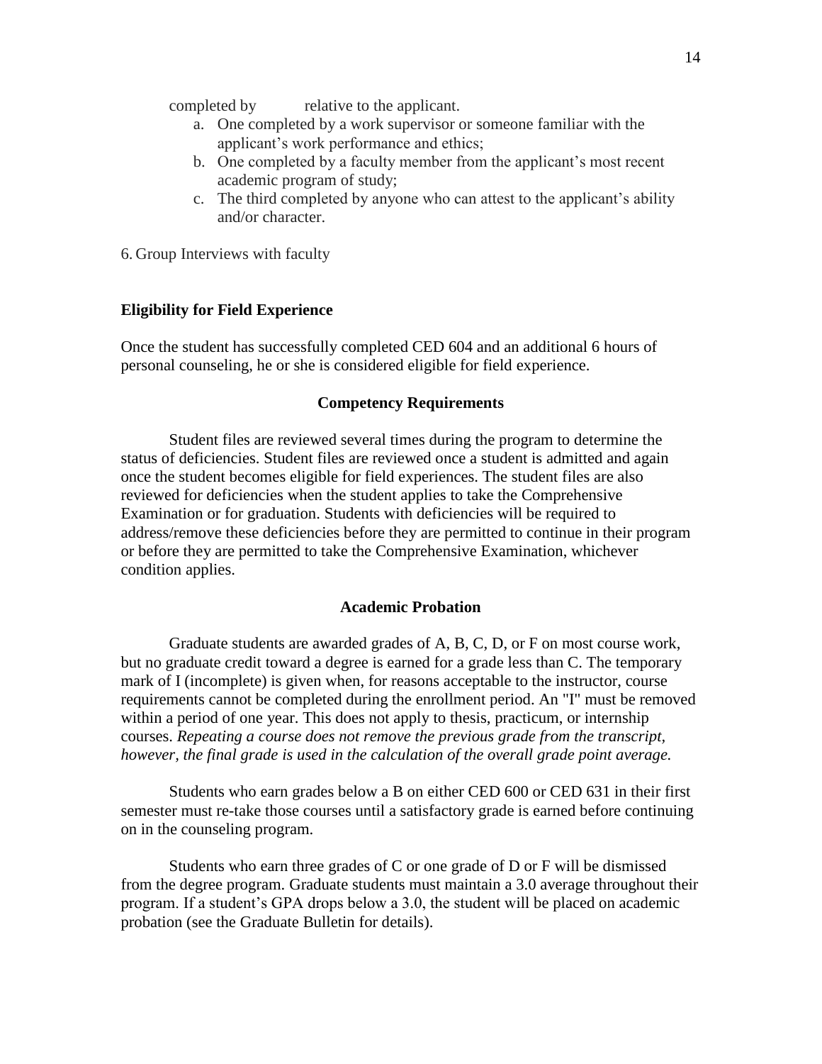completed by relative to the applicant.

a. One completed by a work supervisor or someone familiar with the applicant's work performance and ethics;
b. One completed by a faculty member from the applicant's most recent academic program of study;
c. The third completed by anyone who can attest to the applicant's ability and/or character.

6. Group Interviews with faculty

**Eligibility for Field Experience**

Once the student has successfully completed CED 604 and an additional 6 hours of personal counseling, he or she is considered eligible for field experience.

## Competency Requirements

Student files are reviewed several times during the program to determine the status of deficiencies. Student files are reviewed once a student is admitted and again once the student becomes eligible for field experiences. The student files are also reviewed for deficiencies when the student applies to take the Comprehensive Examination or for graduation. Students with deficiencies will be required to address/remove these deficiencies before they are permitted to continue in their program or before they are permitted to take the Comprehensive Examination, whichever condition applies.

## Academic Probation

Graduate students are awarded grades of A, B, C, D, or F on most course work, but no graduate credit toward a degree is earned for a grade less than C. The temporary mark of I (incomplete) is given when, for reasons acceptable to the instructor, course requirements cannot be completed during the enrollment period. An "I" must be removed within a period of one year. This does not apply to thesis, practicum, or internship courses. *Repeating a course does not remove the previous grade from the transcript, however, the final grade is used in the calculation of the overall grade point average.*

Students who earn grades below a B on either CED 600 or CED 631 in their first semester must re-take those courses until a satisfactory grade is earned before continuing on in the counseling program.

Students who earn three grades of C or one grade of D or F will be dismissed from the degree program. Graduate students must maintain a 3.0 average throughout their program. If a student's GPA drops below a 3.0, the student will be placed on academic probation (see the Graduate Bulletin for details).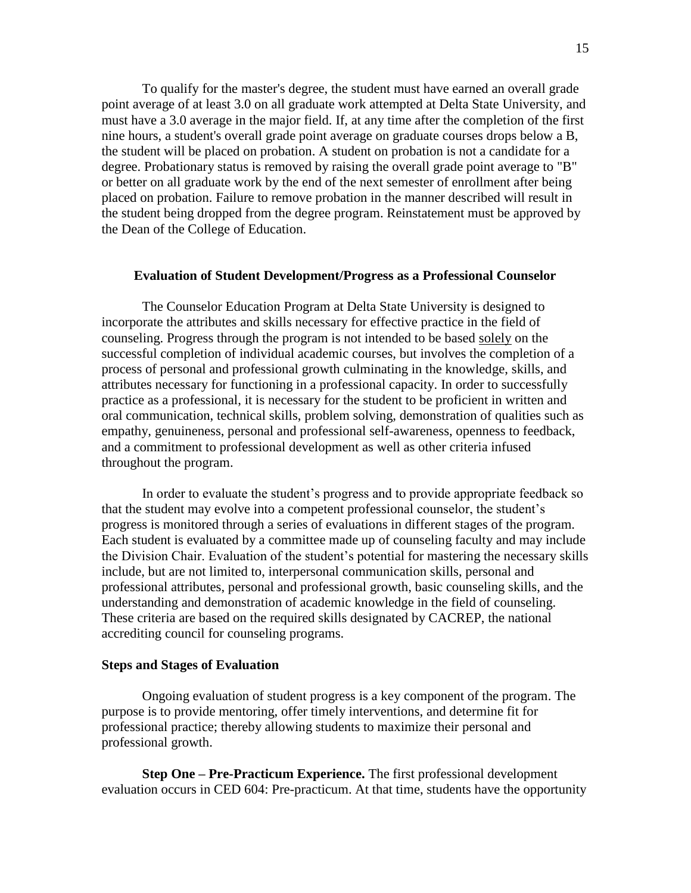To qualify for the master's degree, the student must have earned an overall grade point average of at least 3.0 on all graduate work attempted at Delta State University, and must have a 3.0 average in the major field. If, at any time after the completion of the first nine hours, a student's overall grade point average on graduate courses drops below a B, the student will be placed on probation. A student on probation is not a candidate for a degree. Probationary status is removed by raising the overall grade point average to "B" or better on all graduate work by the end of the next semester of enrollment after being placed on probation. Failure to remove probation in the manner described will result in the student being dropped from the degree program. Reinstatement must be approved by the Dean of the College of Education.

## Evaluation of Student Development/Progress as a Professional Counselor

The Counselor Education Program at Delta State University is designed to incorporate the attributes and skills necessary for effective practice in the field of counseling. Progress through the program is not intended to be based <u>solely</u> on the successful completion of individual academic courses, but involves the completion of a process of personal and professional growth culminating in the knowledge, skills, and attributes necessary for functioning in a professional capacity. In order to successfully practice as a professional, it is necessary for the student to be proficient in written and oral communication, technical skills, problem solving, demonstration of qualities such as empathy, genuineness, personal and professional self-awareness, openness to feedback, and a commitment to professional development as well as other criteria infused throughout the program.

In order to evaluate the student's progress and to provide appropriate feedback so that the student may evolve into a competent professional counselor, the student's progress is monitored through a series of evaluations in different stages of the program. Each student is evaluated by a committee made up of counseling faculty and may include the Division Chair. Evaluation of the student's potential for mastering the necessary skills include, but are not limited to, interpersonal communication skills, personal and professional attributes, personal and professional growth, basic counseling skills, and the understanding and demonstration of academic knowledge in the field of counseling. These criteria are based on the required skills designated by CACREP, the national accrediting council for counseling programs.

### Steps and Stages of Evaluation

Ongoing evaluation of student progress is a key component of the program. The purpose is to provide mentoring, offer timely interventions, and determine fit for professional practice; thereby allowing students to maximize their personal and professional growth.

**Step One – Pre-Practicum Experience.** The first professional development evaluation occurs in CED 604: Pre-practicum. At that time, students have the opportunity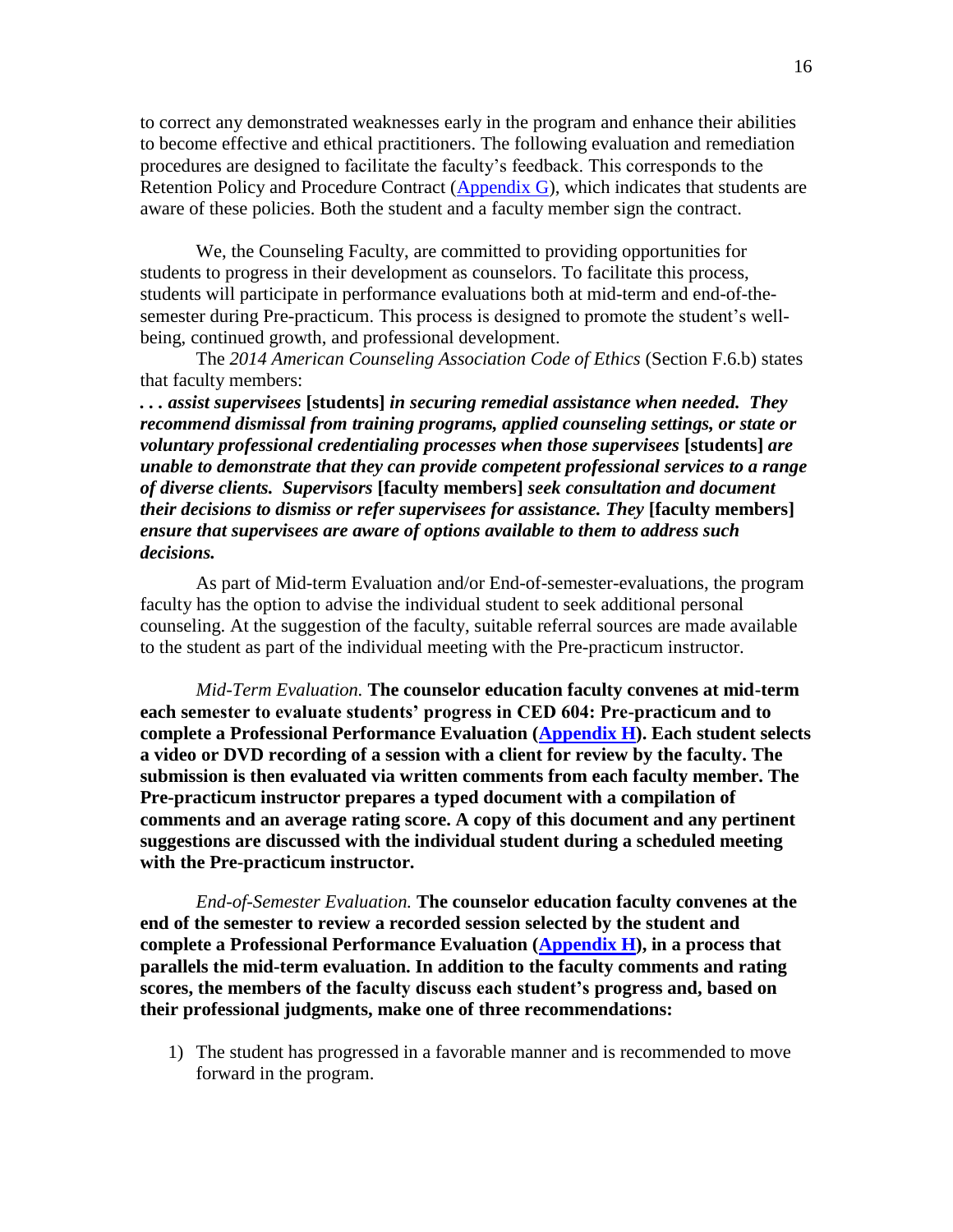to correct any demonstrated weaknesses early in the program and enhance their abilities to become effective and ethical practitioners. The following evaluation and remediation procedures are designed to facilitate the faculty's feedback. This corresponds to the Retention Policy and Procedure Contract (Appendix G), which indicates that students are aware of these policies. Both the student and a faculty member sign the contract.

We, the Counseling Faculty, are committed to providing opportunities for students to progress in their development as counselors. To facilitate this process, students will participate in performance evaluations both at mid-term and end-of-the-semester during Pre-practicum. This process is designed to promote the student's well-being, continued growth, and professional development.

The *2014 American Counseling Association Code of Ethics* (Section F.6.b) states that faculty members:

***. . . assist supervisees* [students] *in securing remedial assistance when needed. They recommend dismissal from training programs, applied counseling settings, or state or voluntary professional credentialing processes when those supervisees* [students] *are unable to demonstrate that they can provide competent professional services to a range of diverse clients. Supervisors* [faculty members] *seek consultation and document their decisions to dismiss or refer supervisees for assistance. They* [faculty members] *ensure that supervisees are aware of options available to them to address such decisions.***

As part of Mid-term Evaluation and/or End-of-semester-evaluations, the program faculty has the option to advise the individual student to seek additional personal counseling. At the suggestion of the faculty, suitable referral sources are made available to the student as part of the individual meeting with the Pre-practicum instructor.

*Mid-Term Evaluation.* **The counselor education faculty convenes at mid-term each semester to evaluate students' progress in CED 604: Pre-practicum and to complete a Professional Performance Evaluation (Appendix H). Each student selects a video or DVD recording of a session with a client for review by the faculty. The submission is then evaluated via written comments from each faculty member. The Pre-practicum instructor prepares a typed document with a compilation of comments and an average rating score. A copy of this document and any pertinent suggestions are discussed with the individual student during a scheduled meeting with the Pre-practicum instructor.**

*End-of-Semester Evaluation.* **The counselor education faculty convenes at the end of the semester to review a recorded session selected by the student and complete a Professional Performance Evaluation (Appendix H), in a process that parallels the mid-term evaluation. In addition to the faculty comments and rating scores, the members of the faculty discuss each student's progress and, based on their professional judgments, make one of three recommendations:**

1) The student has progressed in a favorable manner and is recommended to move forward in the program.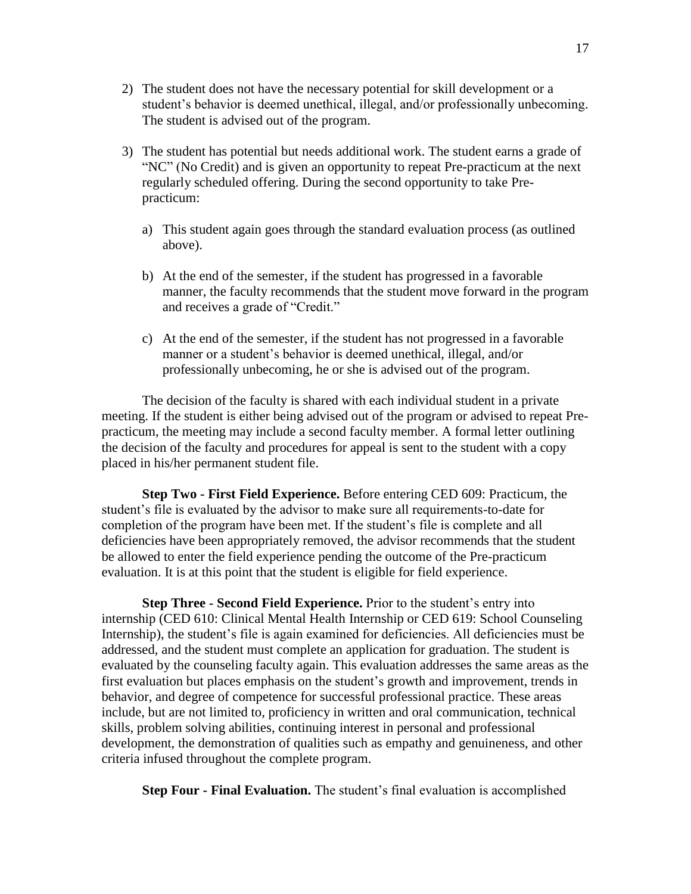2) The student does not have the necessary potential for skill development or a student's behavior is deemed unethical, illegal, and/or professionally unbecoming. The student is advised out of the program.

3) The student has potential but needs additional work. The student earns a grade of "NC" (No Credit) and is given an opportunity to repeat Pre-practicum at the next regularly scheduled offering. During the second opportunity to take Pre-practicum:

   a) This student again goes through the standard evaluation process (as outlined above).

   b) At the end of the semester, if the student has progressed in a favorable manner, the faculty recommends that the student move forward in the program and receives a grade of "Credit."

   c) At the end of the semester, if the student has not progressed in a favorable manner or a student's behavior is deemed unethical, illegal, and/or professionally unbecoming, he or she is advised out of the program.

The decision of the faculty is shared with each individual student in a private meeting. If the student is either being advised out of the program or advised to repeat Pre-practicum, the meeting may include a second faculty member. A formal letter outlining the decision of the faculty and procedures for appeal is sent to the student with a copy placed in his/her permanent student file.

**Step Two - First Field Experience.** Before entering CED 609: Practicum, the student's file is evaluated by the advisor to make sure all requirements-to-date for completion of the program have been met. If the student's file is complete and all deficiencies have been appropriately removed, the advisor recommends that the student be allowed to enter the field experience pending the outcome of the Pre-practicum evaluation. It is at this point that the student is eligible for field experience.

**Step Three - Second Field Experience.** Prior to the student's entry into internship (CED 610: Clinical Mental Health Internship or CED 619: School Counseling Internship), the student's file is again examined for deficiencies. All deficiencies must be addressed, and the student must complete an application for graduation. The student is evaluated by the counseling faculty again. This evaluation addresses the same areas as the first evaluation but places emphasis on the student's growth and improvement, trends in behavior, and degree of competence for successful professional practice. These areas include, but are not limited to, proficiency in written and oral communication, technical skills, problem solving abilities, continuing interest in personal and professional development, the demonstration of qualities such as empathy and genuineness, and other criteria infused throughout the complete program.

**Step Four - Final Evaluation.** The student's final evaluation is accomplished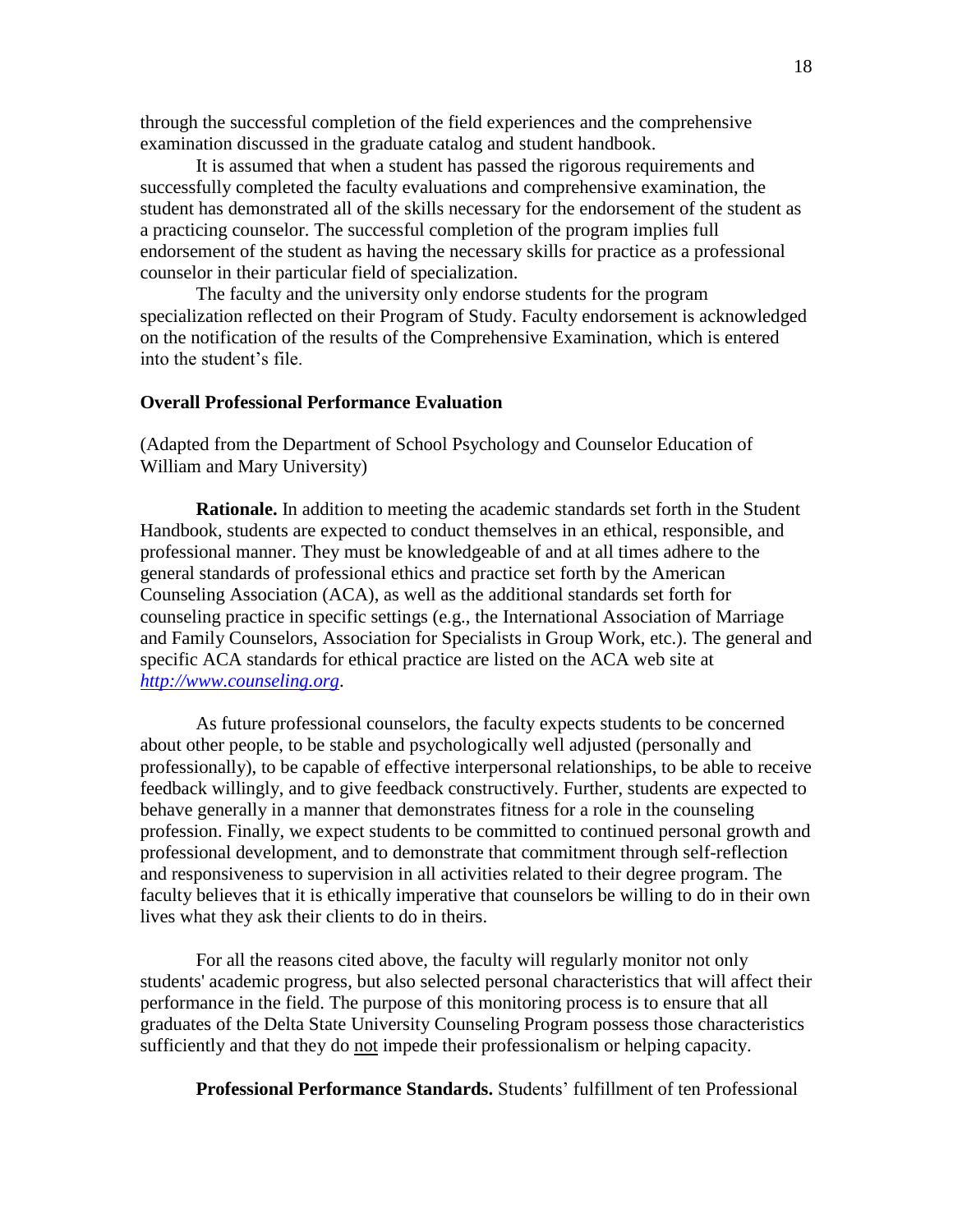through the successful completion of the field experiences and the comprehensive examination discussed in the graduate catalog and student handbook.

It is assumed that when a student has passed the rigorous requirements and successfully completed the faculty evaluations and comprehensive examination, the student has demonstrated all of the skills necessary for the endorsement of the student as a practicing counselor. The successful completion of the program implies full endorsement of the student as having the necessary skills for practice as a professional counselor in their particular field of specialization.

The faculty and the university only endorse students for the program specialization reflected on their Program of Study. Faculty endorsement is acknowledged on the notification of the results of the Comprehensive Examination, which is entered into the student's file.

**Overall Professional Performance Evaluation**

(Adapted from the Department of School Psychology and Counselor Education of William and Mary University)

**Rationale.** In addition to meeting the academic standards set forth in the Student Handbook, students are expected to conduct themselves in an ethical, responsible, and professional manner. They must be knowledgeable of and at all times adhere to the general standards of professional ethics and practice set forth by the American Counseling Association (ACA), as well as the additional standards set forth for counseling practice in specific settings (e.g., the International Association of Marriage and Family Counselors, Association for Specialists in Group Work, etc.). The general and specific ACA standards for ethical practice are listed on the ACA web site at *http://www.counseling.org*.

As future professional counselors, the faculty expects students to be concerned about other people, to be stable and psychologically well adjusted (personally and professionally), to be capable of effective interpersonal relationships, to be able to receive feedback willingly, and to give feedback constructively. Further, students are expected to behave generally in a manner that demonstrates fitness for a role in the counseling profession. Finally, we expect students to be committed to continued personal growth and professional development, and to demonstrate that commitment through self-reflection and responsiveness to supervision in all activities related to their degree program. The faculty believes that it is ethically imperative that counselors be willing to do in their own lives what they ask their clients to do in theirs.

For all the reasons cited above, the faculty will regularly monitor not only students' academic progress, but also selected personal characteristics that will affect their performance in the field. The purpose of this monitoring process is to ensure that all graduates of the Delta State University Counseling Program possess those characteristics sufficiently and that they do not impede their professionalism or helping capacity.

**Professional Performance Standards.** Students' fulfillment of ten Professional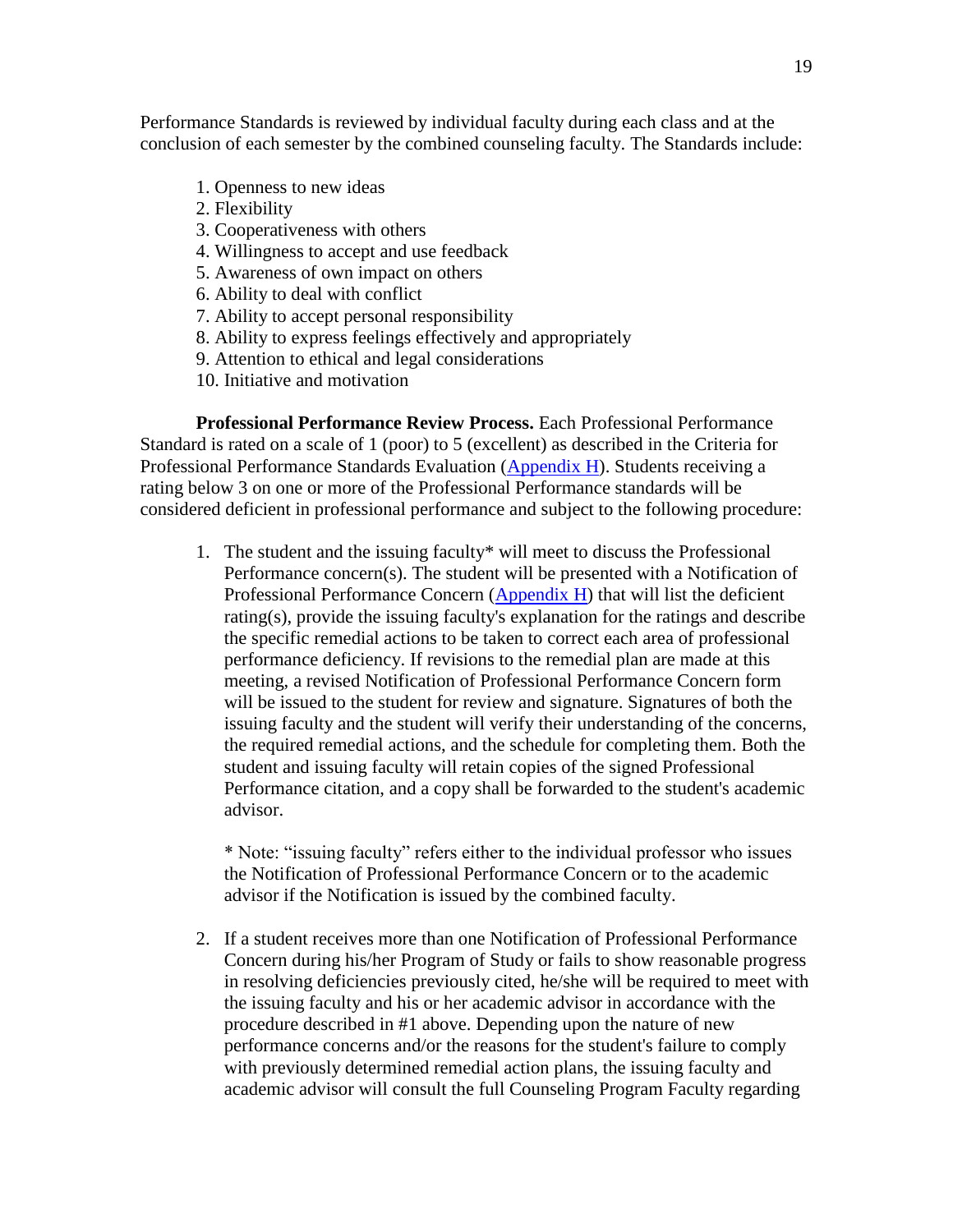Performance Standards is reviewed by individual faculty during each class and at the conclusion of each semester by the combined counseling faculty. The Standards include:

1. Openness to new ideas
2. Flexibility
3. Cooperativeness with others
4. Willingness to accept and use feedback
5. Awareness of own impact on others
6. Ability to deal with conflict
7. Ability to accept personal responsibility
8. Ability to express feelings effectively and appropriately
9. Attention to ethical and legal considerations
10. Initiative and motivation

**Professional Performance Review Process.** Each Professional Performance Standard is rated on a scale of 1 (poor) to 5 (excellent) as described in the Criteria for Professional Performance Standards Evaluation (Appendix H). Students receiving a rating below 3 on one or more of the Professional Performance standards will be considered deficient in professional performance and subject to the following procedure:

1. The student and the issuing faculty* will meet to discuss the Professional Performance concern(s). The student will be presented with a Notification of Professional Performance Concern (Appendix H) that will list the deficient rating(s), provide the issuing faculty's explanation for the ratings and describe the specific remedial actions to be taken to correct each area of professional performance deficiency. If revisions to the remedial plan are made at this meeting, a revised Notification of Professional Performance Concern form will be issued to the student for review and signature. Signatures of both the issuing faculty and the student will verify their understanding of the concerns, the required remedial actions, and the schedule for completing them. Both the student and issuing faculty will retain copies of the signed Professional Performance citation, and a copy shall be forwarded to the student's academic advisor.

   * Note: "issuing faculty" refers either to the individual professor who issues the Notification of Professional Performance Concern or to the academic advisor if the Notification is issued by the combined faculty.

2. If a student receives more than one Notification of Professional Performance Concern during his/her Program of Study or fails to show reasonable progress in resolving deficiencies previously cited, he/she will be required to meet with the issuing faculty and his or her academic advisor in accordance with the procedure described in #1 above. Depending upon the nature of new performance concerns and/or the reasons for the student's failure to comply with previously determined remedial action plans, the issuing faculty and academic advisor will consult the full Counseling Program Faculty regarding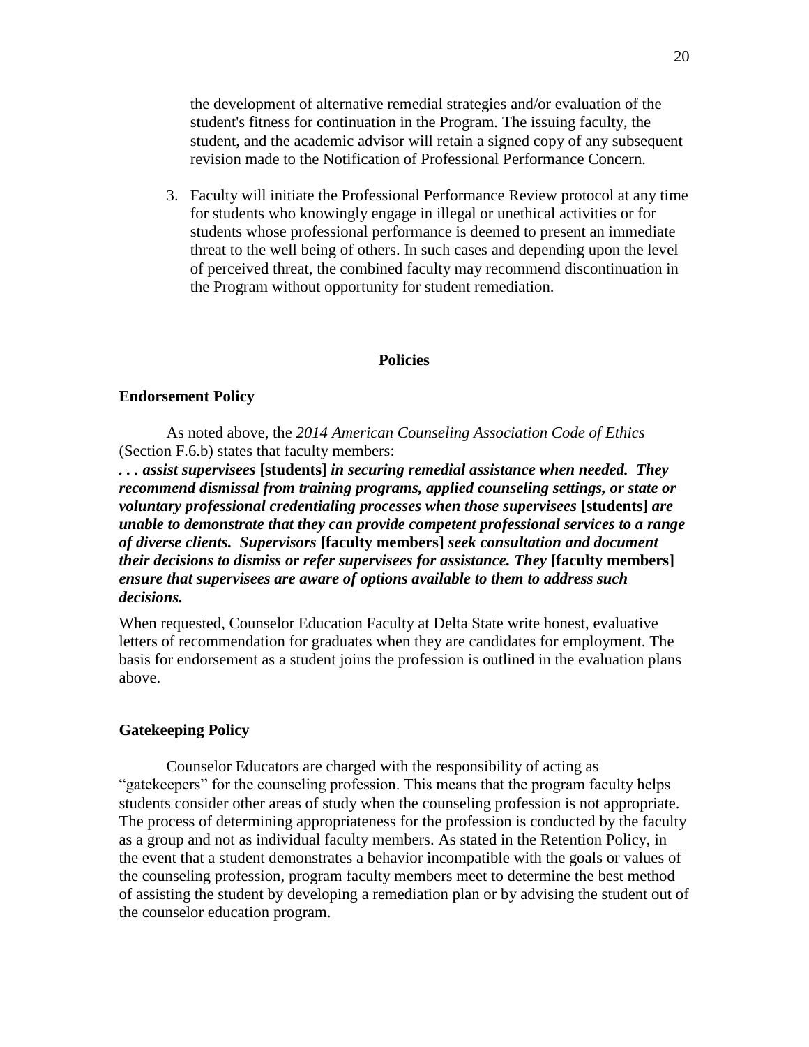the development of alternative remedial strategies and/or evaluation of the student's fitness for continuation in the Program. The issuing faculty, the student, and the academic advisor will retain a signed copy of any subsequent revision made to the Notification of Professional Performance Concern.

3. Faculty will initiate the Professional Performance Review protocol at any time for students who knowingly engage in illegal or unethical activities or for students whose professional performance is deemed to present an immediate threat to the well being of others. In such cases and depending upon the level of perceived threat, the combined faculty may recommend discontinuation in the Program without opportunity for student remediation.

## Policies

### Endorsement Policy

As noted above, the *2014 American Counseling Association Code of Ethics* (Section F.6.b) states that faculty members:

***. . . assist supervisees* [students] *in securing remedial assistance when needed. They recommend dismissal from training programs, applied counseling settings, or state or voluntary professional credentialing processes when those supervisees* [students] *are unable to demonstrate that they can provide competent professional services to a range of diverse clients. Supervisors* [faculty members] *seek consultation and document their decisions to dismiss or refer supervisees for assistance. They* [faculty members] *ensure that supervisees are aware of options available to them to address such decisions.***

When requested, Counselor Education Faculty at Delta State write honest, evaluative letters of recommendation for graduates when they are candidates for employment. The basis for endorsement as a student joins the profession is outlined in the evaluation plans above.

### Gatekeeping Policy

Counselor Educators are charged with the responsibility of acting as "gatekeepers" for the counseling profession. This means that the program faculty helps students consider other areas of study when the counseling profession is not appropriate. The process of determining appropriateness for the profession is conducted by the faculty as a group and not as individual faculty members. As stated in the Retention Policy, in the event that a student demonstrates a behavior incompatible with the goals or values of the counseling profession, program faculty members meet to determine the best method of assisting the student by developing a remediation plan or by advising the student out of the counselor education program.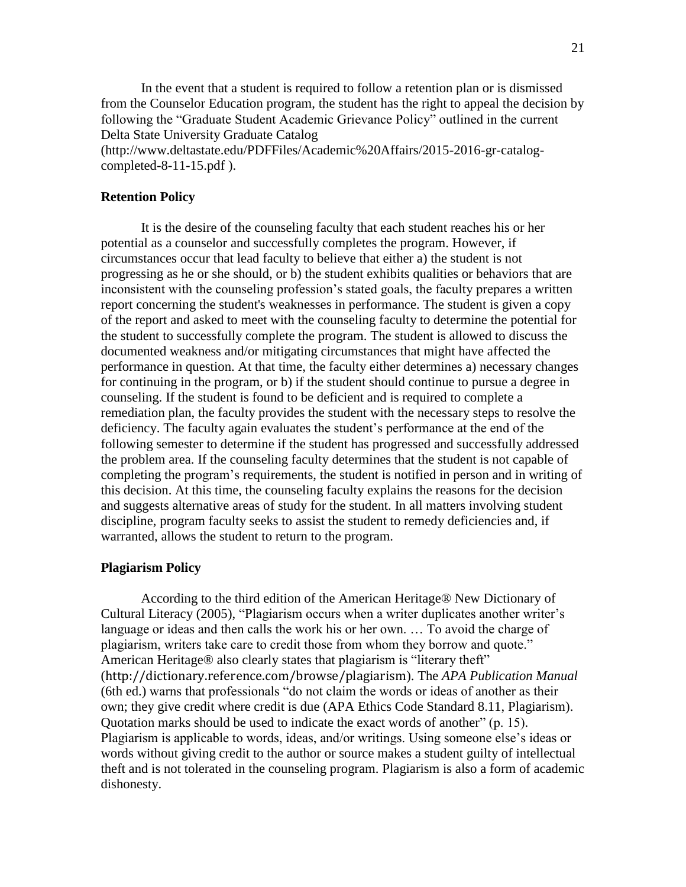In the event that a student is required to follow a retention plan or is dismissed from the Counselor Education program, the student has the right to appeal the decision by following the "Graduate Student Academic Grievance Policy" outlined in the current Delta State University Graduate Catalog (http://www.deltastate.edu/PDFFiles/Academic%20Affairs/2015-2016-gr-catalog-completed-8-11-15.pdf ).

### Retention Policy

It is the desire of the counseling faculty that each student reaches his or her potential as a counselor and successfully completes the program. However, if circumstances occur that lead faculty to believe that either a) the student is not progressing as he or she should, or b) the student exhibits qualities or behaviors that are inconsistent with the counseling profession's stated goals, the faculty prepares a written report concerning the student's weaknesses in performance. The student is given a copy of the report and asked to meet with the counseling faculty to determine the potential for the student to successfully complete the program. The student is allowed to discuss the documented weakness and/or mitigating circumstances that might have affected the performance in question. At that time, the faculty either determines a) necessary changes for continuing in the program, or b) if the student should continue to pursue a degree in counseling. If the student is found to be deficient and is required to complete a remediation plan, the faculty provides the student with the necessary steps to resolve the deficiency. The faculty again evaluates the student's performance at the end of the following semester to determine if the student has progressed and successfully addressed the problem area. If the counseling faculty determines that the student is not capable of completing the program's requirements, the student is notified in person and in writing of this decision. At this time, the counseling faculty explains the reasons for the decision and suggests alternative areas of study for the student. In all matters involving student discipline, program faculty seeks to assist the student to remedy deficiencies and, if warranted, allows the student to return to the program.

### Plagiarism Policy

According to the third edition of the American Heritage® New Dictionary of Cultural Literacy (2005), "Plagiarism occurs when a writer duplicates another writer's language or ideas and then calls the work his or her own. … To avoid the charge of plagiarism, writers take care to credit those from whom they borrow and quote." American Heritage® also clearly states that plagiarism is "literary theft" (http://dictionary.reference.com/browse/plagiarism). The *APA Publication Manual* (6th ed.) warns that professionals "do not claim the words or ideas of another as their own; they give credit where credit is due (APA Ethics Code Standard 8.11, Plagiarism). Quotation marks should be used to indicate the exact words of another" (p. 15). Plagiarism is applicable to words, ideas, and/or writings. Using someone else's ideas or words without giving credit to the author or source makes a student guilty of intellectual theft and is not tolerated in the counseling program. Plagiarism is also a form of academic dishonesty.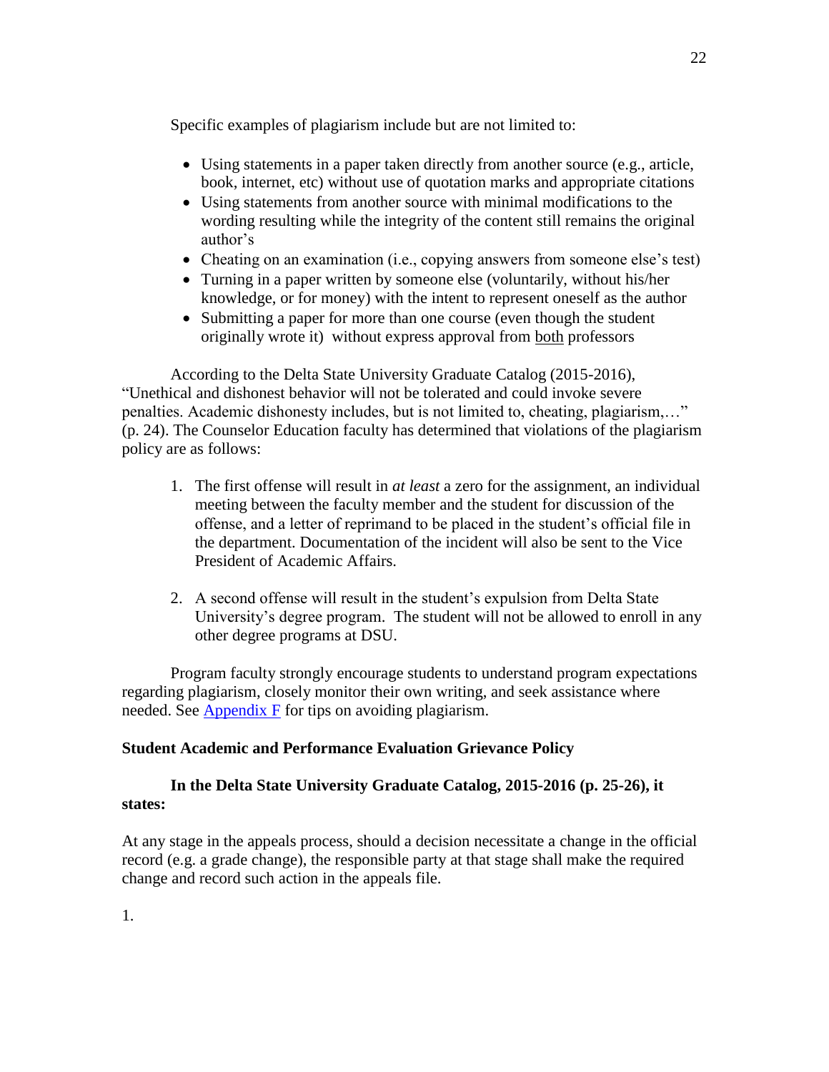Specific examples of plagiarism include but are not limited to:

- Using statements in a paper taken directly from another source (e.g., article, book, internet, etc) without use of quotation marks and appropriate citations
- Using statements from another source with minimal modifications to the wording resulting while the integrity of the content still remains the original author's
- Cheating on an examination (i.e., copying answers from someone else's test)
- Turning in a paper written by someone else (voluntarily, without his/her knowledge, or for money) with the intent to represent oneself as the author
- Submitting a paper for more than one course (even though the student originally wrote it) without express approval from both professors

According to the Delta State University Graduate Catalog (2015-2016), "Unethical and dishonest behavior will not be tolerated and could invoke severe penalties. Academic dishonesty includes, but is not limited to, cheating, plagiarism,…" (p. 24). The Counselor Education faculty has determined that violations of the plagiarism policy are as follows:

1. The first offense will result in *at least* a zero for the assignment, an individual meeting between the faculty member and the student for discussion of the offense, and a letter of reprimand to be placed in the student's official file in the department. Documentation of the incident will also be sent to the Vice President of Academic Affairs.

2. A second offense will result in the student's expulsion from Delta State University's degree program. The student will not be allowed to enroll in any other degree programs at DSU.

Program faculty strongly encourage students to understand program expectations regarding plagiarism, closely monitor their own writing, and seek assistance where needed. See Appendix F for tips on avoiding plagiarism.

**Student Academic and Performance Evaluation Grievance Policy**

**In the Delta State University Graduate Catalog, 2015-2016 (p. 25-26), it states:**

At any stage in the appeals process, should a decision necessitate a change in the official record (e.g. a grade change), the responsible party at that stage shall make the required change and record such action in the appeals file.

1.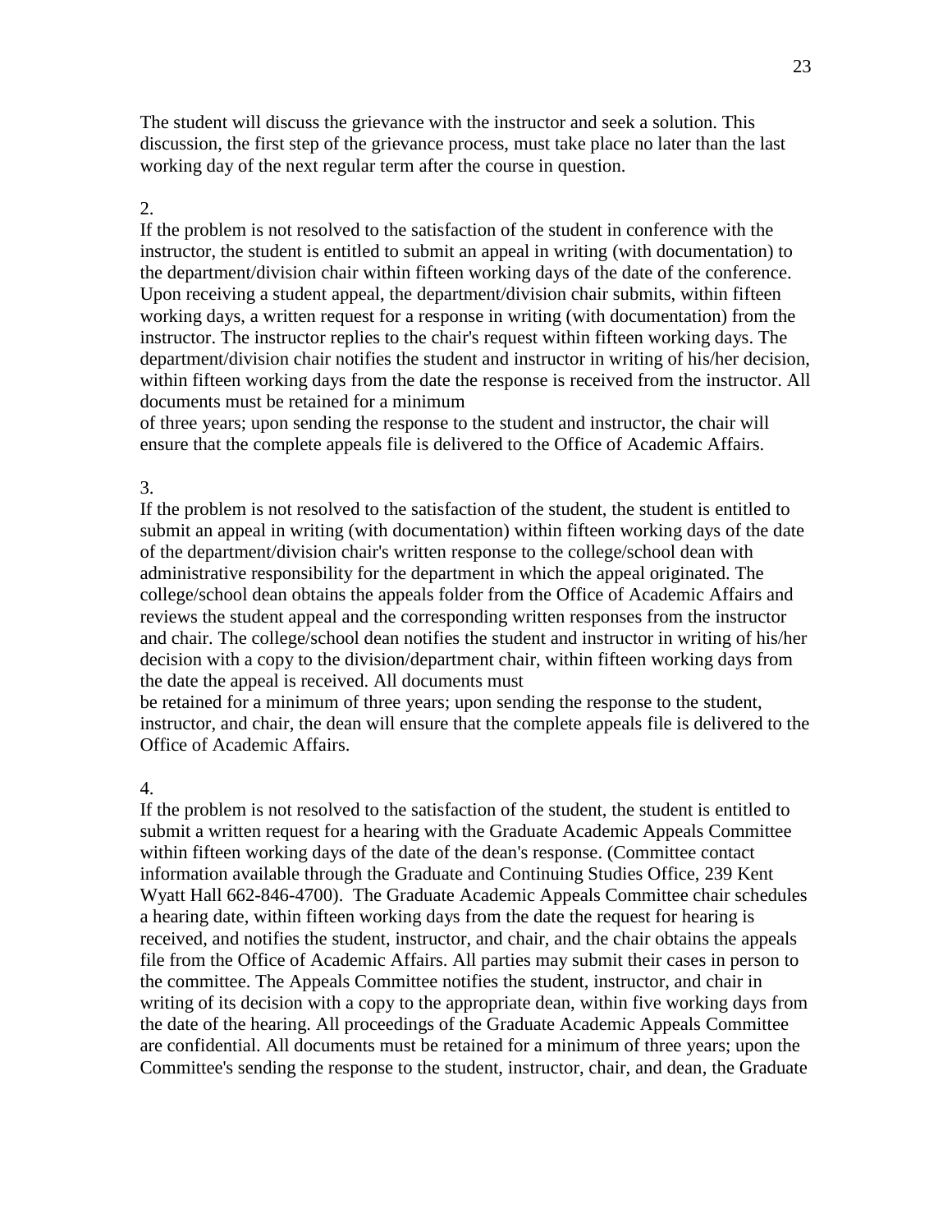The student will discuss the grievance with the instructor and seek a solution. This discussion, the first step of the grievance process, must take place no later than the last working day of the next regular term after the course in question.

2.

If the problem is not resolved to the satisfaction of the student in conference with the instructor, the student is entitled to submit an appeal in writing (with documentation) to the department/division chair within fifteen working days of the date of the conference. Upon receiving a student appeal, the department/division chair submits, within fifteen working days, a written request for a response in writing (with documentation) from the instructor. The instructor replies to the chair's request within fifteen working days. The department/division chair notifies the student and instructor in writing of his/her decision, within fifteen working days from the date the response is received from the instructor. All documents must be retained for a minimum of three years; upon sending the response to the student and instructor, the chair will ensure that the complete appeals file is delivered to the Office of Academic Affairs.

3.

If the problem is not resolved to the satisfaction of the student, the student is entitled to submit an appeal in writing (with documentation) within fifteen working days of the date of the department/division chair's written response to the college/school dean with administrative responsibility for the department in which the appeal originated. The college/school dean obtains the appeals folder from the Office of Academic Affairs and reviews the student appeal and the corresponding written responses from the instructor and chair. The college/school dean notifies the student and instructor in writing of his/her decision with a copy to the division/department chair, within fifteen working days from the date the appeal is received. All documents must be retained for a minimum of three years; upon sending the response to the student, instructor, and chair, the dean will ensure that the complete appeals file is delivered to the Office of Academic Affairs.

4.

If the problem is not resolved to the satisfaction of the student, the student is entitled to submit a written request for a hearing with the Graduate Academic Appeals Committee within fifteen working days of the date of the dean's response. (Committee contact information available through the Graduate and Continuing Studies Office, 239 Kent Wyatt Hall 662-846-4700). The Graduate Academic Appeals Committee chair schedules a hearing date, within fifteen working days from the date the request for hearing is received, and notifies the student, instructor, and chair, and the chair obtains the appeals file from the Office of Academic Affairs. All parties may submit their cases in person to the committee. The Appeals Committee notifies the student, instructor, and chair in writing of its decision with a copy to the appropriate dean, within five working days from the date of the hearing. All proceedings of the Graduate Academic Appeals Committee are confidential. All documents must be retained for a minimum of three years; upon the Committee's sending the response to the student, instructor, chair, and dean, the Graduate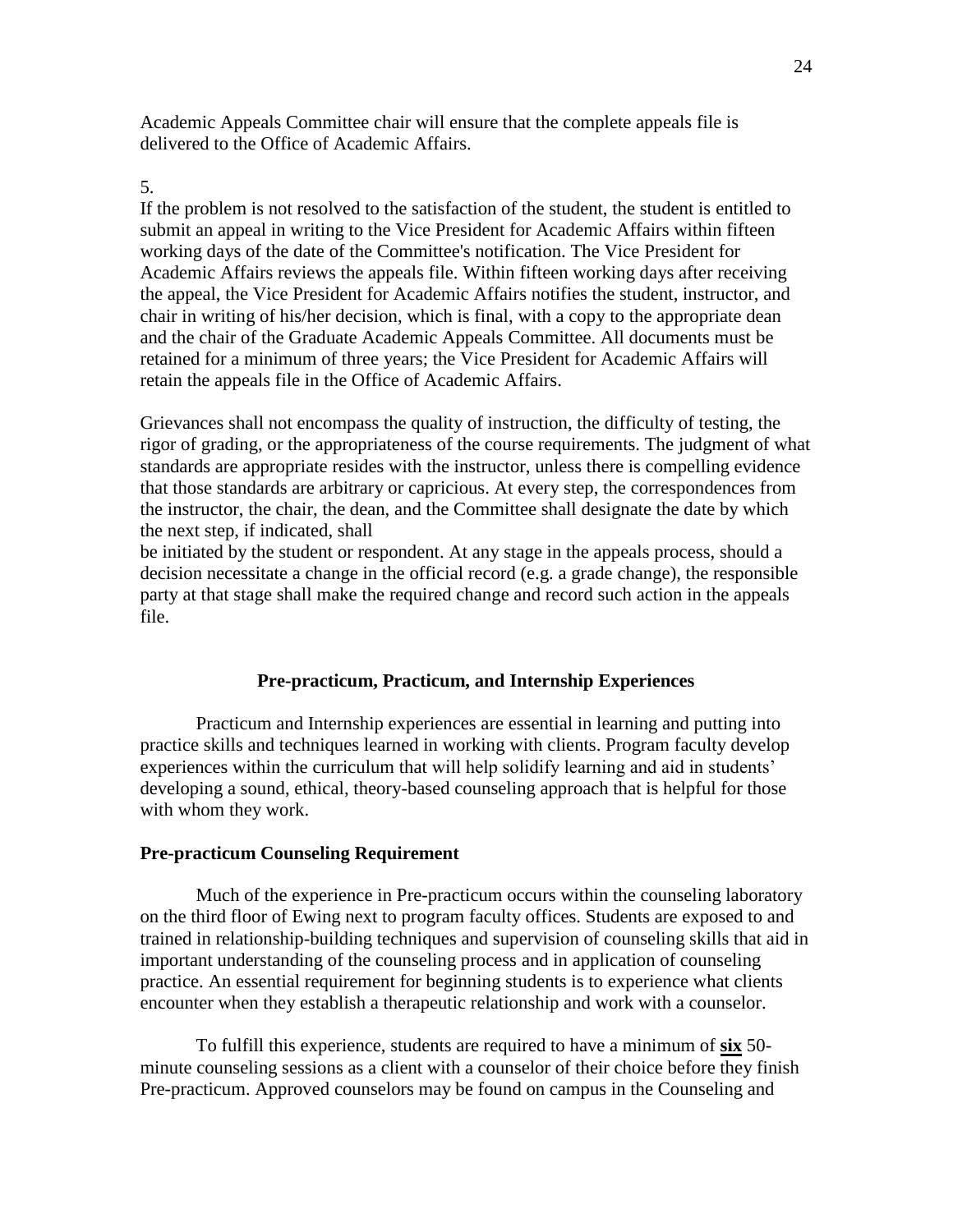Academic Appeals Committee chair will ensure that the complete appeals file is delivered to the Office of Academic Affairs.

5.
If the problem is not resolved to the satisfaction of the student, the student is entitled to submit an appeal in writing to the Vice President for Academic Affairs within fifteen working days of the date of the Committee's notification. The Vice President for Academic Affairs reviews the appeals file. Within fifteen working days after receiving the appeal, the Vice President for Academic Affairs notifies the student, instructor, and chair in writing of his/her decision, which is final, with a copy to the appropriate dean and the chair of the Graduate Academic Appeals Committee. All documents must be retained for a minimum of three years; the Vice President for Academic Affairs will retain the appeals file in the Office of Academic Affairs.

Grievances shall not encompass the quality of instruction, the difficulty of testing, the rigor of grading, or the appropriateness of the course requirements. The judgment of what standards are appropriate resides with the instructor, unless there is compelling evidence that those standards are arbitrary or capricious. At every step, the correspondences from the instructor, the chair, the dean, and the Committee shall designate the date by which the next step, if indicated, shall be initiated by the student or respondent. At any stage in the appeals process, should a decision necessitate a change in the official record (e.g. a grade change), the responsible party at that stage shall make the required change and record such action in the appeals file.

## Pre-practicum, Practicum, and Internship Experiences

Practicum and Internship experiences are essential in learning and putting into practice skills and techniques learned in working with clients. Program faculty develop experiences within the curriculum that will help solidify learning and aid in students' developing a sound, ethical, theory-based counseling approach that is helpful for those with whom they work.

### Pre-practicum Counseling Requirement

Much of the experience in Pre-practicum occurs within the counseling laboratory on the third floor of Ewing next to program faculty offices. Students are exposed to and trained in relationship-building techniques and supervision of counseling skills that aid in important understanding of the counseling process and in application of counseling practice. An essential requirement for beginning students is to experience what clients encounter when they establish a therapeutic relationship and work with a counselor.

To fulfill this experience, students are required to have a minimum of <u>**six**</u> 50-minute counseling sessions as a client with a counselor of their choice before they finish Pre-practicum. Approved counselors may be found on campus in the Counseling and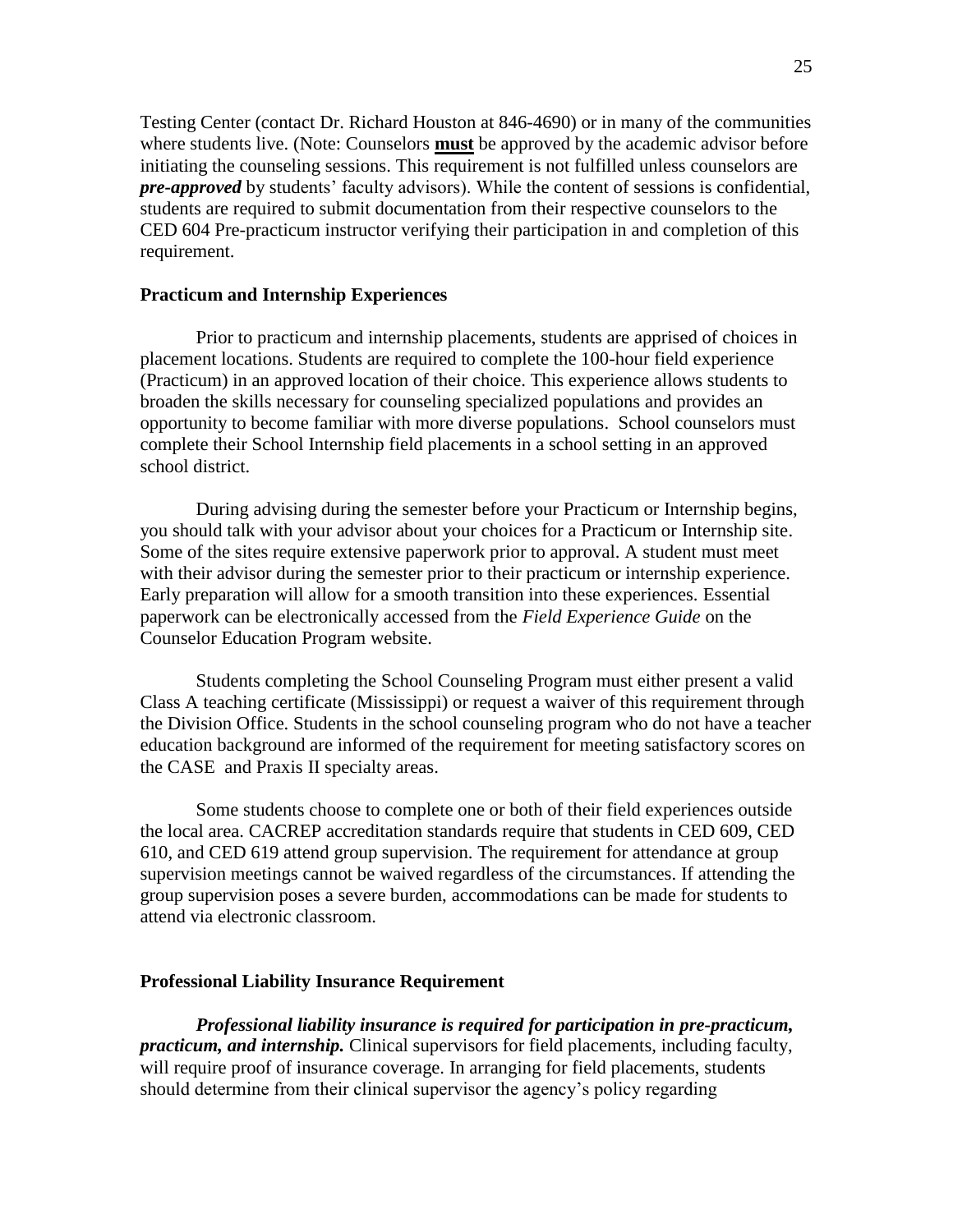Testing Center (contact Dr. Richard Houston at 846-4690) or in many of the communities where students live. (Note: Counselors **must** be approved by the academic advisor before initiating the counseling sessions. This requirement is not fulfilled unless counselors are ***pre-approved*** by students' faculty advisors). While the content of sessions is confidential, students are required to submit documentation from their respective counselors to the CED 604 Pre-practicum instructor verifying their participation in and completion of this requirement.

### Practicum and Internship Experiences

Prior to practicum and internship placements, students are apprised of choices in placement locations. Students are required to complete the 100-hour field experience (Practicum) in an approved location of their choice. This experience allows students to broaden the skills necessary for counseling specialized populations and provides an opportunity to become familiar with more diverse populations. School counselors must complete their School Internship field placements in a school setting in an approved school district.

During advising during the semester before your Practicum or Internship begins, you should talk with your advisor about your choices for a Practicum or Internship site. Some of the sites require extensive paperwork prior to approval. A student must meet with their advisor during the semester prior to their practicum or internship experience. Early preparation will allow for a smooth transition into these experiences. Essential paperwork can be electronically accessed from the *Field Experience Guide* on the Counselor Education Program website.

Students completing the School Counseling Program must either present a valid Class A teaching certificate (Mississippi) or request a waiver of this requirement through the Division Office. Students in the school counseling program who do not have a teacher education background are informed of the requirement for meeting satisfactory scores on the CASE and Praxis II specialty areas.

Some students choose to complete one or both of their field experiences outside the local area. CACREP accreditation standards require that students in CED 609, CED 610, and CED 619 attend group supervision. The requirement for attendance at group supervision meetings cannot be waived regardless of the circumstances. If attending the group supervision poses a severe burden, accommodations can be made for students to attend via electronic classroom.

### Professional Liability Insurance Requirement

***Professional liability insurance is required for participation in pre-practicum, practicum, and internship.*** Clinical supervisors for field placements, including faculty, will require proof of insurance coverage. In arranging for field placements, students should determine from their clinical supervisor the agency's policy regarding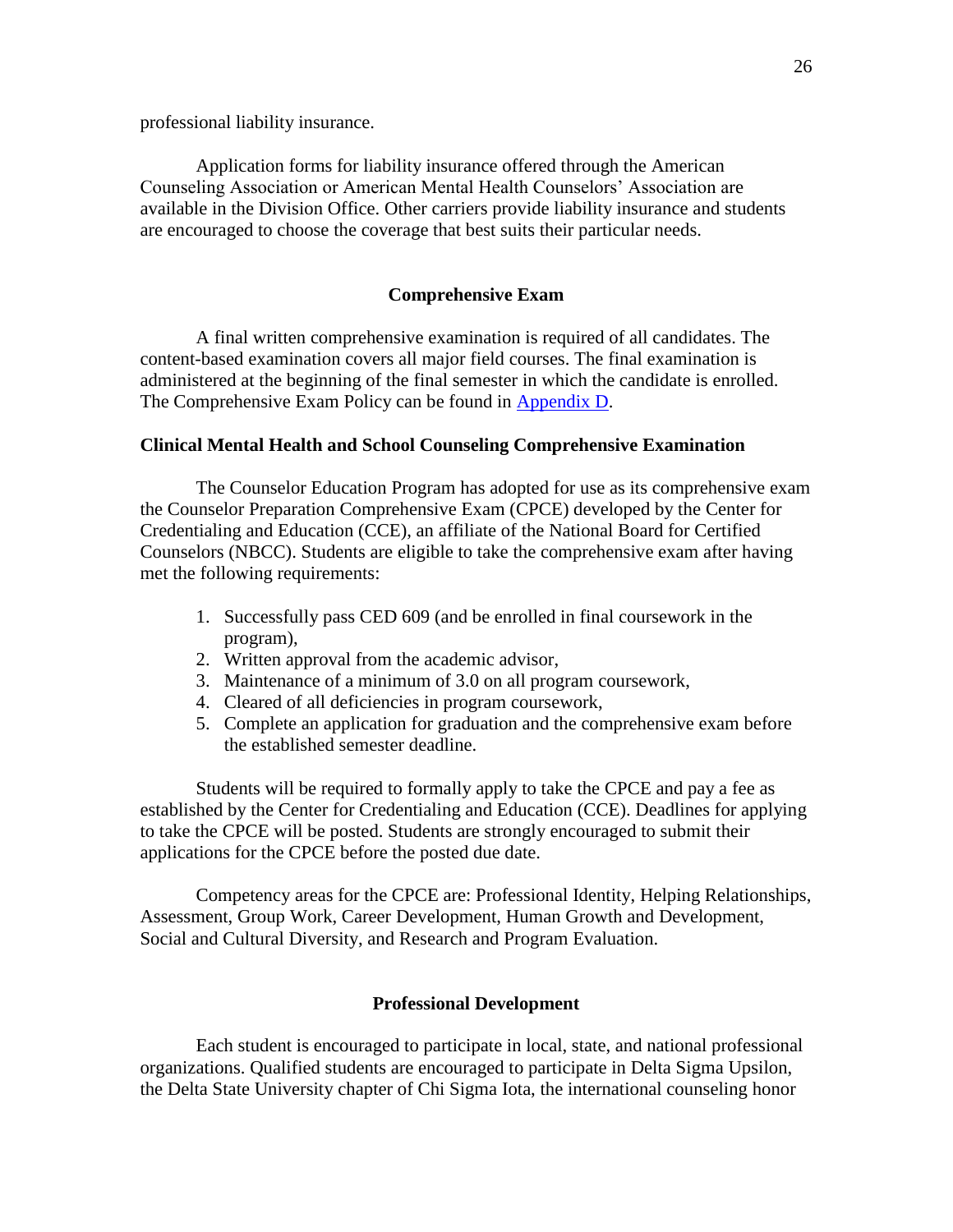professional liability insurance.

Application forms for liability insurance offered through the American Counseling Association or American Mental Health Counselors' Association are available in the Division Office. Other carriers provide liability insurance and students are encouraged to choose the coverage that best suits their particular needs.

## Comprehensive Exam

A final written comprehensive examination is required of all candidates. The content-based examination covers all major field courses. The final examination is administered at the beginning of the final semester in which the candidate is enrolled. The Comprehensive Exam Policy can be found in Appendix D.

### Clinical Mental Health and School Counseling Comprehensive Examination

The Counselor Education Program has adopted for use as its comprehensive exam the Counselor Preparation Comprehensive Exam (CPCE) developed by the Center for Credentialing and Education (CCE), an affiliate of the National Board for Certified Counselors (NBCC). Students are eligible to take the comprehensive exam after having met the following requirements:

1. Successfully pass CED 609 (and be enrolled in final coursework in the program),
2. Written approval from the academic advisor,
3. Maintenance of a minimum of 3.0 on all program coursework,
4. Cleared of all deficiencies in program coursework,
5. Complete an application for graduation and the comprehensive exam before the established semester deadline.

Students will be required to formally apply to take the CPCE and pay a fee as established by the Center for Credentialing and Education (CCE). Deadlines for applying to take the CPCE will be posted. Students are strongly encouraged to submit their applications for the CPCE before the posted due date.

Competency areas for the CPCE are: Professional Identity, Helping Relationships, Assessment, Group Work, Career Development, Human Growth and Development, Social and Cultural Diversity, and Research and Program Evaluation.

## Professional Development

Each student is encouraged to participate in local, state, and national professional organizations. Qualified students are encouraged to participate in Delta Sigma Upsilon, the Delta State University chapter of Chi Sigma Iota, the international counseling honor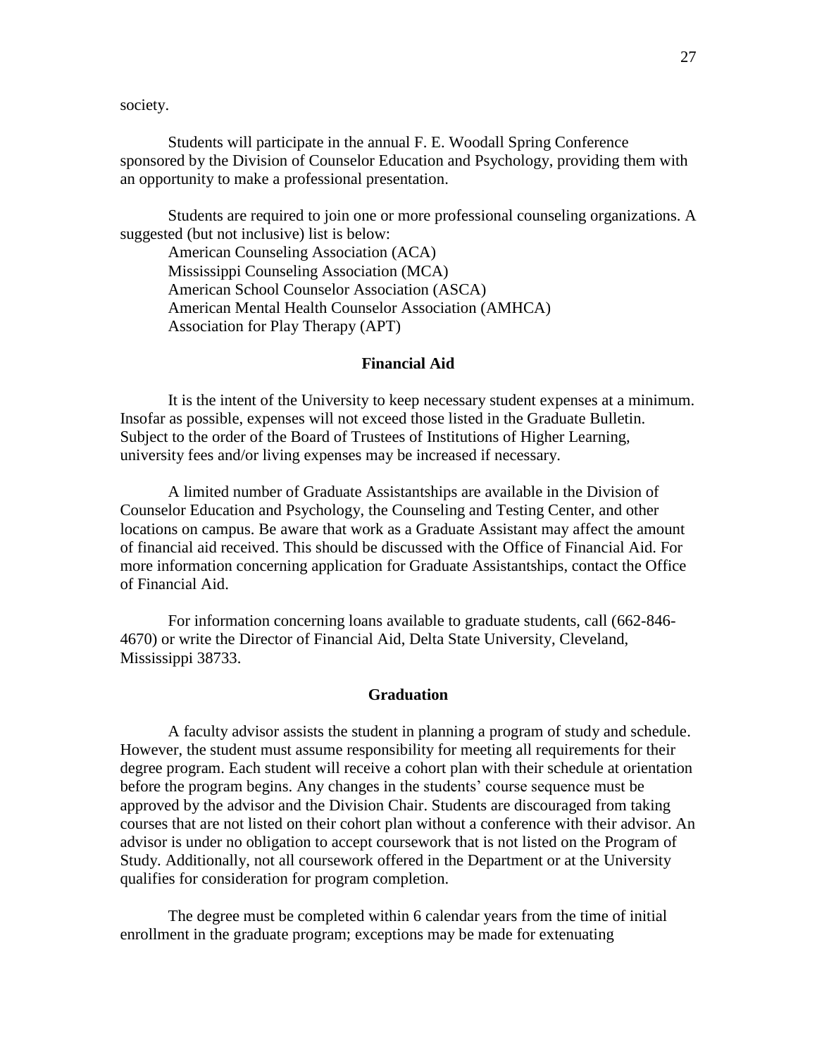society.

Students will participate in the annual F. E. Woodall Spring Conference sponsored by the Division of Counselor Education and Psychology, providing them with an opportunity to make a professional presentation.

Students are required to join one or more professional counseling organizations. A suggested (but not inclusive) list is below:

American Counseling Association (ACA)
Mississippi Counseling Association (MCA)
American School Counselor Association (ASCA)
American Mental Health Counselor Association (AMHCA)
Association for Play Therapy (APT)

## Financial Aid

It is the intent of the University to keep necessary student expenses at a minimum. Insofar as possible, expenses will not exceed those listed in the Graduate Bulletin. Subject to the order of the Board of Trustees of Institutions of Higher Learning, university fees and/or living expenses may be increased if necessary.

A limited number of Graduate Assistantships are available in the Division of Counselor Education and Psychology, the Counseling and Testing Center, and other locations on campus. Be aware that work as a Graduate Assistant may affect the amount of financial aid received. This should be discussed with the Office of Financial Aid. For more information concerning application for Graduate Assistantships, contact the Office of Financial Aid.

For information concerning loans available to graduate students, call (662-846-4670) or write the Director of Financial Aid, Delta State University, Cleveland, Mississippi 38733.

## Graduation

A faculty advisor assists the student in planning a program of study and schedule. However, the student must assume responsibility for meeting all requirements for their degree program. Each student will receive a cohort plan with their schedule at orientation before the program begins. Any changes in the students' course sequence must be approved by the advisor and the Division Chair. Students are discouraged from taking courses that are not listed on their cohort plan without a conference with their advisor. An advisor is under no obligation to accept coursework that is not listed on the Program of Study. Additionally, not all coursework offered in the Department or at the University qualifies for consideration for program completion.

The degree must be completed within 6 calendar years from the time of initial enrollment in the graduate program; exceptions may be made for extenuating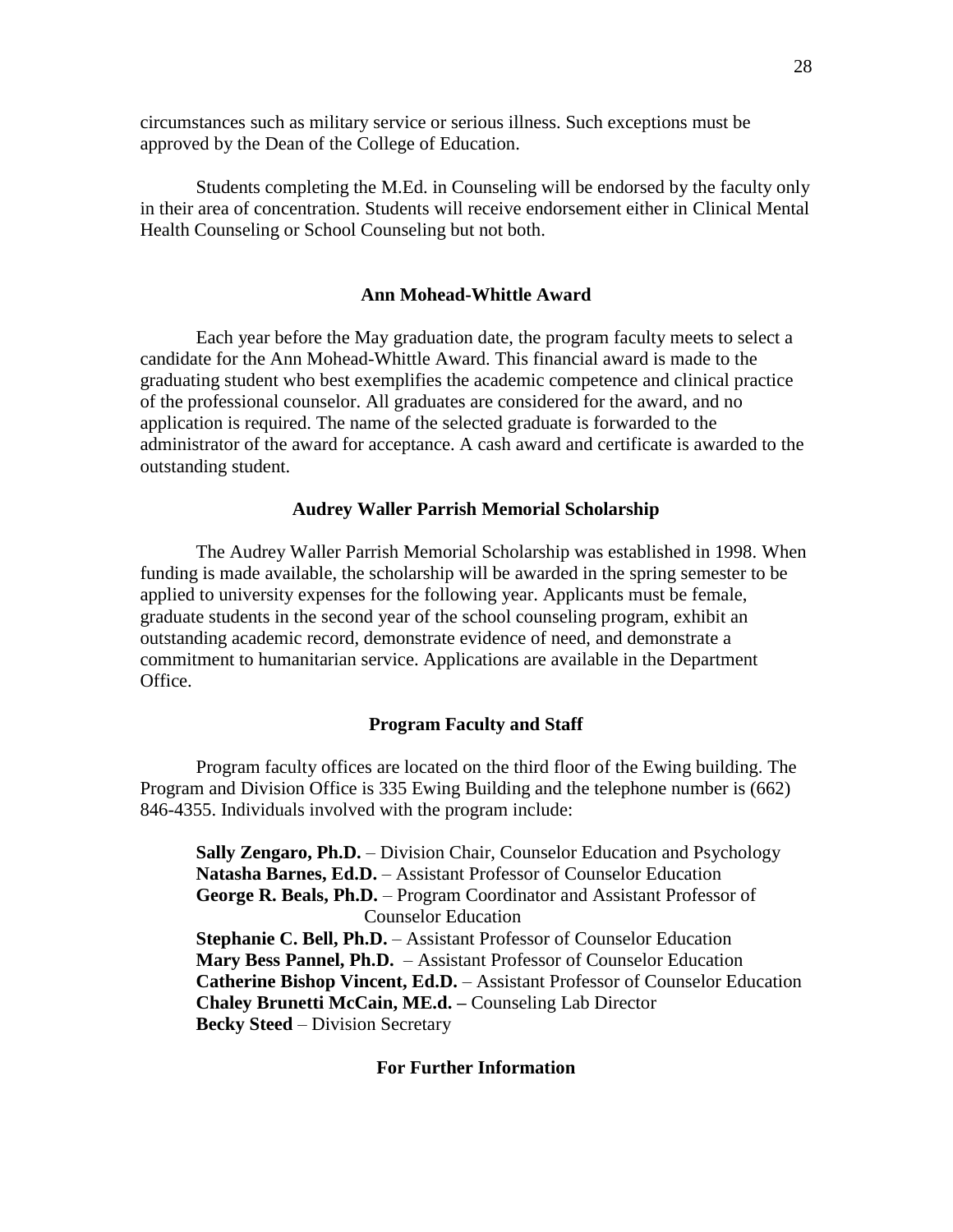circumstances such as military service or serious illness. Such exceptions must be approved by the Dean of the College of Education.

Students completing the M.Ed. in Counseling will be endorsed by the faculty only in their area of concentration. Students will receive endorsement either in Clinical Mental Health Counseling or School Counseling but not both.

## Ann Mohead-Whittle Award

Each year before the May graduation date, the program faculty meets to select a candidate for the Ann Mohead-Whittle Award. This financial award is made to the graduating student who best exemplifies the academic competence and clinical practice of the professional counselor. All graduates are considered for the award, and no application is required. The name of the selected graduate is forwarded to the administrator of the award for acceptance. A cash award and certificate is awarded to the outstanding student.

## Audrey Waller Parrish Memorial Scholarship

The Audrey Waller Parrish Memorial Scholarship was established in 1998. When funding is made available, the scholarship will be awarded in the spring semester to be applied to university expenses for the following year. Applicants must be female, graduate students in the second year of the school counseling program, exhibit an outstanding academic record, demonstrate evidence of need, and demonstrate a commitment to humanitarian service. Applications are available in the Department Office.

## Program Faculty and Staff

Program faculty offices are located on the third floor of the Ewing building. The Program and Division Office is 335 Ewing Building and the telephone number is (662) 846-4355. Individuals involved with the program include:

**Sally Zengaro, Ph.D.** – Division Chair, Counselor Education and Psychology
**Natasha Barnes, Ed.D.** – Assistant Professor of Counselor Education
**George R. Beals, Ph.D.** – Program Coordinator and Assistant Professor of Counselor Education
**Stephanie C. Bell, Ph.D.** – Assistant Professor of Counselor Education
**Mary Bess Pannel, Ph.D.** – Assistant Professor of Counselor Education
**Catherine Bishop Vincent, Ed.D.** – Assistant Professor of Counselor Education
**Chaley Brunetti McCain, ME.d. –** Counseling Lab Director
**Becky Steed** – Division Secretary

## For Further Information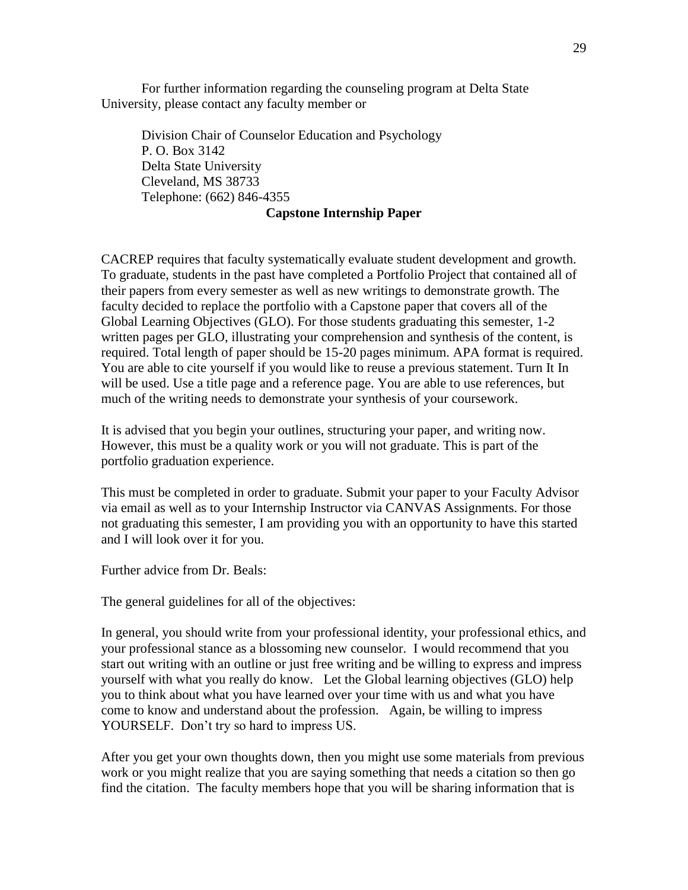For further information regarding the counseling program at Delta State University, please contact any faculty member or

Division Chair of Counselor Education and Psychology
P. O. Box 3142
Delta State University
Cleveland, MS 38733
Telephone: (662) 846-4355

## Capstone Internship Paper

CACREP requires that faculty systematically evaluate student development and growth. To graduate, students in the past have completed a Portfolio Project that contained all of their papers from every semester as well as new writings to demonstrate growth. The faculty decided to replace the portfolio with a Capstone paper that covers all of the Global Learning Objectives (GLO). For those students graduating this semester, 1-2 written pages per GLO, illustrating your comprehension and synthesis of the content, is required. Total length of paper should be 15-20 pages minimum. APA format is required. You are able to cite yourself if you would like to reuse a previous statement. Turn It In will be used. Use a title page and a reference page. You are able to use references, but much of the writing needs to demonstrate your synthesis of your coursework.

It is advised that you begin your outlines, structuring your paper, and writing now. However, this must be a quality work or you will not graduate. This is part of the portfolio graduation experience.

This must be completed in order to graduate. Submit your paper to your Faculty Advisor via email as well as to your Internship Instructor via CANVAS Assignments. For those not graduating this semester, I am providing you with an opportunity to have this started and I will look over it for you.

Further advice from Dr. Beals:

The general guidelines for all of the objectives:

In general, you should write from your professional identity, your professional ethics, and your professional stance as a blossoming new counselor. I would recommend that you start out writing with an outline or just free writing and be willing to express and impress yourself with what you really do know. Let the Global learning objectives (GLO) help you to think about what you have learned over your time with us and what you have come to know and understand about the profession. Again, be willing to impress YOURSELF. Don't try so hard to impress US.

After you get your own thoughts down, then you might use some materials from previous work or you might realize that you are saying something that needs a citation so then go find the citation. The faculty members hope that you will be sharing information that is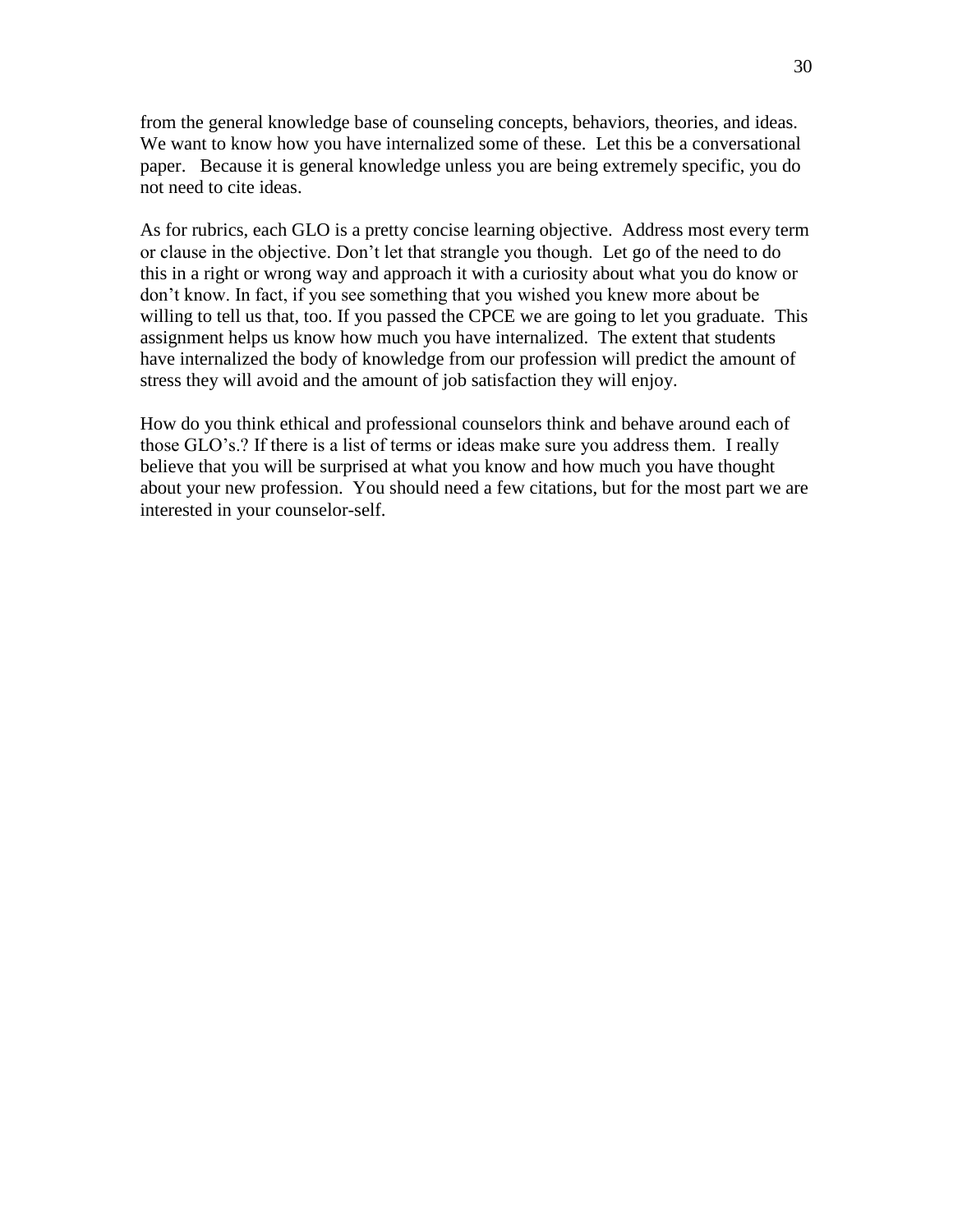from the general knowledge base of counseling concepts, behaviors, theories, and ideas. We want to know how you have internalized some of these. Let this be a conversational paper. Because it is general knowledge unless you are being extremely specific, you do not need to cite ideas.

As for rubrics, each GLO is a pretty concise learning objective. Address most every term or clause in the objective. Don't let that strangle you though. Let go of the need to do this in a right or wrong way and approach it with a curiosity about what you do know or don't know. In fact, if you see something that you wished you knew more about be willing to tell us that, too. If you passed the CPCE we are going to let you graduate. This assignment helps us know how much you have internalized. The extent that students have internalized the body of knowledge from our profession will predict the amount of stress they will avoid and the amount of job satisfaction they will enjoy.

How do you think ethical and professional counselors think and behave around each of those GLO's.? If there is a list of terms or ideas make sure you address them. I really believe that you will be surprised at what you know and how much you have thought about your new profession. You should need a few citations, but for the most part we are interested in your counselor-self.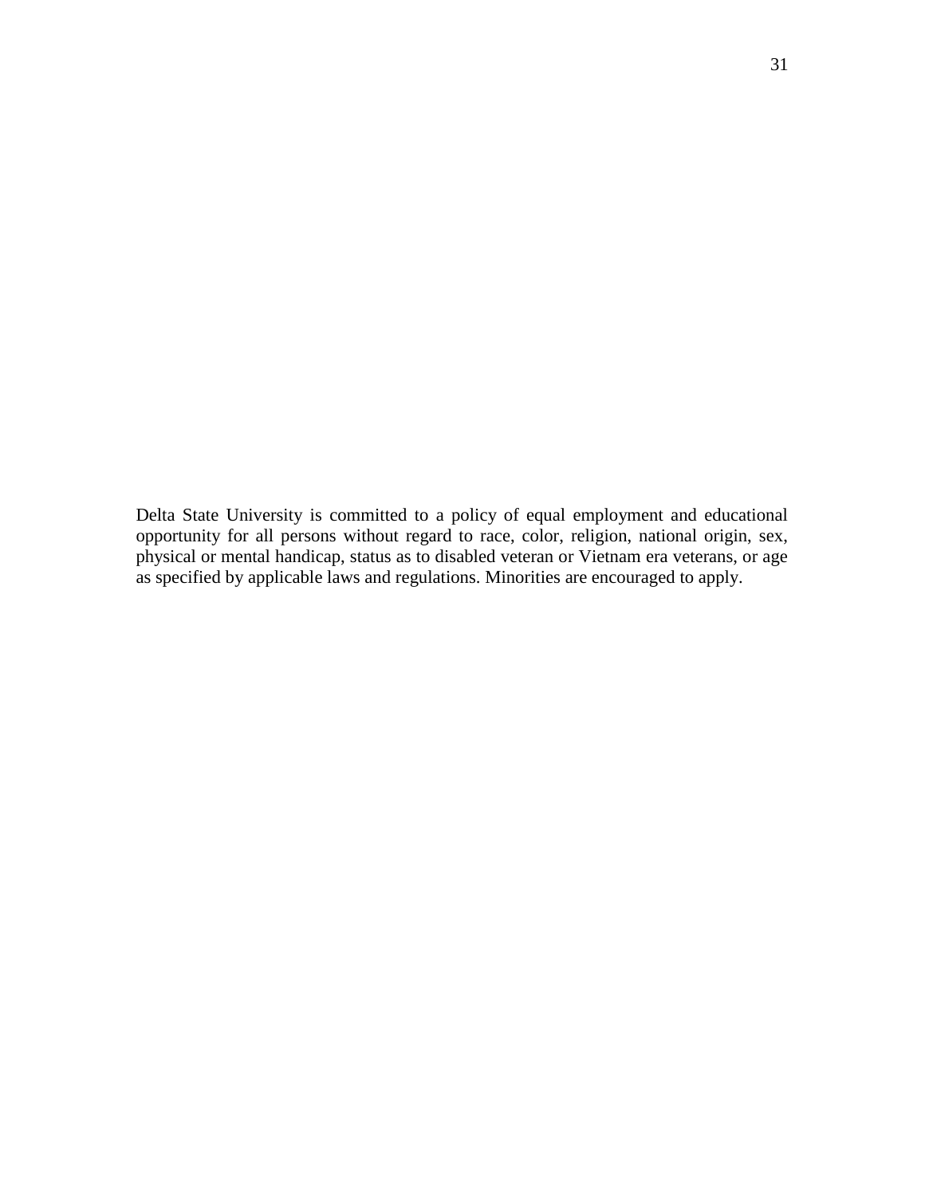Delta State University is committed to a policy of equal employment and educational opportunity for all persons without regard to race, color, religion, national origin, sex, physical or mental handicap, status as to disabled veteran or Vietnam era veterans, or age as specified by applicable laws and regulations. Minorities are encouraged to apply.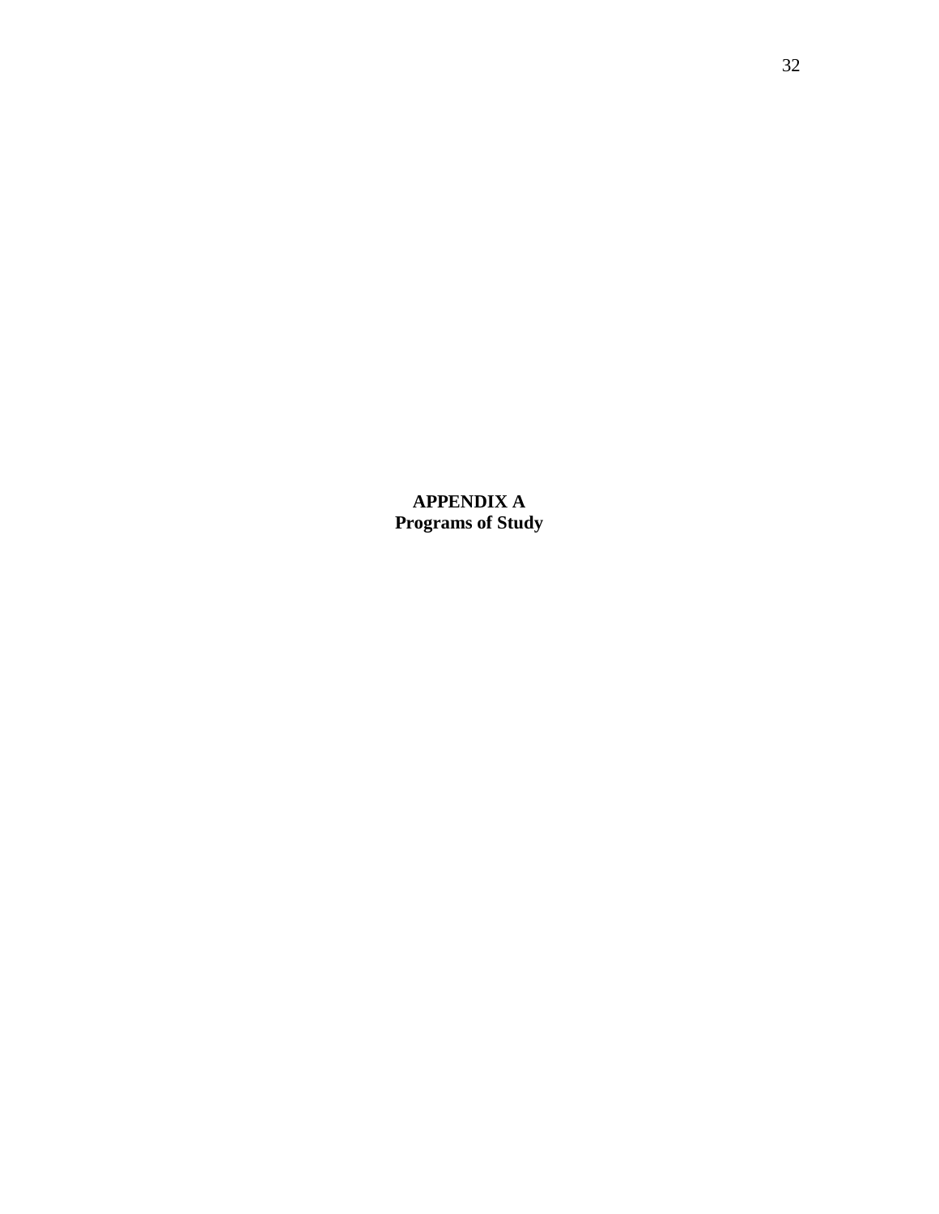# APPENDIX A
## Programs of Study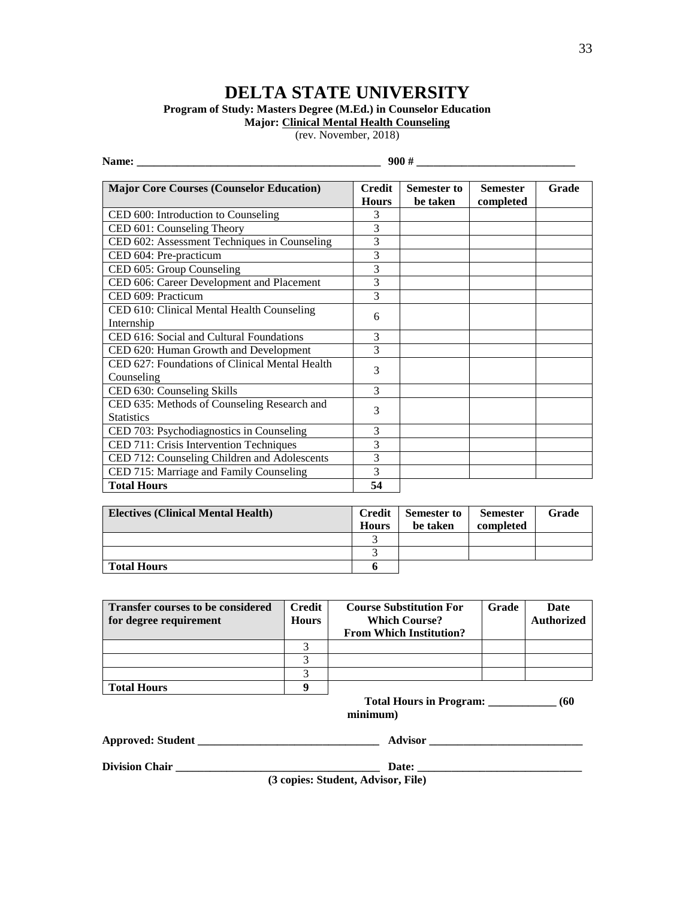# DELTA STATE UNIVERSITY

**Program of Study: Masters Degree (M.Ed.) in Counselor Education**

**Major: <u>Clinical Mental Health Counseling</u>**

(rev. November, 2018)

**Name:** ____________________________________________ **900 #** ____________________________

| Major Core Courses (Counselor Education) | Credit Hours | Semester to be taken | Semester completed | Grade |
|---|---|---|---|---|
| CED 600: Introduction to Counseling | 3 | | | |
| CED 601: Counseling Theory | 3 | | | |
| CED 602: Assessment Techniques in Counseling | 3 | | | |
| CED 604: Pre-practicum | 3 | | | |
| CED 605: Group Counseling | 3 | | | |
| CED 606: Career Development and Placement | 3 | | | |
| CED 609: Practicum | 3 | | | |
| CED 610: Clinical Mental Health Counseling Internship | 6 | | | |
| CED 616: Social and Cultural Foundations | 3 | | | |
| CED 620: Human Growth and Development | 3 | | | |
| CED 627: Foundations of Clinical Mental Health Counseling | 3 | | | |
| CED 630: Counseling Skills | 3 | | | |
| CED 635: Methods of Counseling Research and Statistics | 3 | | | |
| CED 703: Psychodiagnostics in Counseling | 3 | | | |
| CED 711: Crisis Intervention Techniques | 3 | | | |
| CED 712: Counseling Children and Adolescents | 3 | | | |
| CED 715: Marriage and Family Counseling | 3 | | | |
| **Total Hours** | **54** | | | |

| Electives (Clinical Mental Health) | Credit Hours | Semester to be taken | Semester completed | Grade |
|---|---|---|---|---|
| | 3 | | | |
| | 3 | | | |
| **Total Hours** | **6** | | | |

| Transfer courses to be considered for degree requirement | Credit Hours | Course Substitution For Which Course? From Which Institution? | Grade | Date Authorized |
|---|---|---|---|---|
| | 3 | | | |
| | 3 | | | |
| | 3 | | | |
| **Total Hours** | **9** | | | |

**Total Hours in Program: ____________ (60 minimum)**

**Approved: Student** ________________________________ **Advisor** ___________________________

**Division Chair** ____________________________________ **Date:** ______________________________

**(3 copies: Student, Advisor, File)**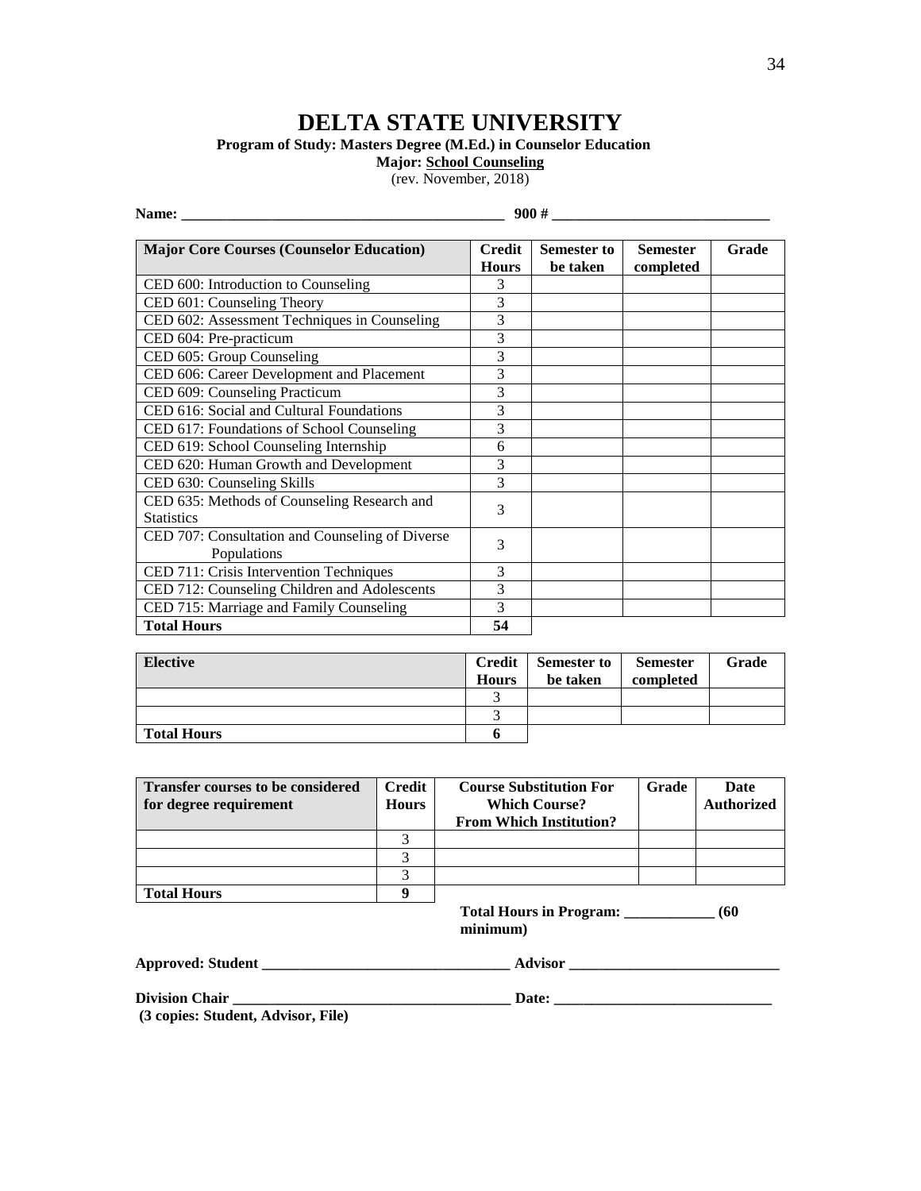# DELTA STATE UNIVERSITY

**Program of Study: Masters Degree (M.Ed.) in Counselor Education**

**Major: School Counseling**

(rev. November, 2018)

**Name: ___________________________________________ 900 # _____________________________**

| Major Core Courses (Counselor Education) | Credit Hours | Semester to be taken | Semester completed | Grade |
|---|---|---|---|---|
| CED 600: Introduction to Counseling | 3 | | | |
| CED 601: Counseling Theory | 3 | | | |
| CED 602: Assessment Techniques in Counseling | 3 | | | |
| CED 604: Pre-practicum | 3 | | | |
| CED 605: Group Counseling | 3 | | | |
| CED 606: Career Development and Placement | 3 | | | |
| CED 609: Counseling Practicum | 3 | | | |
| CED 616: Social and Cultural Foundations | 3 | | | |
| CED 617: Foundations of School Counseling | 3 | | | |
| CED 619: School Counseling Internship | 6 | | | |
| CED 620: Human Growth and Development | 3 | | | |
| CED 630: Counseling Skills | 3 | | | |
| CED 635: Methods of Counseling Research and Statistics | 3 | | | |
| CED 707: Consultation and Counseling of Diverse Populations | 3 | | | |
| CED 711: Crisis Intervention Techniques | 3 | | | |
| CED 712: Counseling Children and Adolescents | 3 | | | |
| CED 715: Marriage and Family Counseling | 3 | | | |
| **Total Hours** | **54** | | | |

| Elective | Credit Hours | Semester to be taken | Semester completed | Grade |
|---|---|---|---|---|
| | 3 | | | |
| | 3 | | | |
| **Total Hours** | **6** | | | |

| Transfer courses to be considered for degree requirement | Credit Hours | Course Substitution For Which Course? From Which Institution? | Grade | Date Authorized |
|---|---|---|---|---|
| | 3 | | | |
| | 3 | | | |
| | 3 | | | |
| **Total Hours** | **9** | | | |

**Total Hours in Program: ____________ (60 minimum)**

**Approved: Student _________________________________ Advisor ____________________________**

**Division Chair _____________________________________ Date: _____________________________**

**(3 copies: Student, Advisor, File)**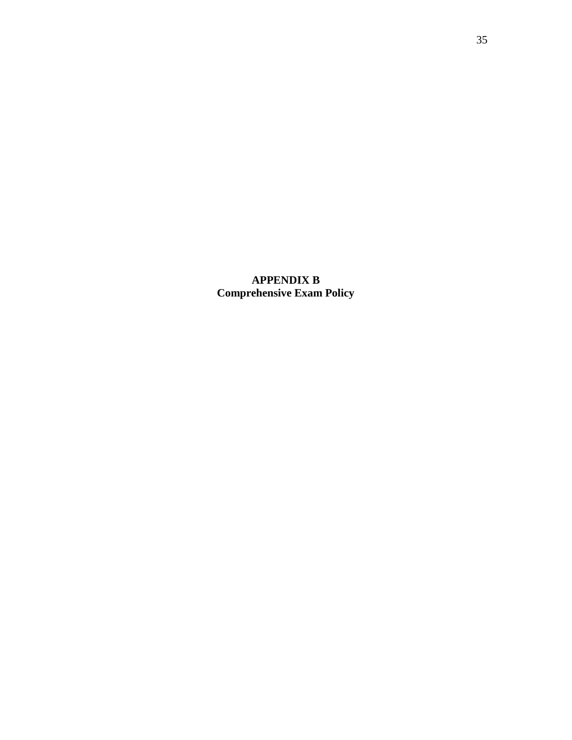# APPENDIX B
## Comprehensive Exam Policy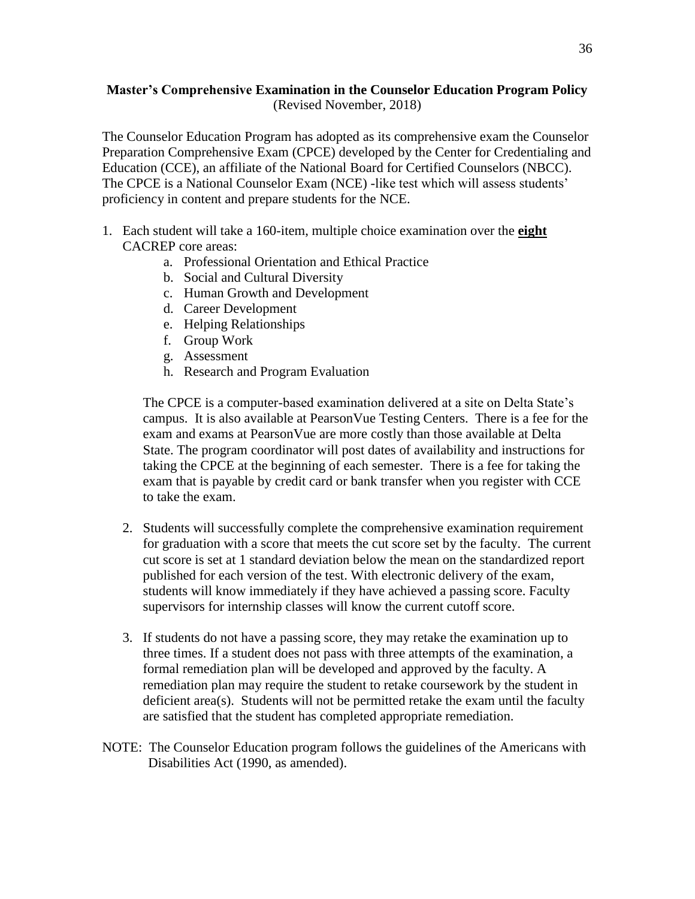**Master's Comprehensive Examination in the Counselor Education Program Policy**
(Revised November, 2018)

The Counselor Education Program has adopted as its comprehensive exam the Counselor Preparation Comprehensive Exam (CPCE) developed by the Center for Credentialing and Education (CCE), an affiliate of the National Board for Certified Counselors (NBCC). The CPCE is a National Counselor Exam (NCE) -like test which will assess students' proficiency in content and prepare students for the NCE.

1. Each student will take a 160-item, multiple choice examination over the **eight** CACREP core areas:
    a. Professional Orientation and Ethical Practice
    b. Social and Cultural Diversity
    c. Human Growth and Development
    d. Career Development
    e. Helping Relationships
    f. Group Work
    g. Assessment
    h. Research and Program Evaluation

    The CPCE is a computer-based examination delivered at a site on Delta State's campus. It is also available at PearsonVue Testing Centers. There is a fee for the exam and exams at PearsonVue are more costly than those available at Delta State. The program coordinator will post dates of availability and instructions for taking the CPCE at the beginning of each semester. There is a fee for taking the exam that is payable by credit card or bank transfer when you register with CCE to take the exam.

2. Students will successfully complete the comprehensive examination requirement for graduation with a score that meets the cut score set by the faculty. The current cut score is set at 1 standard deviation below the mean on the standardized report published for each version of the test. With electronic delivery of the exam, students will know immediately if they have achieved a passing score. Faculty supervisors for internship classes will know the current cutoff score.

3. If students do not have a passing score, they may retake the examination up to three times. If a student does not pass with three attempts of the examination, a formal remediation plan will be developed and approved by the faculty. A remediation plan may require the student to retake coursework by the student in deficient area(s). Students will not be permitted retake the exam until the faculty are satisfied that the student has completed appropriate remediation.

NOTE: The Counselor Education program follows the guidelines of the Americans with Disabilities Act (1990, as amended).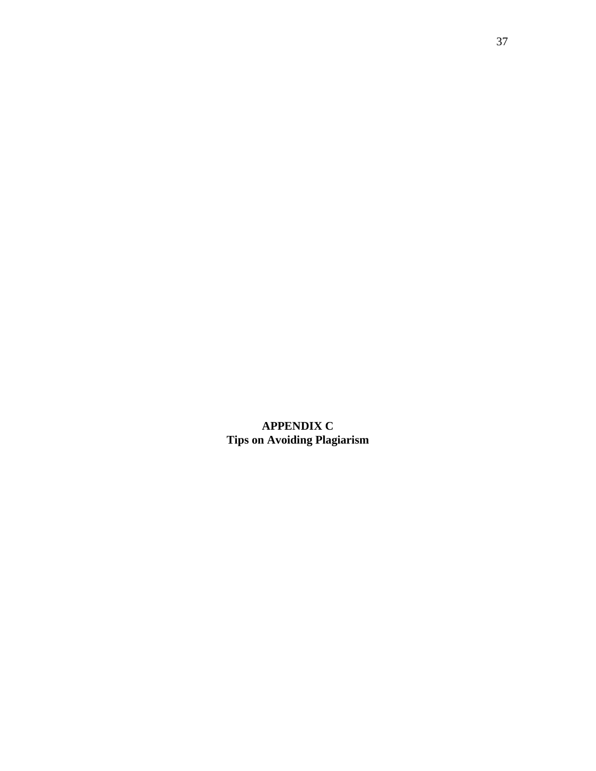# APPENDIX C
## Tips on Avoiding Plagiarism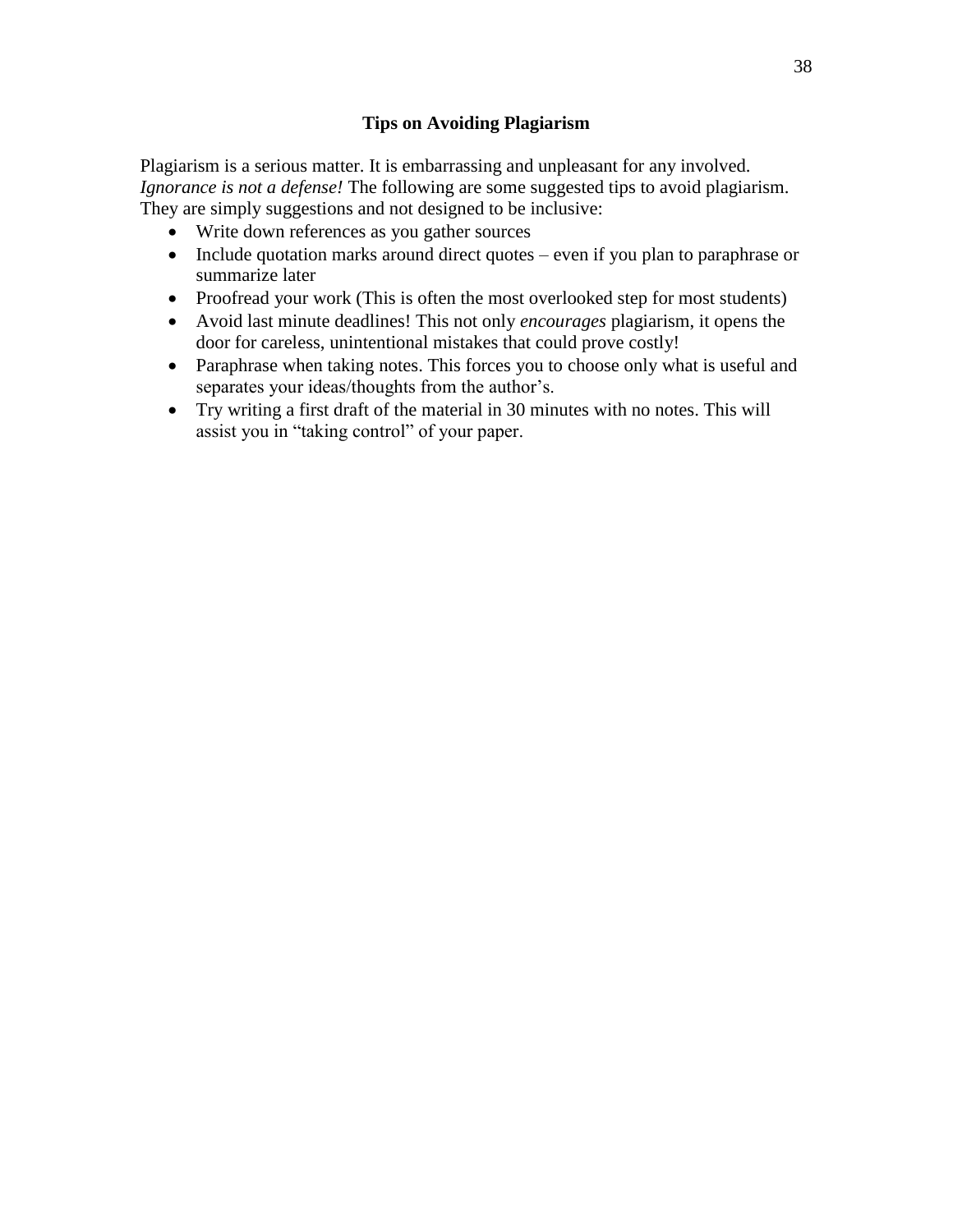## Tips on Avoiding Plagiarism

Plagiarism is a serious matter. It is embarrassing and unpleasant for any involved. *Ignorance is not a defense!* The following are some suggested tips to avoid plagiarism. They are simply suggestions and not designed to be inclusive:

- Write down references as you gather sources
- Include quotation marks around direct quotes – even if you plan to paraphrase or summarize later
- Proofread your work (This is often the most overlooked step for most students)
- Avoid last minute deadlines! This not only *encourages* plagiarism, it opens the door for careless, unintentional mistakes that could prove costly!
- Paraphrase when taking notes. This forces you to choose only what is useful and separates your ideas/thoughts from the author's.
- Try writing a first draft of the material in 30 minutes with no notes. This will assist you in "taking control" of your paper.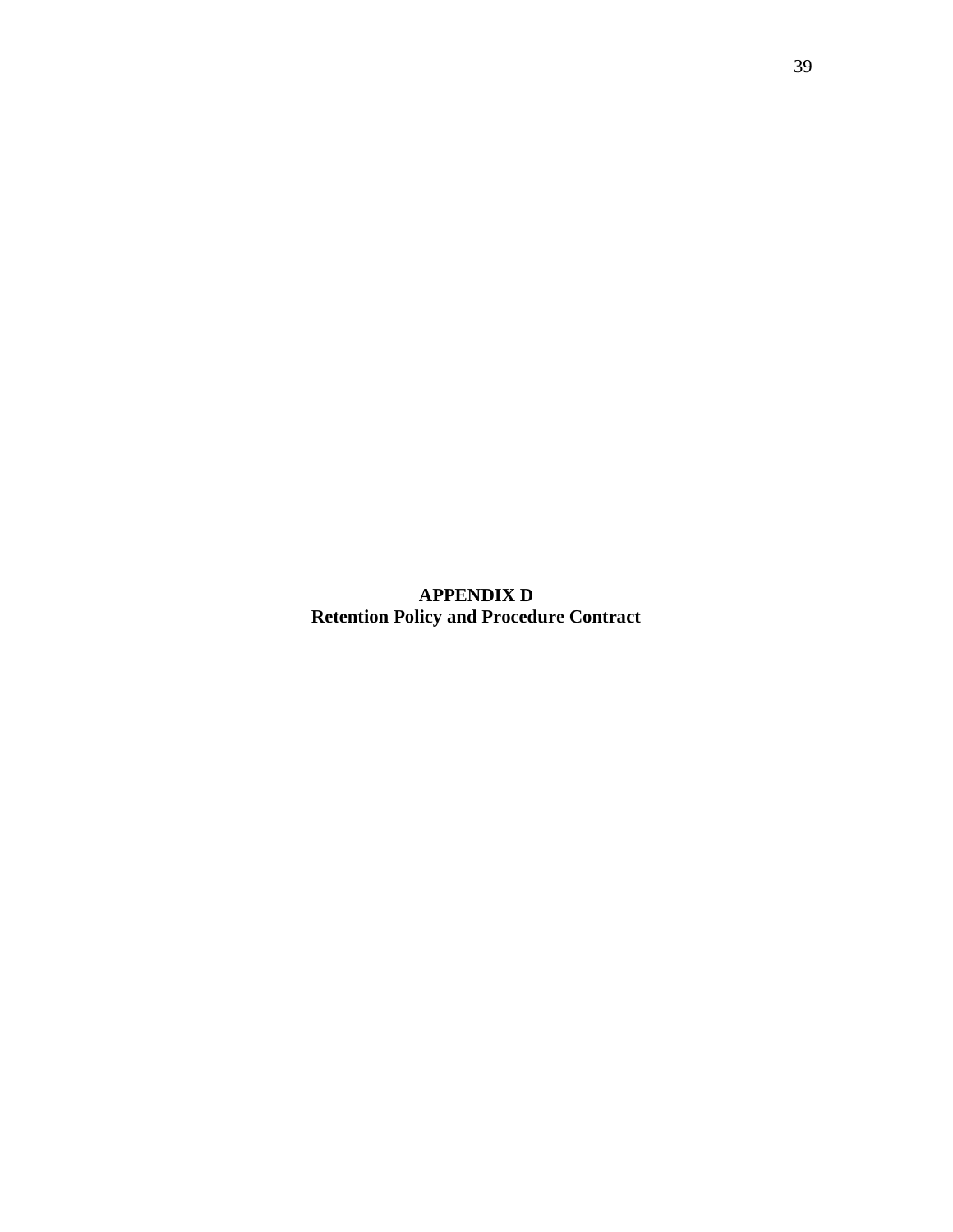# APPENDIX D
## Retention Policy and Procedure Contract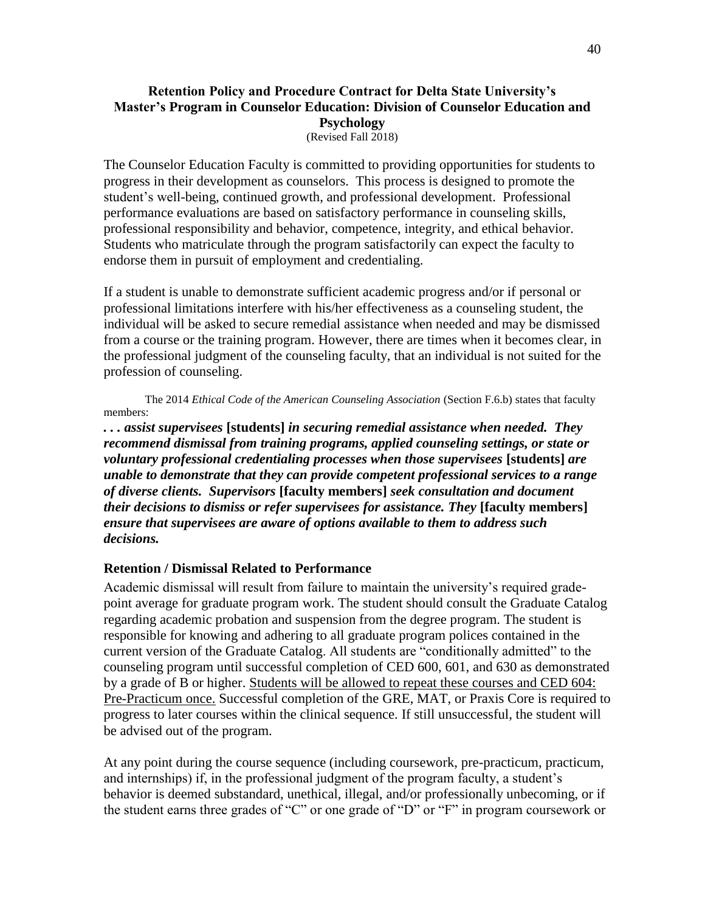**Retention Policy and Procedure Contract for Delta State University's Master's Program in Counselor Education: Division of Counselor Education and Psychology**
(Revised Fall 2018)

The Counselor Education Faculty is committed to providing opportunities for students to progress in their development as counselors. This process is designed to promote the student's well-being, continued growth, and professional development. Professional performance evaluations are based on satisfactory performance in counseling skills, professional responsibility and behavior, competence, integrity, and ethical behavior. Students who matriculate through the program satisfactorily can expect the faculty to endorse them in pursuit of employment and credentialing.

If a student is unable to demonstrate sufficient academic progress and/or if personal or professional limitations interfere with his/her effectiveness as a counseling student, the individual will be asked to secure remedial assistance when needed and may be dismissed from a course or the training program. However, there are times when it becomes clear, in the professional judgment of the counseling faculty, that an individual is not suited for the profession of counseling.

The 2014 *Ethical Code of the American Counseling Association* (Section F.6.b) states that faculty members:

***. . . assist supervisees* [students] *in securing remedial assistance when needed. They recommend dismissal from training programs, applied counseling settings, or state or voluntary professional credentialing processes when those supervisees* [students] *are unable to demonstrate that they can provide competent professional services to a range of diverse clients. Supervisors* [faculty members] *seek consultation and document their decisions to dismiss or refer supervisees for assistance. They* [faculty members] *ensure that supervisees are aware of options available to them to address such decisions.***

### Retention / Dismissal Related to Performance

Academic dismissal will result from failure to maintain the university's required grade-point average for graduate program work. The student should consult the Graduate Catalog regarding academic probation and suspension from the degree program. The student is responsible for knowing and adhering to all graduate program polices contained in the current version of the Graduate Catalog. All students are "conditionally admitted" to the counseling program until successful completion of CED 600, 601, and 630 as demonstrated by a grade of B or higher. <u>Students will be allowed to repeat these courses and CED 604: Pre-Practicum once.</u> Successful completion of the GRE, MAT, or Praxis Core is required to progress to later courses within the clinical sequence. If still unsuccessful, the student will be advised out of the program.

At any point during the course sequence (including coursework, pre-practicum, practicum, and internships) if, in the professional judgment of the program faculty, a student's behavior is deemed substandard, unethical, illegal, and/or professionally unbecoming, or if the student earns three grades of "C" or one grade of "D" or "F" in program coursework or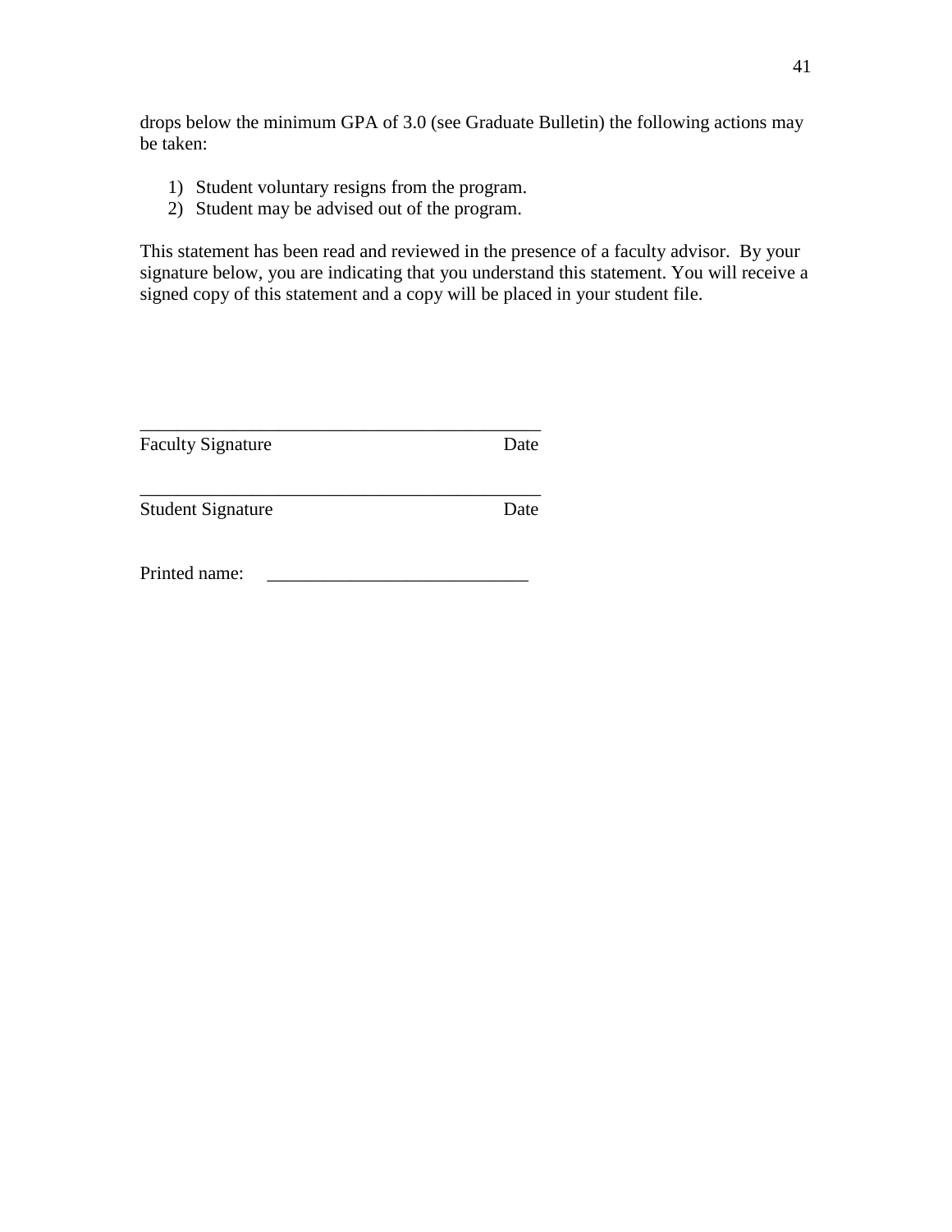drops below the minimum GPA of 3.0 (see Graduate Bulletin) the following actions may be taken:

1) Student voluntary resigns from the program.
2) Student may be advised out of the program.

This statement has been read and reviewed in the presence of a faculty advisor. By your signature below, you are indicating that you understand this statement. You will receive a signed copy of this statement and a copy will be placed in your student file.

______________________________________________
Faculty Signature                                        Date

______________________________________________
Student Signature                                        Date

Printed name: ____________________________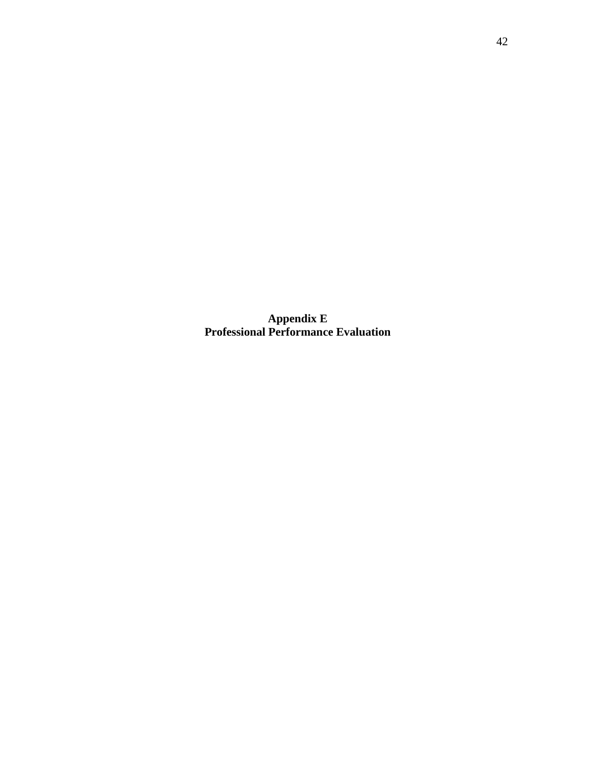**Appendix E**
**Professional Performance Evaluation**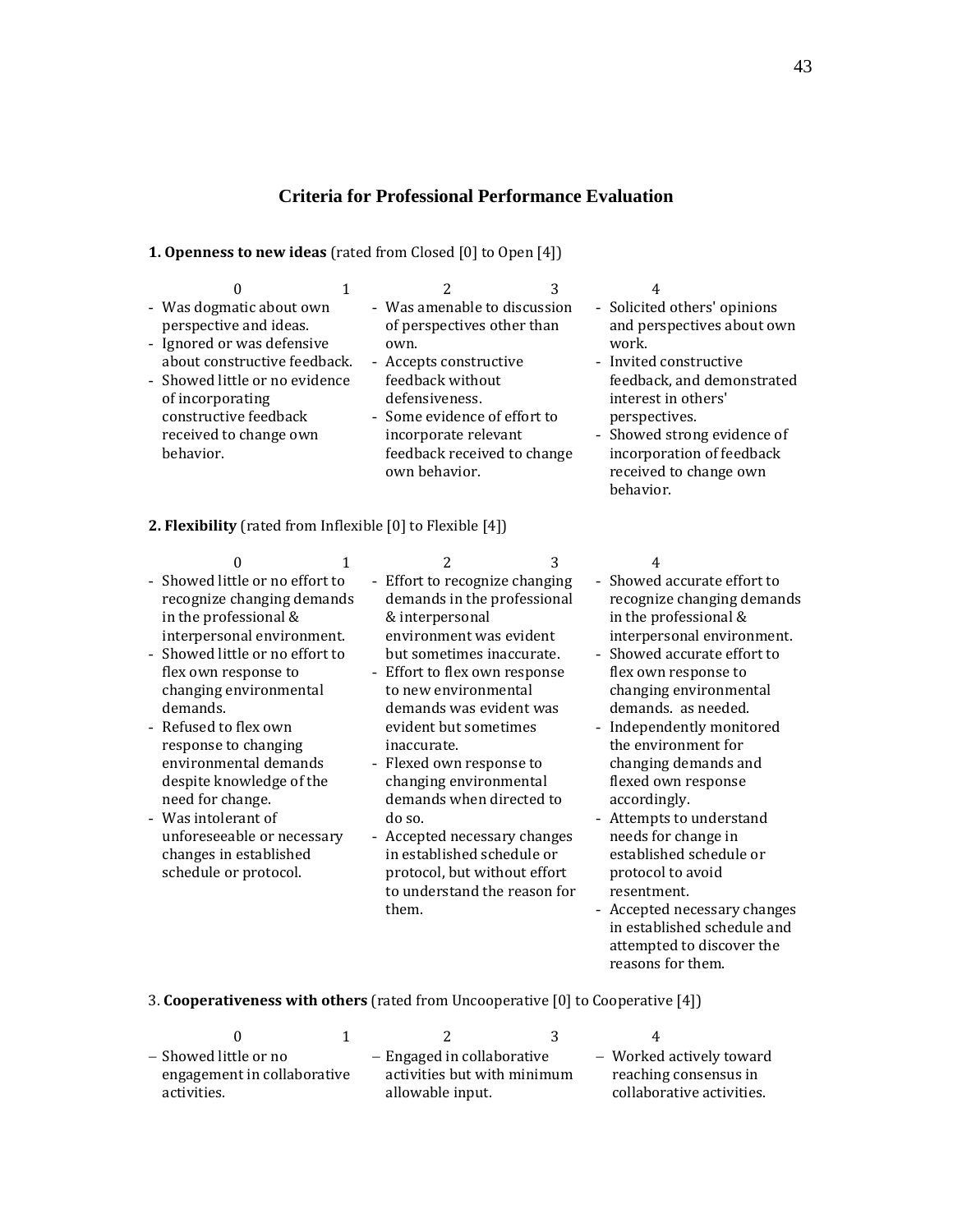## Criteria for Professional Performance Evaluation

**1. Openness to new ideas** (rated from Closed [0] to Open [4])

| 0 | 1 | 2 | 3 | 4 |
|---|---|---|---|---|
| - Was dogmatic about own perspective and ideas.<br>- Ignored or was defensive about constructive feedback.<br>- Showed little or no evidence of incorporating constructive feedback received to change own behavior. | | - Was amenable to discussion of perspectives other than own.<br>- Accepts constructive feedback without defensiveness.<br>- Some evidence of effort to incorporate relevant feedback received to change own behavior. | | - Solicited others' opinions and perspectives about own work.<br>- Invited constructive feedback, and demonstrated interest in others' perspectives.<br>- Showed strong evidence of incorporation of feedback received to change own behavior. |

**2. Flexibility** (rated from Inflexible [0] to Flexible [4])

| 0 | 1 | 2 | 3 | 4 |
|---|---|---|---|---|
| - Showed little or no effort to recognize changing demands in the professional & interpersonal environment.<br>- Showed little or no effort to flex own response to changing environmental demands.<br>- Refused to flex own response to changing environmental demands despite knowledge of the need for change.<br>- Was intolerant of unforeseeable or necessary changes in established schedule or protocol. | | - Effort to recognize changing demands in the professional & interpersonal environment was evident but sometimes inaccurate.<br>- Effort to flex own response to new environmental demands was evident was evident but sometimes inaccurate.<br>- Flexed own response to changing environmental demands when directed to do so.<br>- Accepted necessary changes in established schedule or protocol, but without effort to understand the reason for them. | | - Showed accurate effort to recognize changing demands in the professional & interpersonal environment.<br>- Showed accurate effort to flex own response to changing environmental demands. as needed.<br>- Independently monitored the environment for changing demands and flexed own response accordingly.<br>- Attempts to understand needs for change in established schedule or protocol to avoid resentment.<br>- Accepted necessary changes in established schedule and attempted to discover the reasons for them. |

3. **Cooperativeness with others** (rated from Uncooperative [0] to Cooperative [4])

| 0 | 1 | 2 | 3 | 4 |
|---|---|---|---|---|
| – Showed little or no engagement in collaborative activities. | | – Engaged in collaborative activities but with minimum allowable input. | | – Worked actively toward reaching consensus in collaborative activities. |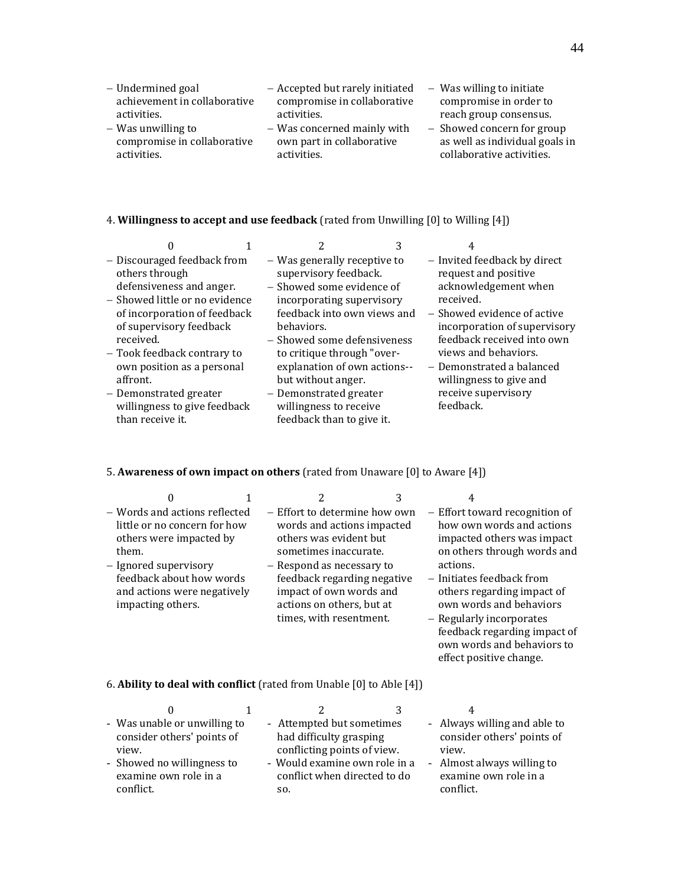| | | |
|---|---|---|
| – Undermined goal achievement in collaborative activities.<br>– Was unwilling to compromise in collaborative activities. | – Accepted but rarely initiated compromise in collaborative activities.<br>– Was concerned mainly with own part in collaborative activities. | – Was willing to initiate compromise in order to reach group consensus.<br>– Showed concern for group as well as individual goals in collaborative activities. |

4. **Willingness to accept and use feedback** (rated from Unwilling [0] to Willing [4])

| 0 1 | 2 3 | 4 |
|---|---|---|
| – Discouraged feedback from others through defensiveness and anger.<br>– Showed little or no evidence of incorporation of feedback of supervisory feedback received.<br>– Took feedback contrary to own position as a personal affront.<br>– Demonstrated greater willingness to give feedback than receive it. | – Was generally receptive to supervisory feedback.<br>– Showed some evidence of incorporating supervisory feedback into own views and behaviors.<br>– Showed some defensiveness to critique through "over-explanation of own actions--but without anger.<br>– Demonstrated greater willingness to receive feedback than to give it. | – Invited feedback by direct request and positive acknowledgement when received.<br>– Showed evidence of active incorporation of supervisory feedback received into own views and behaviors.<br>– Demonstrated a balanced willingness to give and receive supervisory feedback. |

5. **Awareness of own impact on others** (rated from Unaware [0] to Aware [4])

| 0 1 | 2 3 | 4 |
|---|---|---|
| – Words and actions reflected little or no concern for how others were impacted by them.<br>– Ignored supervisory feedback about how words and actions were negatively impacting others. | – Effort to determine how own words and actions impacted others was evident but sometimes inaccurate.<br>– Respond as necessary to feedback regarding negative impact of own words and actions on others, but at times, with resentment. | – Effort toward recognition of how own words and actions impacted others was impact on others through words and actions.<br>– Initiates feedback from others regarding impact of own words and behaviors<br>– Regularly incorporates feedback regarding impact of own words and behaviors to effect positive change. |

6. **Ability to deal with conflict** (rated from Unable [0] to Able [4])

| 0 1 | 2 3 | 4 |
|---|---|---|
| - Was unable or unwilling to consider others' points of view.<br>- Showed no willingness to examine own role in a conflict. | - Attempted but sometimes had difficulty grasping conflicting points of view.<br>- Would examine own role in a conflict when directed to do so. | - Always willing and able to consider others' points of view.<br>- Almost always willing to examine own role in a conflict. |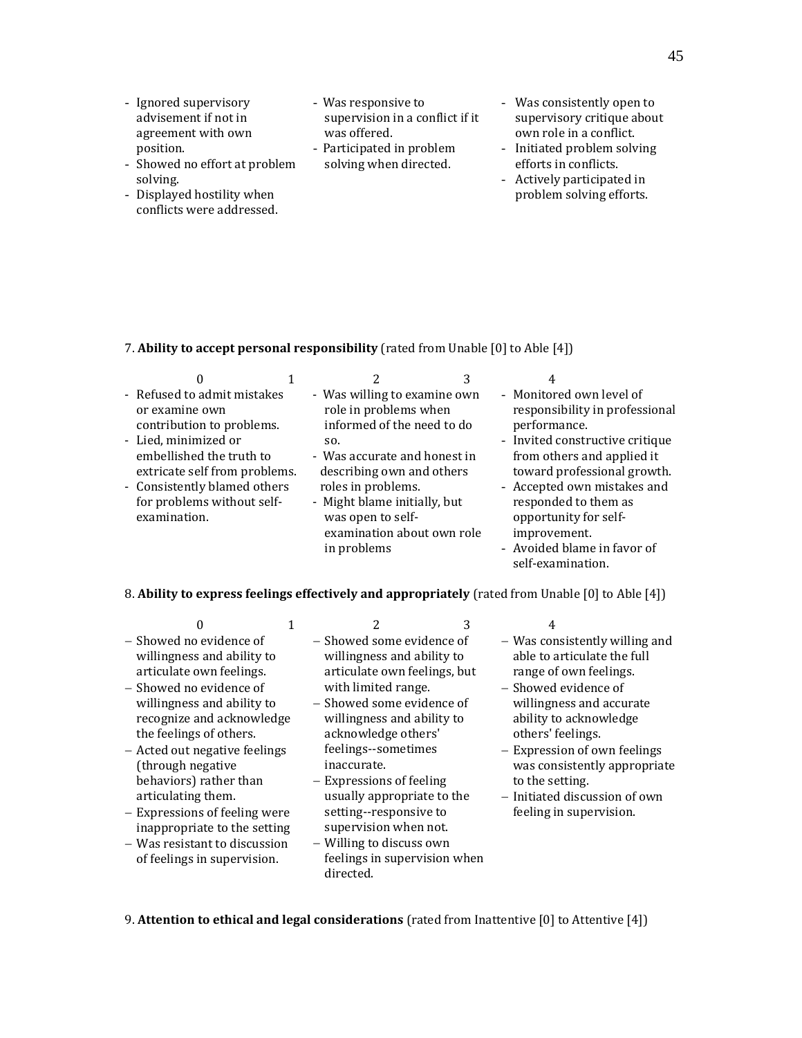| | | |
|---|---|---|
| - Ignored supervisory advisement if not in agreement with own position.<br>- Showed no effort at problem solving.<br>- Displayed hostility when conflicts were addressed. | - Was responsive to supervision in a conflict if it was offered.<br>- Participated in problem solving when directed. | - Was consistently open to supervisory critique about own role in a conflict.<br>- Initiated problem solving efforts in conflicts.<br>- Actively participated in problem solving efforts. |

7. **Ability to accept personal responsibility** (rated from Unable [0] to Able [4])

| 0 &nbsp;&nbsp;&nbsp;&nbsp;&nbsp;&nbsp;&nbsp;&nbsp; 1 | 2 &nbsp;&nbsp;&nbsp;&nbsp;&nbsp;&nbsp;&nbsp;&nbsp; 3 | 4 |
|---|---|---|
| - Refused to admit mistakes or examine own contribution to problems.<br>- Lied, minimized or embellished the truth to extricate self from problems.<br>- Consistently blamed others for problems without self-examination. | - Was willing to examine own role in problems when informed of the need to do so.<br>- Was accurate and honest in describing own and others roles in problems.<br>- Might blame initially, but was open to self-examination about own role in problems | - Monitored own level of responsibility in professional performance.<br>- Invited constructive critique from others and applied it toward professional growth.<br>- Accepted own mistakes and responded to them as opportunity for self-improvement.<br>- Avoided blame in favor of self-examination. |

8. **Ability to express feelings effectively and appropriately** (rated from Unable [0] to Able [4])

| 0 &nbsp;&nbsp;&nbsp;&nbsp;&nbsp;&nbsp;&nbsp;&nbsp; 1 | 2 &nbsp;&nbsp;&nbsp;&nbsp;&nbsp;&nbsp;&nbsp;&nbsp; 3 | 4 |
|---|---|---|
| – Showed no evidence of willingness and ability to articulate own feelings.<br>– Showed no evidence of willingness and ability to recognize and acknowledge the feelings of others.<br>– Acted out negative feelings (through negative behaviors) rather than articulating them.<br>– Expressions of feeling were inappropriate to the setting<br>– Was resistant to discussion of feelings in supervision. | – Showed some evidence of willingness and ability to articulate own feelings, but with limited range.<br>– Showed some evidence of willingness and ability to acknowledge others' feelings--sometimes inaccurate.<br>– Expressions of feeling usually appropriate to the setting--responsive to supervision when not.<br>– Willing to discuss own feelings in supervision when directed. | – Was consistently willing and able to articulate the full range of own feelings.<br>– Showed evidence of willingness and accurate ability to acknowledge others' feelings.<br>– Expression of own feelings was consistently appropriate to the setting.<br>– Initiated discussion of own feeling in supervision. |

9. **Attention to ethical and legal considerations** (rated from Inattentive [0] to Attentive [4])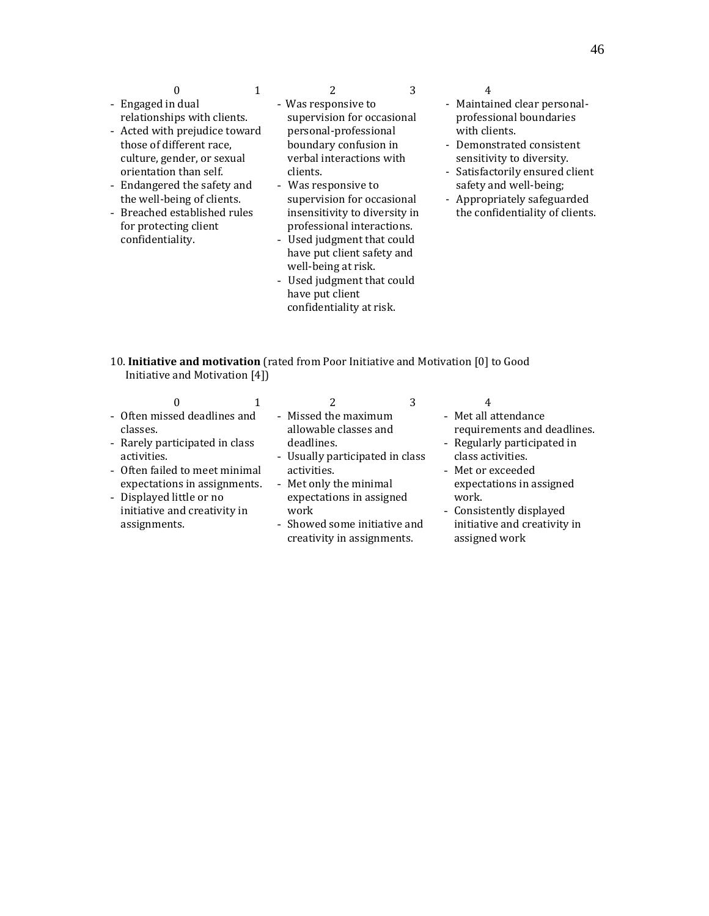| 0 | 1 | 2 | 3 | 4 |
|---|---|---|---|---|
| - Engaged in dual relationships with clients.<br>- Acted with prejudice toward those of different race, culture, gender, or sexual orientation than self.<br>- Endangered the safety and the well-being of clients.<br>- Breached established rules for protecting client confidentiality. | | - Was responsive to supervision for occasional personal-professional boundary confusion in verbal interactions with clients.<br>- Was responsive to supervision for occasional insensitivity to diversity in professional interactions.<br>- Used judgment that could have put client safety and well-being at risk.<br>- Used judgment that could have put client confidentiality at risk. | | - Maintained clear personal-professional boundaries with clients.<br>- Demonstrated consistent sensitivity to diversity.<br>- Satisfactorily ensured client safety and well-being;<br>- Appropriately safeguarded the confidentiality of clients. |

10. **Initiative and motivation** (rated from Poor Initiative and Motivation [0] to Good Initiative and Motivation [4])

| 0 | 1 | 2 | 3 | 4 |
|---|---|---|---|---|
| - Often missed deadlines and classes.<br>- Rarely participated in class activities.<br>- Often failed to meet minimal expectations in assignments.<br>- Displayed little or no initiative and creativity in assignments. | | - Missed the maximum allowable classes and deadlines.<br>- Usually participated in class activities.<br>- Met only the minimal expectations in assigned work<br>- Showed some initiative and creativity in assignments. | | - Met all attendance requirements and deadlines.<br>- Regularly participated in class activities.<br>- Met or exceeded expectations in assigned work.<br>- Consistently displayed initiative and creativity in assigned work |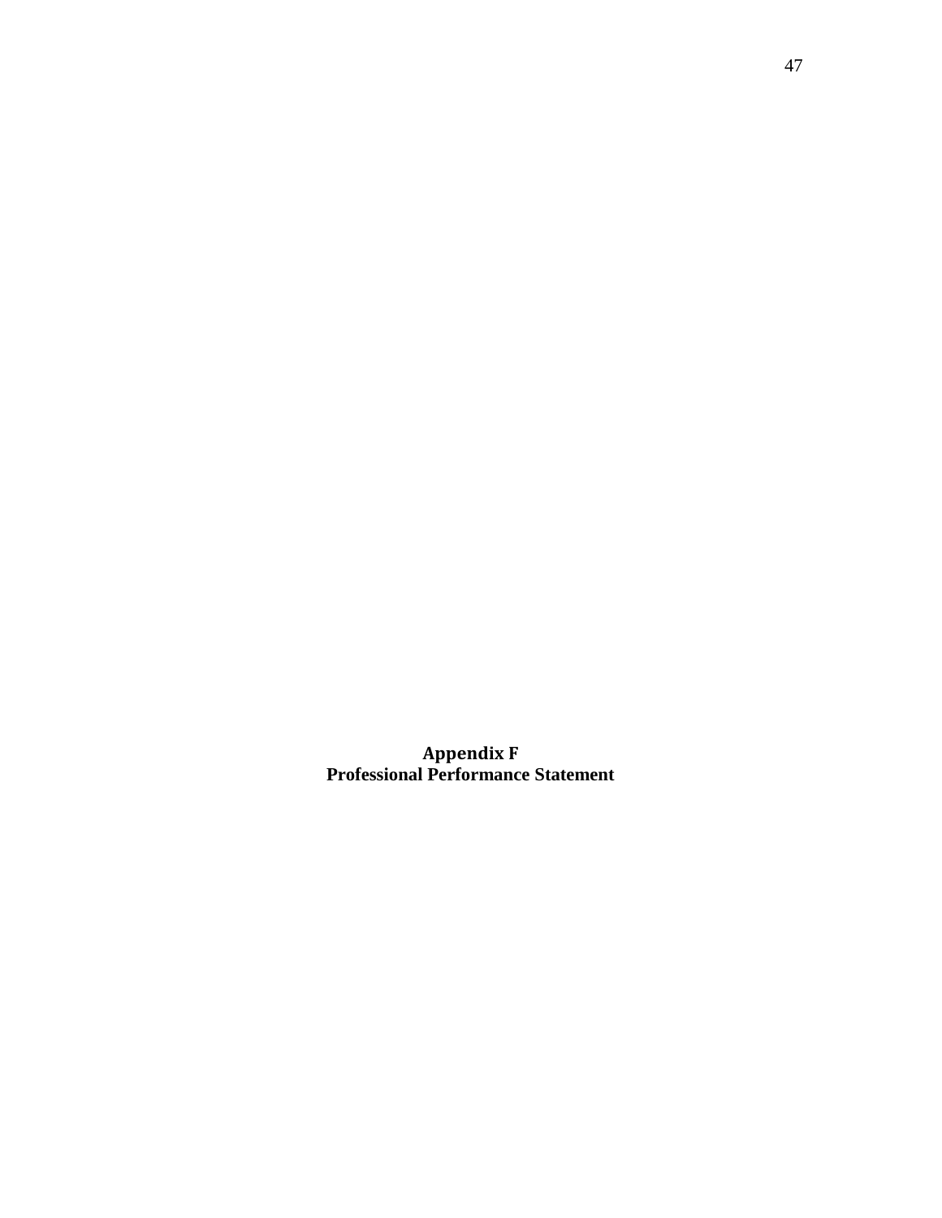# Appendix F
## Professional Performance Statement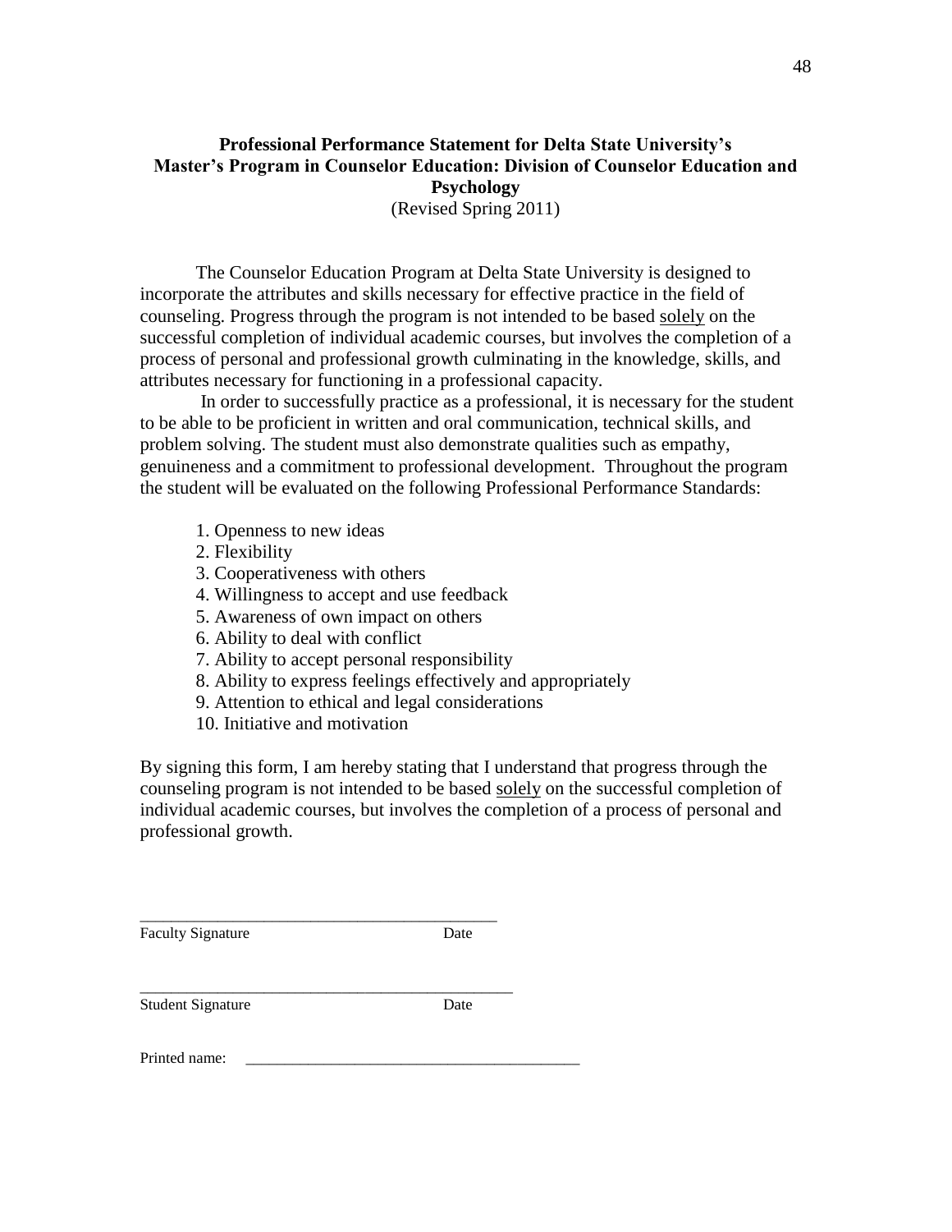**Professional Performance Statement for Delta State University's Master's Program in Counselor Education: Division of Counselor Education and Psychology**

(Revised Spring 2011)

The Counselor Education Program at Delta State University is designed to incorporate the attributes and skills necessary for effective practice in the field of counseling. Progress through the program is not intended to be based <u>solely</u> on the successful completion of individual academic courses, but involves the completion of a process of personal and professional growth culminating in the knowledge, skills, and attributes necessary for functioning in a professional capacity.

In order to successfully practice as a professional, it is necessary for the student to be able to be proficient in written and oral communication, technical skills, and problem solving. The student must also demonstrate qualities such as empathy, genuineness and a commitment to professional development. Throughout the program the student will be evaluated on the following Professional Performance Standards:

1. Openness to new ideas
2. Flexibility
3. Cooperativeness with others
4. Willingness to accept and use feedback
5. Awareness of own impact on others
6. Ability to deal with conflict
7. Ability to accept personal responsibility
8. Ability to express feelings effectively and appropriately
9. Attention to ethical and legal considerations
10. Initiative and motivation

By signing this form, I am hereby stating that I understand that progress through the counseling program is not intended to be based <u>solely</u> on the successful completion of individual academic courses, but involves the completion of a process of personal and professional growth.

_____________________________________________
Faculty Signature                                        Date

_______________________________________________
Student Signature                                        Date

Printed name: __________________________________________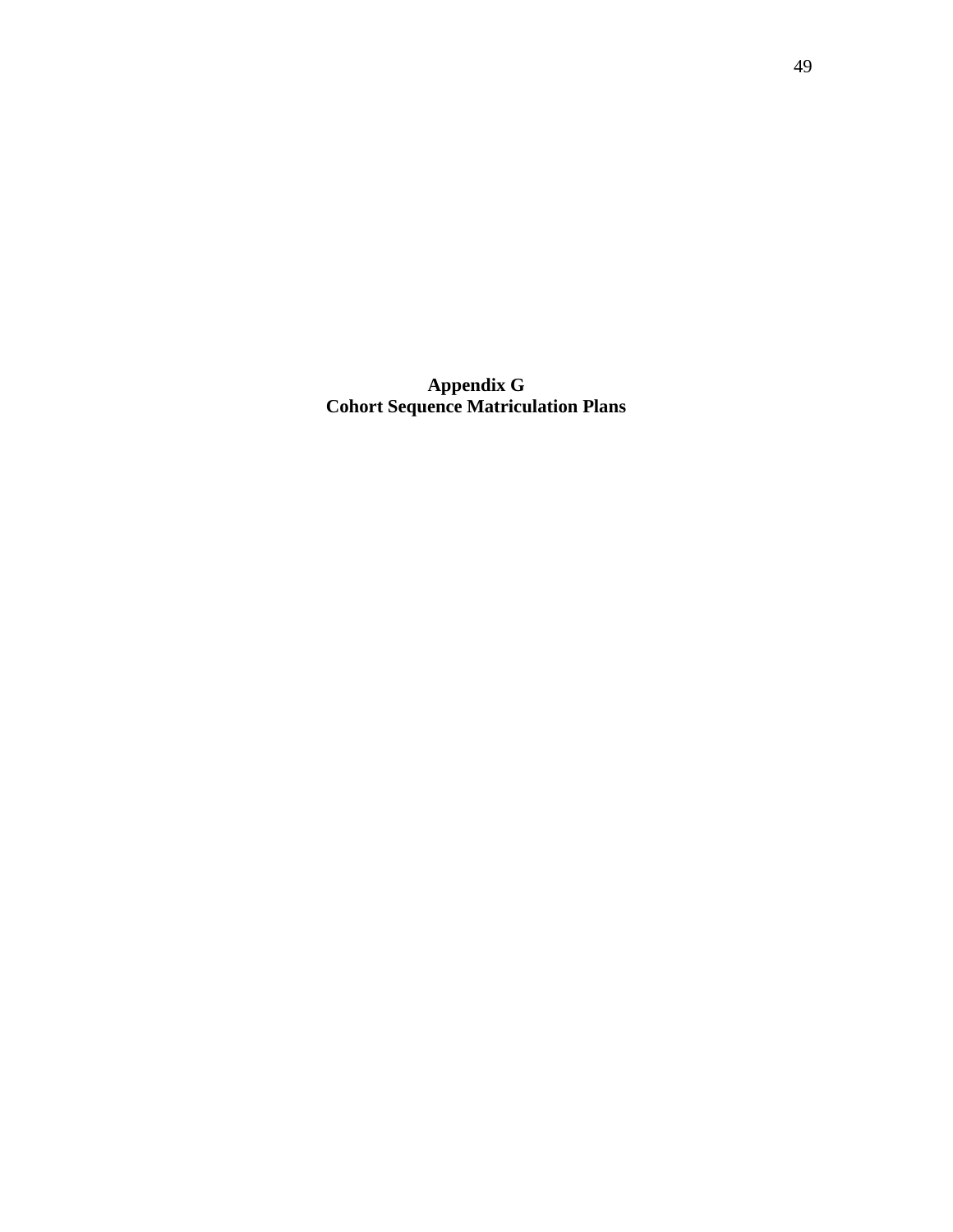# Appendix G
# Cohort Sequence Matriculation Plans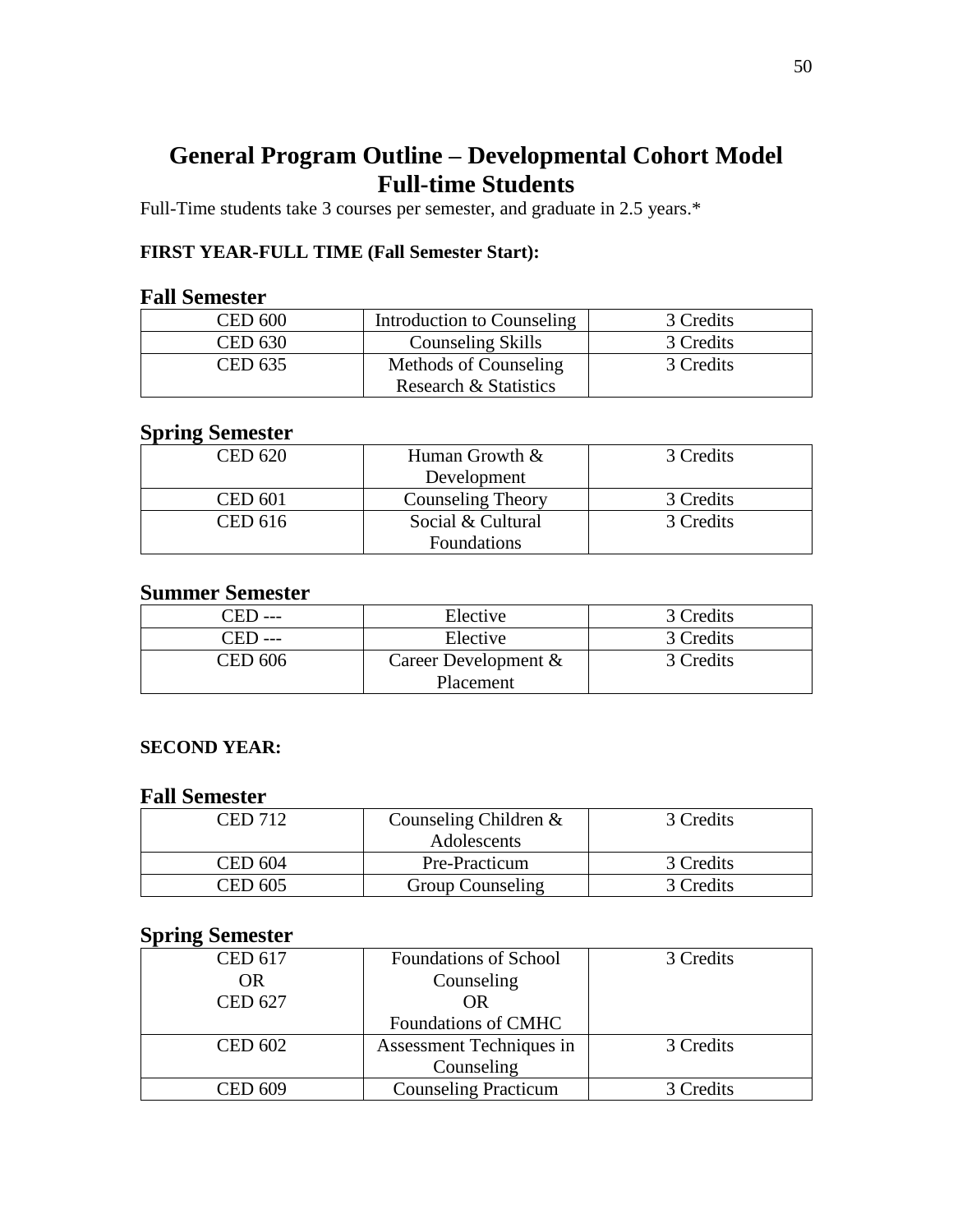# General Program Outline – Developmental Cohort Model
# Full-time Students

Full-Time students take 3 courses per semester, and graduate in 2.5 years.*

**FIRST YEAR-FULL TIME (Fall Semester Start):**

### Fall Semester

| | | |
|---|---|---|
| CED 600 | Introduction to Counseling | 3 Credits |
| CED 630 | Counseling Skills | 3 Credits |
| CED 635 | Methods of Counseling Research & Statistics | 3 Credits |

### Spring Semester

| | | |
|---|---|---|
| CED 620 | Human Growth & Development | 3 Credits |
| CED 601 | Counseling Theory | 3 Credits |
| CED 616 | Social & Cultural Foundations | 3 Credits |

### Summer Semester

| | | |
|---|---|---|
| CED --- | Elective | 3 Credits |
| CED --- | Elective | 3 Credits |
| CED 606 | Career Development & Placement | 3 Credits |

**SECOND YEAR:**

### Fall Semester

| | | |
|---|---|---|
| CED 712 | Counseling Children & Adolescents | 3 Credits |
| CED 604 | Pre-Practicum | 3 Credits |
| CED 605 | Group Counseling | 3 Credits |

### Spring Semester

| | | |
|---|---|---|
| CED 617 OR CED 627 | Foundations of School Counseling OR Foundations of CMHC | 3 Credits |
| CED 602 | Assessment Techniques in Counseling | 3 Credits |
| CED 609 | Counseling Practicum | 3 Credits |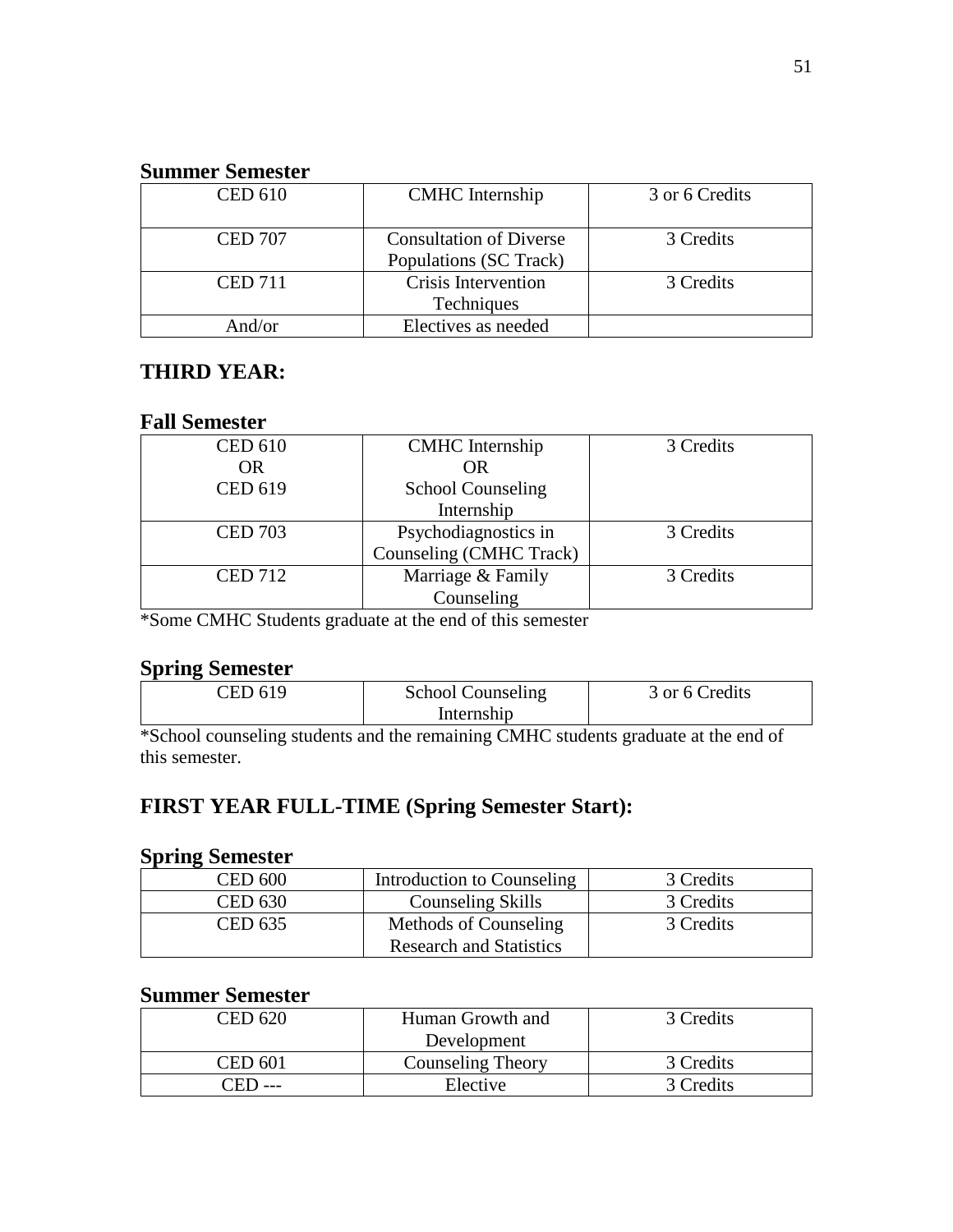**Summer Semester**

| | | |
|---|---|---|
| CED 610 | CMHC Internship | 3 or 6 Credits |
| CED 707 | Consultation of Diverse Populations (SC Track) | 3 Credits |
| CED 711 | Crisis Intervention Techniques | 3 Credits |
| And/or | Electives as needed | |

## THIRD YEAR:

**Fall Semester**

| | | |
|---|---|---|
| CED 610<br>OR<br>CED 619 | CMHC Internship<br>OR<br>School Counseling Internship | 3 Credits |
| CED 703 | Psychodiagnostics in Counseling (CMHC Track) | 3 Credits |
| CED 712 | Marriage & Family Counseling | 3 Credits |

*Some CMHC Students graduate at the end of this semester

**Spring Semester**

| | | |
|---|---|---|
| CED 619 | School Counseling Internship | 3 or 6 Credits |

*School counseling students and the remaining CMHC students graduate at the end of this semester.

## FIRST YEAR FULL-TIME (Spring Semester Start):

**Spring Semester**

| | | |
|---|---|---|
| CED 600 | Introduction to Counseling | 3 Credits |
| CED 630 | Counseling Skills | 3 Credits |
| CED 635 | Methods of Counseling Research and Statistics | 3 Credits |

**Summer Semester**

| | | |
|---|---|---|
| CED 620 | Human Growth and Development | 3 Credits |
| CED 601 | Counseling Theory | 3 Credits |
| CED --- | Elective | 3 Credits |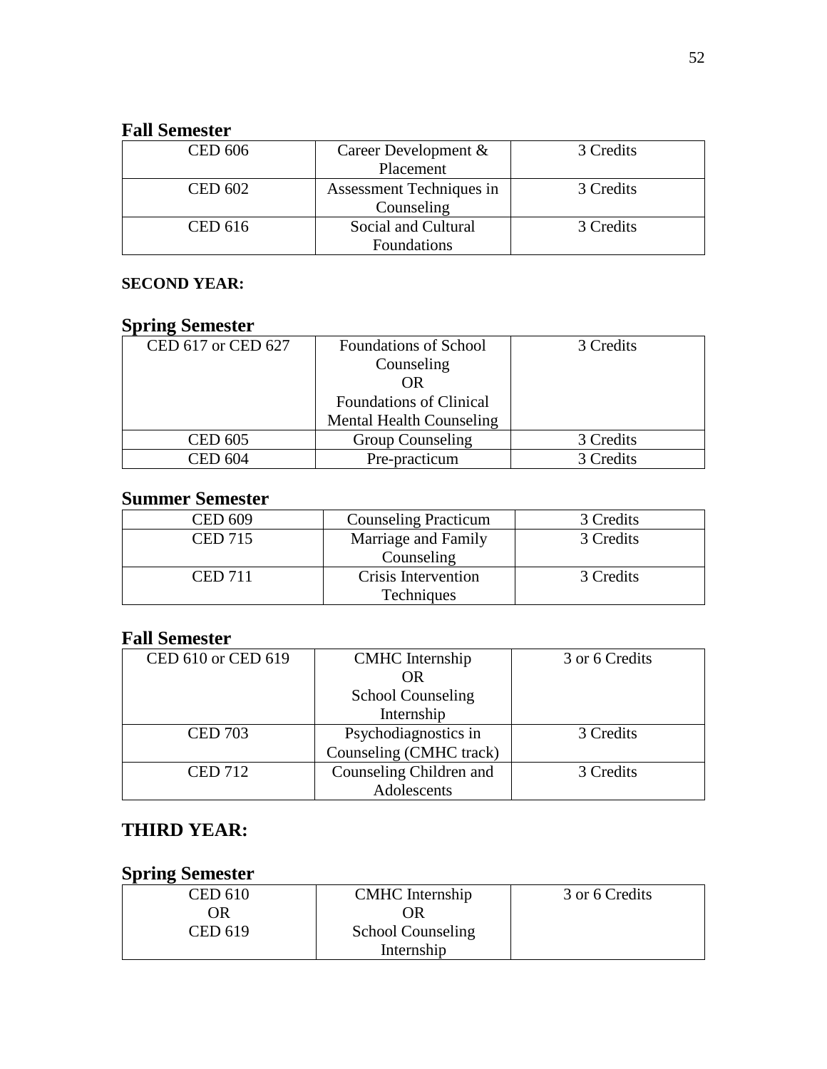## Fall Semester

| | | |
|---|---|---|
| CED 606 | Career Development & Placement | 3 Credits |
| CED 602 | Assessment Techniques in Counseling | 3 Credits |
| CED 616 | Social and Cultural Foundations | 3 Credits |

**SECOND YEAR:**

## Spring Semester

| | | |
|---|---|---|
| CED 617 or CED 627 | Foundations of School Counseling OR Foundations of Clinical Mental Health Counseling | 3 Credits |
| CED 605 | Group Counseling | 3 Credits |
| CED 604 | Pre-practicum | 3 Credits |

## Summer Semester

| | | |
|---|---|---|
| CED 609 | Counseling Practicum | 3 Credits |
| CED 715 | Marriage and Family Counseling | 3 Credits |
| CED 711 | Crisis Intervention Techniques | 3 Credits |

## Fall Semester

| | | |
|---|---|---|
| CED 610 or CED 619 | CMHC Internship OR School Counseling Internship | 3 or 6 Credits |
| CED 703 | Psychodiagnostics in Counseling (CMHC track) | 3 Credits |
| CED 712 | Counseling Children and Adolescents | 3 Credits |

## THIRD YEAR:

## Spring Semester

| | | |
|---|---|---|
| CED 610 OR CED 619 | CMHC Internship OR School Counseling Internship | 3 or 6 Credits |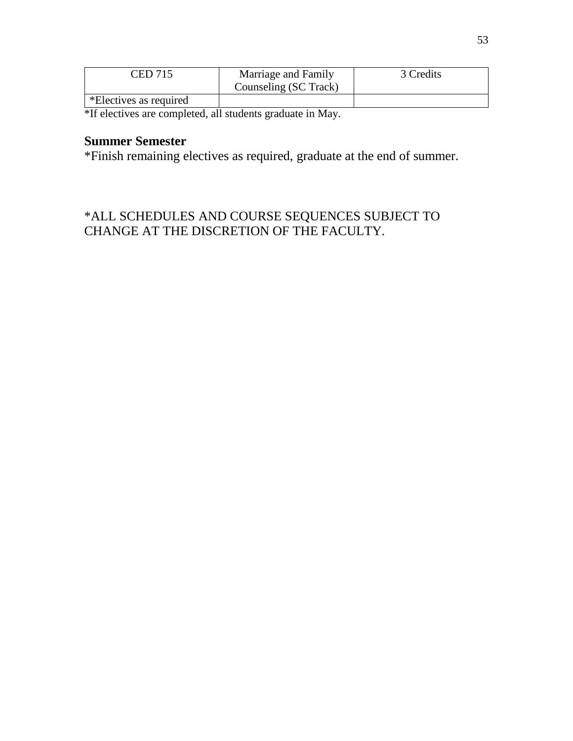| CED 715 | Marriage and Family Counseling (SC Track) | 3 Credits |
| --- | --- | --- |
| *Electives as required | | |

*If electives are completed, all students graduate in May.

**Summer Semester**

*Finish remaining electives as required, graduate at the end of summer.

*ALL SCHEDULES AND COURSE SEQUENCES SUBJECT TO CHANGE AT THE DISCRETION OF THE FACULTY.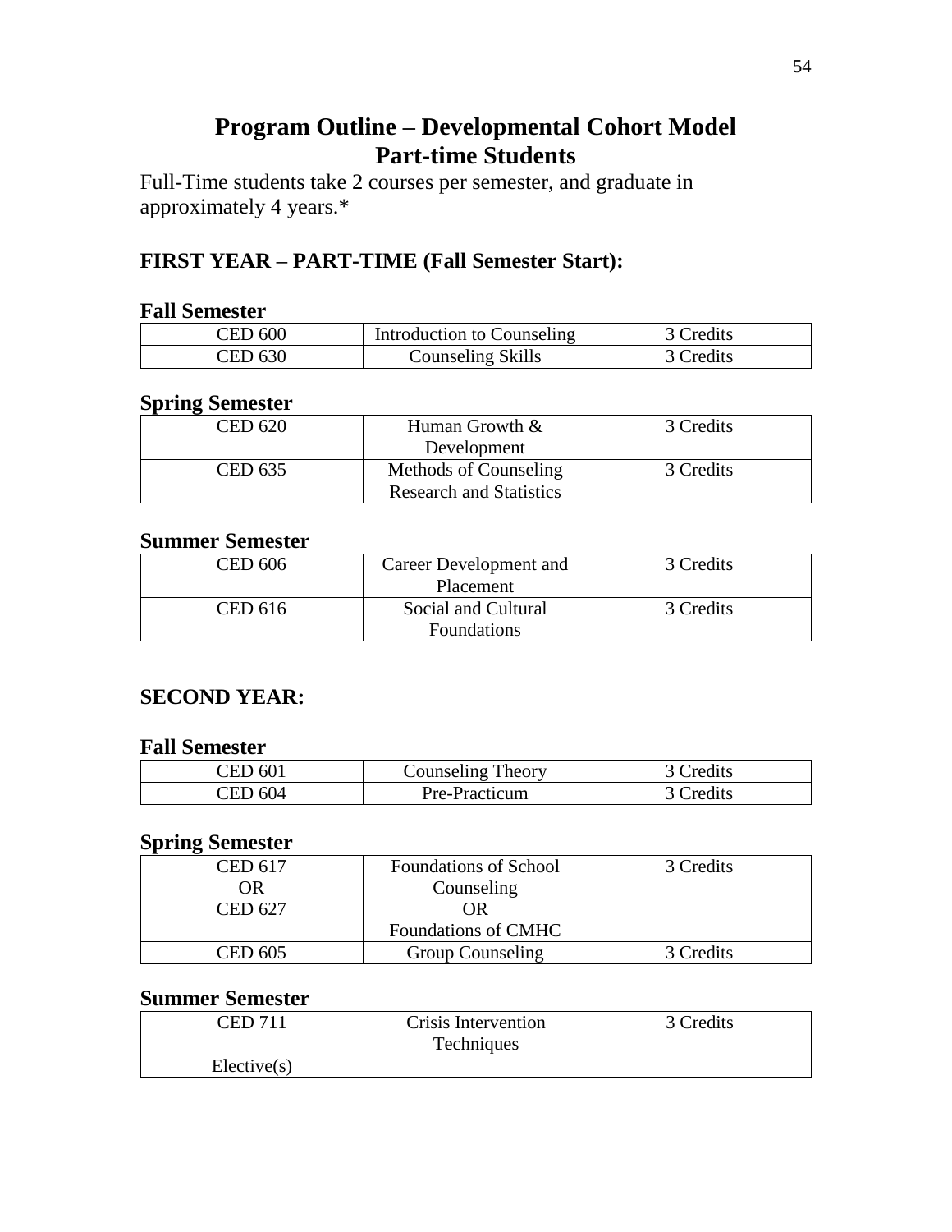# Program Outline – Developmental Cohort Model
# Part-time Students

Full-Time students take 2 courses per semester, and graduate in approximately 4 years.*

## FIRST YEAR – PART-TIME (Fall Semester Start):

### Fall Semester

| CED 600 | Introduction to Counseling | 3 Credits |
|---|---|---|
| CED 630 | Counseling Skills | 3 Credits |

### Spring Semester

| CED 620 | Human Growth & Development | 3 Credits |
|---|---|---|
| CED 635 | Methods of Counseling Research and Statistics | 3 Credits |

### Summer Semester

| CED 606 | Career Development and Placement | 3 Credits |
|---|---|---|
| CED 616 | Social and Cultural Foundations | 3 Credits |

## SECOND YEAR:

### Fall Semester

| CED 601 | Counseling Theory | 3 Credits |
|---|---|---|
| CED 604 | Pre-Practicum | 3 Credits |

### Spring Semester

| CED 617 OR CED 627 | Foundations of School Counseling OR Foundations of CMHC | 3 Credits |
|---|---|---|
| CED 605 | Group Counseling | 3 Credits |

### Summer Semester

| CED 711 | Crisis Intervention Techniques | 3 Credits |
|---|---|---|
| Elective(s) | | |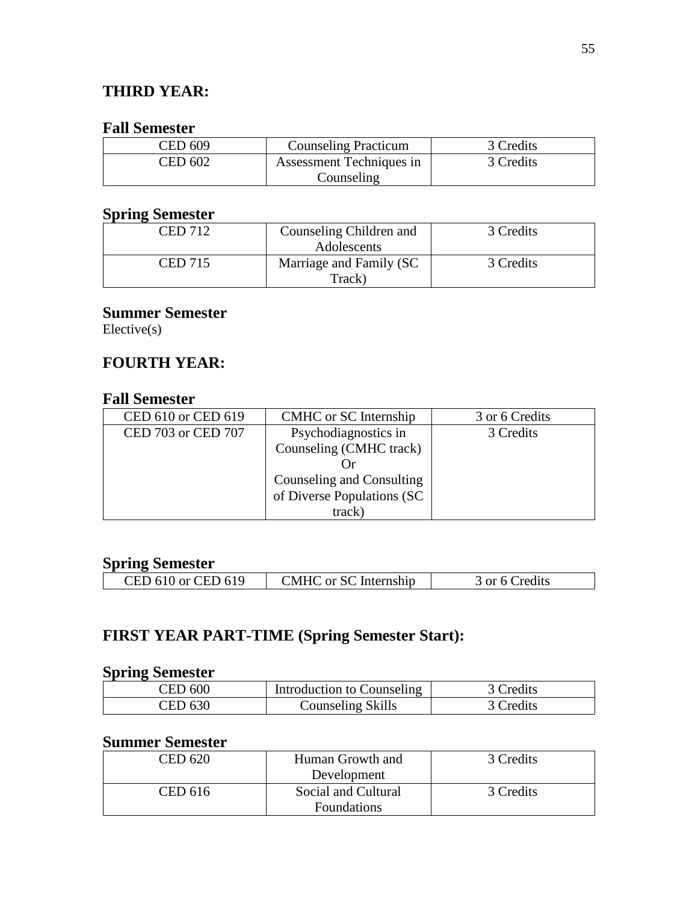## THIRD YEAR:

### Fall Semester

| CED 609 | Counseling Practicum | 3 Credits |
|---|---|---|
| CED 602 | Assessment Techniques in Counseling | 3 Credits |

### Spring Semester

| CED 712 | Counseling Children and Adolescents | 3 Credits |
|---|---|---|
| CED 715 | Marriage and Family (SC Track) | 3 Credits |

### Summer Semester

Elective(s)

## FOURTH YEAR:

### Fall Semester

| CED 610 or CED 619 | CMHC or SC Internship | 3 or 6 Credits |
|---|---|---|
| CED 703 or CED 707 | Psychodiagnostics in Counseling (CMHC track) Or Counseling and Consulting of Diverse Populations (SC track) | 3 Credits |

### Spring Semester

| CED 610 or CED 619 | CMHC or SC Internship | 3 or 6 Credits |
|---|---|---|

## FIRST YEAR PART-TIME (Spring Semester Start):

### Spring Semester

| CED 600 | Introduction to Counseling | 3 Credits |
|---|---|---|
| CED 630 | Counseling Skills | 3 Credits |

### Summer Semester

| CED 620 | Human Growth and Development | 3 Credits |
|---|---|---|
| CED 616 | Social and Cultural Foundations | 3 Credits |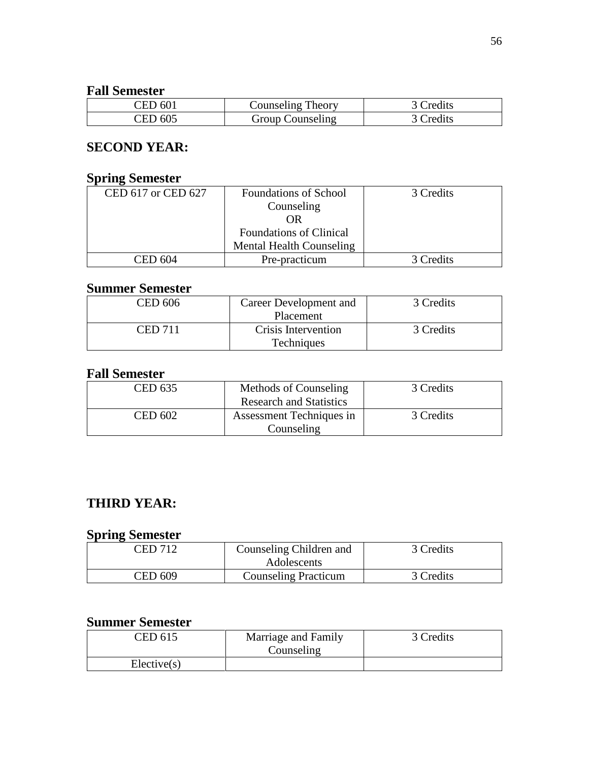**Fall Semester**

| | | |
|---|---|---|
| CED 601 | Counseling Theory | 3 Credits |
| CED 605 | Group Counseling | 3 Credits |

## SECOND YEAR:

**Spring Semester**

| | | |
|---|---|---|
| CED 617 or CED 627 | Foundations of School Counseling OR Foundations of Clinical Mental Health Counseling | 3 Credits |
| CED 604 | Pre-practicum | 3 Credits |

**Summer Semester**

| | | |
|---|---|---|
| CED 606 | Career Development and Placement | 3 Credits |
| CED 711 | Crisis Intervention Techniques | 3 Credits |

**Fall Semester**

| | | |
|---|---|---|
| CED 635 | Methods of Counseling Research and Statistics | 3 Credits |
| CED 602 | Assessment Techniques in Counseling | 3 Credits |

## THIRD YEAR:

**Spring Semester**

| | | |
|---|---|---|
| CED 712 | Counseling Children and Adolescents | 3 Credits |
| CED 609 | Counseling Practicum | 3 Credits |

**Summer Semester**

| | | |
|---|---|---|
| CED 615 | Marriage and Family Counseling | 3 Credits |
| Elective(s) | | |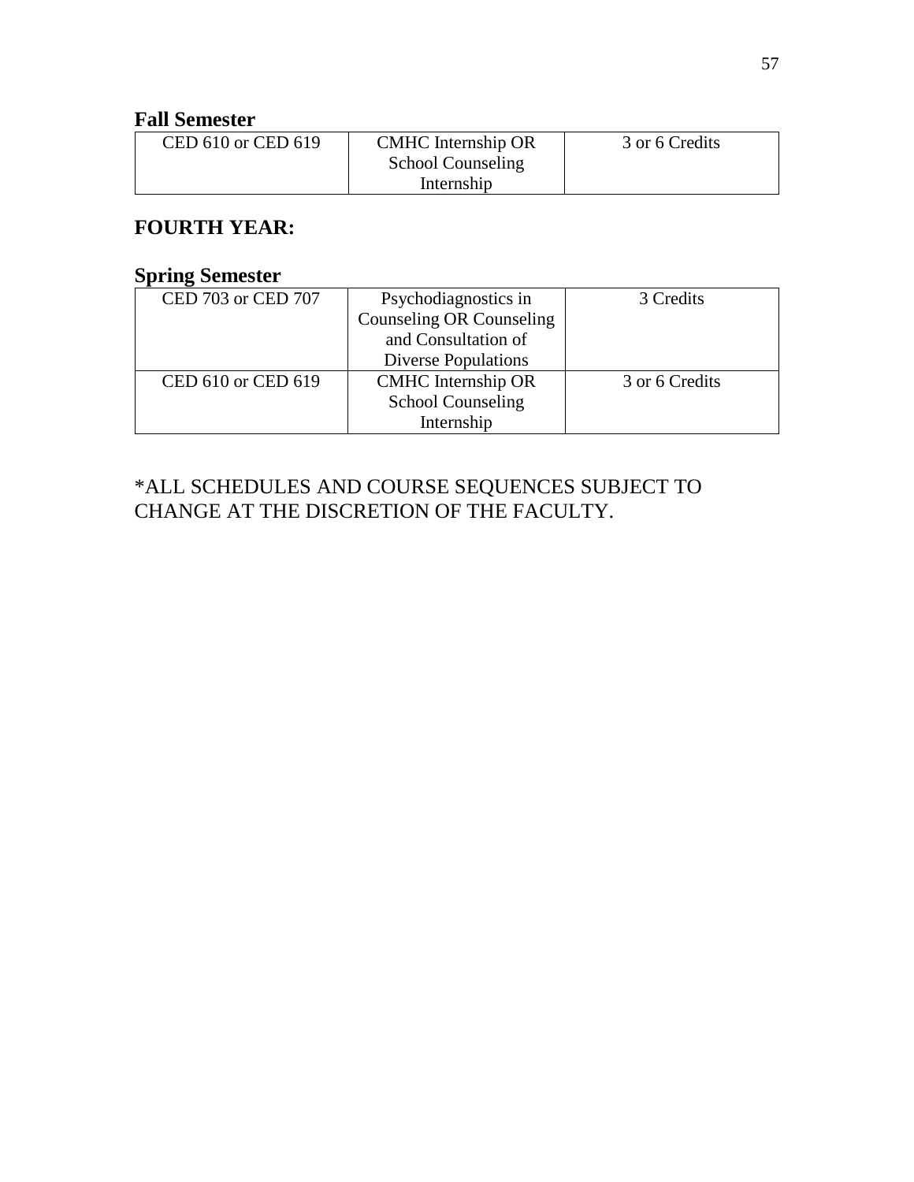**Fall Semester**

| | | |
|---|---|---|
| CED 610 or CED 619 | CMHC Internship OR School Counseling Internship | 3 or 6 Credits |

**FOURTH YEAR:**

**Spring Semester**

| | | |
|---|---|---|
| CED 703 or CED 707 | Psychodiagnostics in Counseling OR Counseling and Consultation of Diverse Populations | 3 Credits |
| CED 610 or CED 619 | CMHC Internship OR School Counseling Internship | 3 or 6 Credits |

*ALL SCHEDULES AND COURSE SEQUENCES SUBJECT TO CHANGE AT THE DISCRETION OF THE FACULTY.